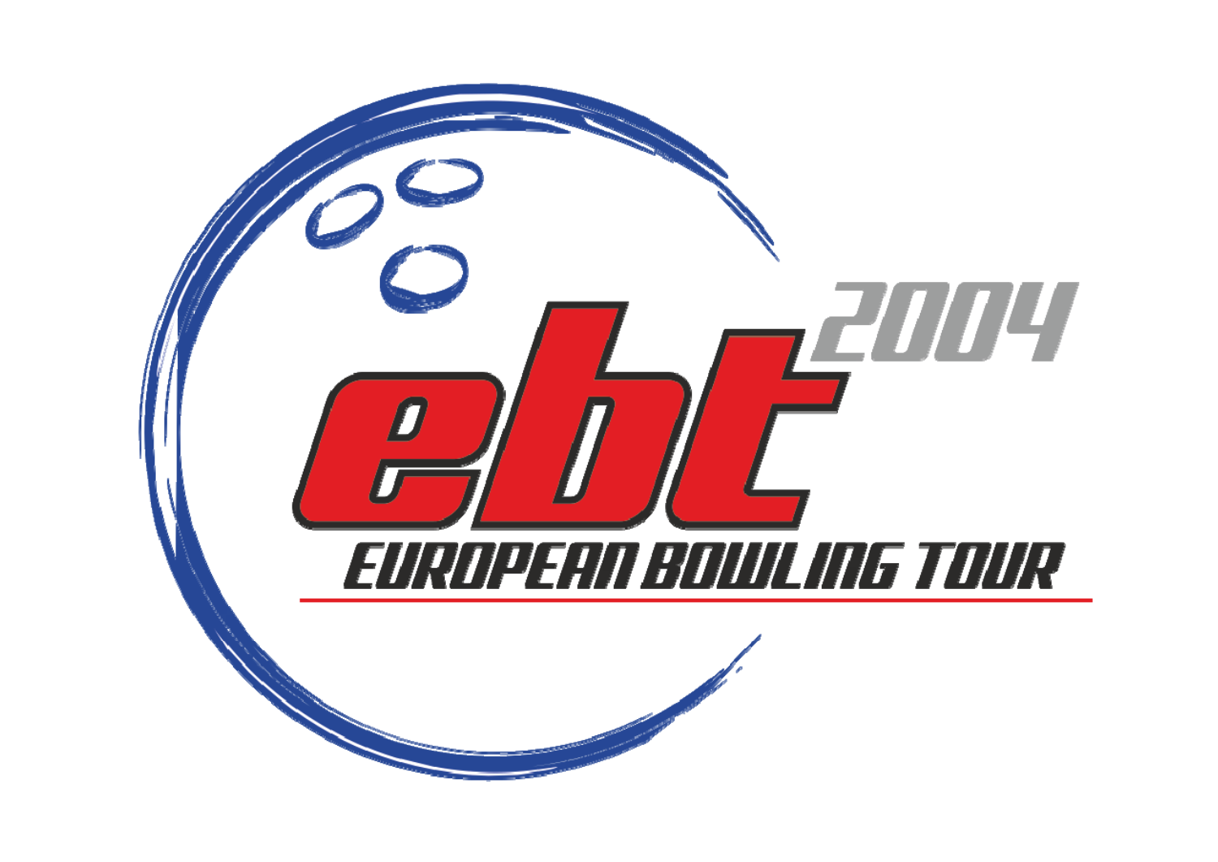# ebt 2004

## EUROPEAN BOWLING TOUR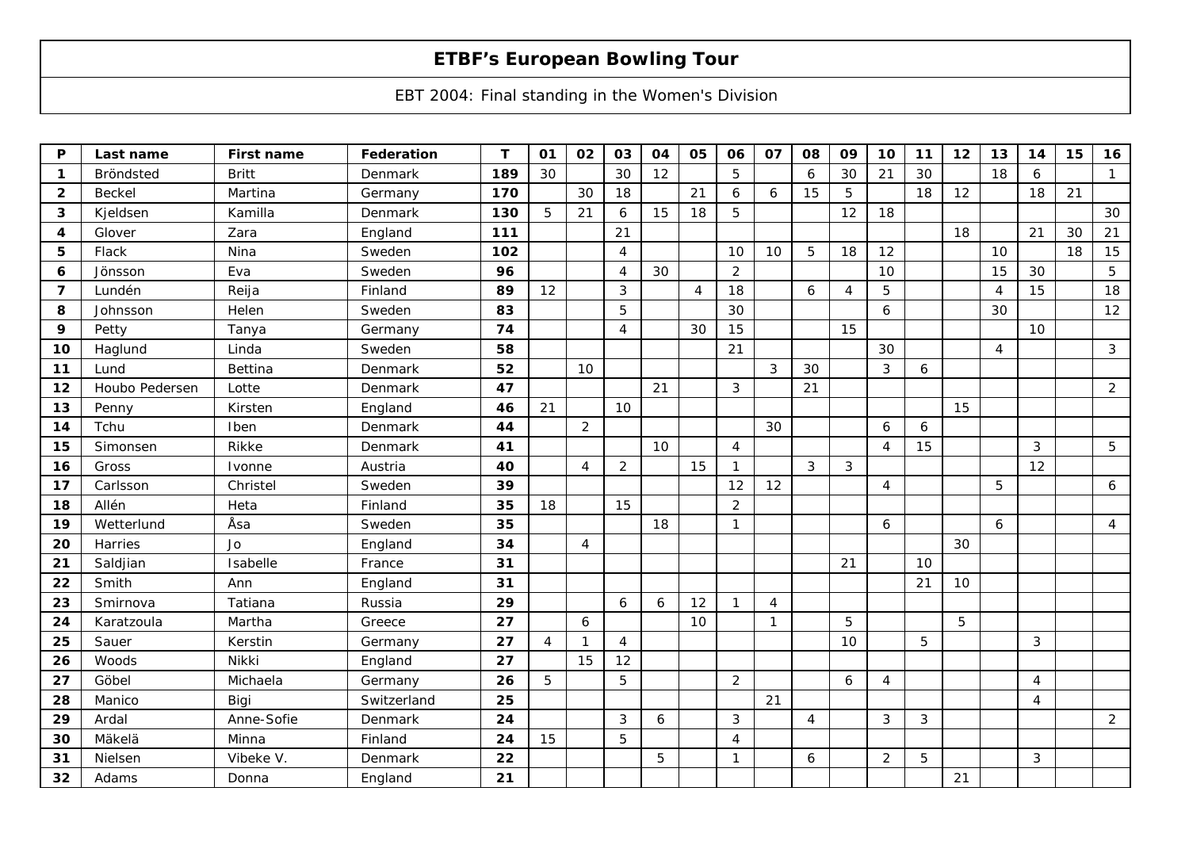# ETBF's European Bowling Tour

EBT 2004: Final standing in the Women's Division

| P | Last name | First name | Federation | T | 01 | 02 | 03 | 04 | 05 | 06 | 07 | 08 | 09 | 10 | 11 | 12 | 13 | 14 | 15 | 16 |
|---|---|---|---|---|---|---|---|---|---|---|---|---|---|---|---|---|---|---|---|---|
| **1** | Bröndsted | Britt | Denmark | **189** | 30 | | 30 | 12 | | 5 | | 6 | 30 | 21 | 30 | | 18 | 6 | | 1 |
| **2** | Beckel | Martina | Germany | **170** | | 30 | 18 | | 21 | 6 | 6 | 15 | 5 | | 18 | 12 | | 18 | 21 | |
| **3** | Kjeldsen | Kamilla | Denmark | **130** | 5 | 21 | 6 | 15 | 18 | 5 | | | 12 | 18 | | | | | | 30 |
| **4** | Glover | Zara | England | **111** | | | 21 | | | | | | | | | 18 | | 21 | 30 | 21 |
| **5** | Flack | Nina | Sweden | **102** | | | 4 | | | 10 | 10 | 5 | 18 | 12 | | | 10 | | 18 | 15 |
| **6** | Jönsson | Eva | Sweden | **96** | | | 4 | 30 | | 2 | | | | 10 | | | 15 | 30 | | 5 |
| **7** | Lundén | Reija | Finland | **89** | 12 | | 3 | | 4 | 18 | | 6 | 4 | 5 | | | 4 | 15 | | 18 |
| **8** | Johnsson | Helen | Sweden | **83** | | | 5 | | | 30 | | | | 6 | | | 30 | | | 12 |
| **9** | Petty | Tanya | Germany | **74** | | | 4 | | 30 | 15 | | | 15 | | | | | 10 | | |
| **10** | Haglund | Linda | Sweden | **58** | | | | | | 21 | | | | 30 | | | 4 | | | 3 |
| **11** | Lund | Bettina | Denmark | **52** | | 10 | | | | | 3 | 30 | | 3 | 6 | | | | | |
| **12** | Houbo Pedersen | Lotte | Denmark | **47** | | | | 21 | | 3 | | 21 | | | | | | | | 2 |
| **13** | Penny | Kirsten | England | **46** | 21 | | 10 | | | | | | | | | 15 | | | | |
| **14** | Tchu | Iben | Denmark | **44** | | 2 | | | | | 30 | | | 6 | 6 | | | | | |
| **15** | Simonsen | Rikke | Denmark | **41** | | | | 10 | | 4 | | | | 4 | 15 | | | 3 | | 5 |
| **16** | Gross | Ivonne | Austria | **40** | | 4 | 2 | | 15 | 1 | | 3 | 3 | | | | | 12 | | |
| **17** | Carlsson | Christel | Sweden | **39** | | | | | | 12 | 12 | | | 4 | | | 5 | | | 6 |
| **18** | Allén | Heta | Finland | **35** | 18 | | 15 | | | 2 | | | | | | | | | | |
| **19** | Wetterlund | Åsa | Sweden | **35** | | | | 18 | | 1 | | | | 6 | | | 6 | | | 4 |
| **20** | Harries | Jo | England | **34** | | 4 | | | | | | | | | | 30 | | | | |
| **21** | Saldjian | Isabelle | France | **31** | | | | | | | | | 21 | | 10 | | | | | |
| **22** | Smith | Ann | England | **31** | | | | | | | | | | | 21 | 10 | | | | |
| **23** | Smirnova | Tatiana | Russia | **29** | | | 6 | 6 | 12 | 1 | 4 | | | | | | | | | |
| **24** | Karatzoula | Martha | Greece | **27** | | 6 | | | 10 | | 1 | | 5 | | | 5 | | | | |
| **25** | Sauer | Kerstin | Germany | **27** | 4 | 1 | 4 | | | | | | 10 | | 5 | | | 3 | | |
| **26** | Woods | Nikki | England | **27** | | 15 | 12 | | | | | | | | | | | | | |
| **27** | Göbel | Michaela | Germany | **26** | 5 | | 5 | | | 2 | | | 6 | 4 | | | | 4 | | |
| **28** | Manico | Bigi | Switzerland | **25** | | | | | | | 21 | | | | | | | 4 | | |
| **29** | Ardal | Anne-Sofie | Denmark | **24** | | | 3 | 6 | | 3 | | 4 | | 3 | 3 | | | | | 2 |
| **30** | Mäkelä | Minna | Finland | **24** | 15 | | 5 | | | 4 | | | | | | | | | | |
| **31** | Nielsen | Vibeke V. | Denmark | **22** | | | | 5 | | 1 | | 6 | | 2 | 5 | | | 3 | | |
| **32** | Adams | Donna | England | **21** | | | | | | | | | | | | 21 | | | | |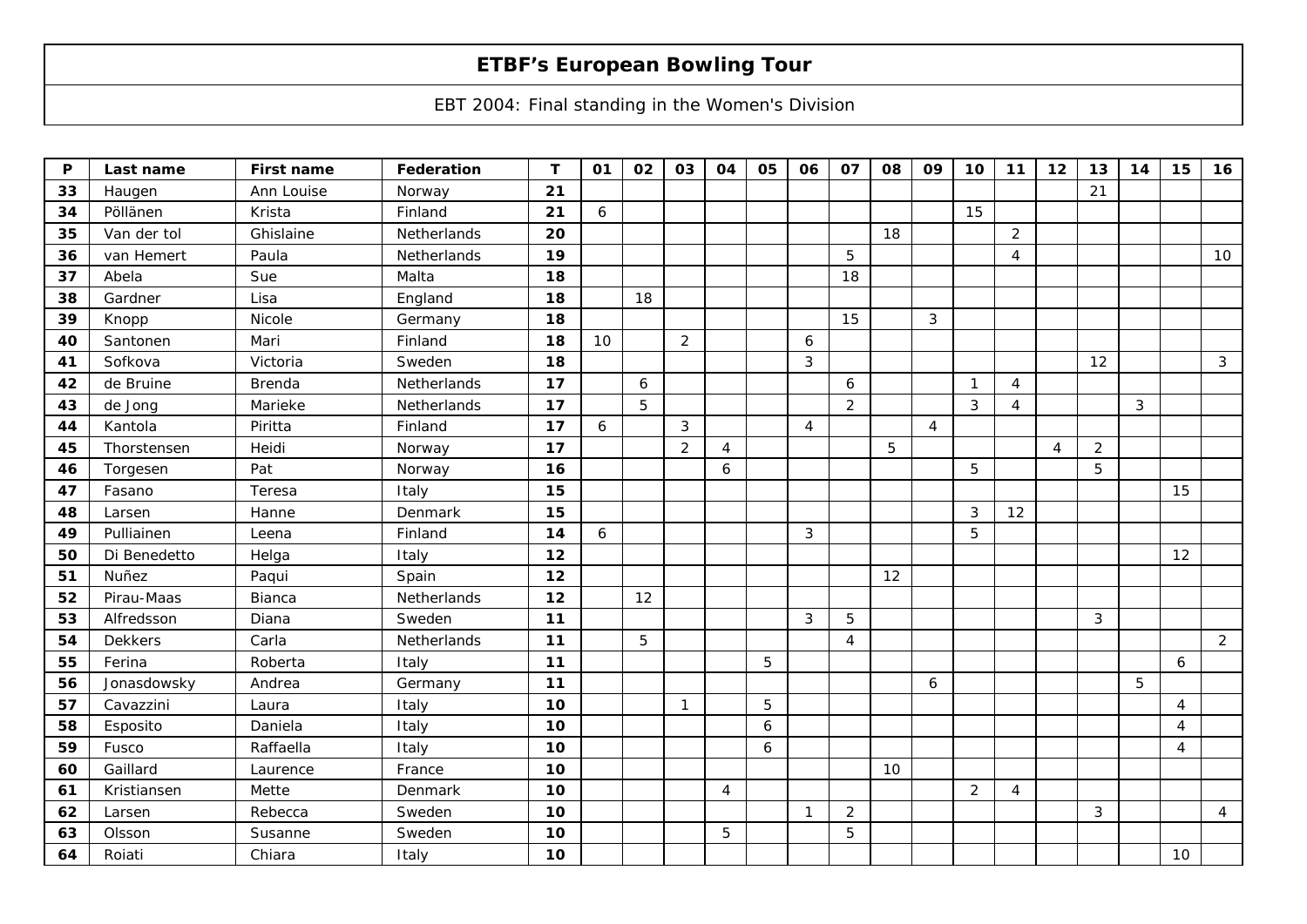# ETBF's European Bowling Tour

EBT 2004: Final standing in the Women's Division

| P | Last name | First name | Federation | T | 01 | 02 | 03 | 04 | 05 | 06 | 07 | 08 | 09 | 10 | 11 | 12 | 13 | 14 | 15 | 16 |
|---|---|---|---|---|---|---|---|---|---|---|---|---|---|---|---|---|---|---|---|---|
| **33** | Haugen | Ann Louise | Norway | **21** | | | | | | | | | | | | | 21 | | | |
| **34** | Pöllänen | Krista | Finland | **21** | 6 | | | | | | | | | 15 | | | | | | |
| **35** | Van der tol | Ghislaine | Netherlands | **20** | | | | | | | | 18 | | | 2 | | | | | |
| **36** | van Hemert | Paula | Netherlands | **19** | | | | | | | 5 | | | | 4 | | | | | 10 |
| **37** | Abela | Sue | Malta | **18** | | | | | | | 18 | | | | | | | | | |
| **38** | Gardner | Lisa | England | **18** | | 18 | | | | | | | | | | | | | | |
| **39** | Knopp | Nicole | Germany | **18** | | | | | | | 15 | | 3 | | | | | | | |
| **40** | Santonen | Mari | Finland | **18** | 10 | | 2 | | | 6 | | | | | | | | | | |
| **41** | Sofkova | Victoria | Sweden | **18** | | | | | | 3 | | | | | | | 12 | | | 3 |
| **42** | de Bruine | Brenda | Netherlands | **17** | | 6 | | | | | 6 | | | 1 | 4 | | | | | |
| **43** | de Jong | Marieke | Netherlands | **17** | | 5 | | | | | 2 | | | 3 | 4 | | | 3 | | |
| **44** | Kantola | Piritta | Finland | **17** | 6 | | 3 | | | 4 | | | 4 | | | | | | | |
| **45** | Thorstensen | Heidi | Norway | **17** | | | 2 | 4 | | | | 5 | | | | 4 | 2 | | | |
| **46** | Torgesen | Pat | Norway | **16** | | | | 6 | | | | | | 5 | | | 5 | | | |
| **47** | Fasano | Teresa | Italy | **15** | | | | | | | | | | | | | | | 15 | |
| **48** | Larsen | Hanne | Denmark | **15** | | | | | | | | | | 3 | 12 | | | | | |
| **49** | Pulliainen | Leena | Finland | **14** | 6 | | | | | 3 | | | | 5 | | | | | | |
| **50** | Di Benedetto | Helga | Italy | **12** | | | | | | | | | | | | | | | 12 | |
| **51** | Nuñez | Paqui | Spain | **12** | | | | | | | | 12 | | | | | | | | |
| **52** | Pirau-Maas | Bianca | Netherlands | **12** | | 12 | | | | | | | | | | | | | | |
| **53** | Alfredsson | Diana | Sweden | **11** | | | | | | 3 | 5 | | | | | | 3 | | | |
| **54** | Dekkers | Carla | Netherlands | **11** | | 5 | | | | | 4 | | | | | | | | | 2 |
| **55** | Ferina | Roberta | Italy | **11** | | | | | 5 | | | | | | | | | | 6 | |
| **56** | Jonasdowsky | Andrea | Germany | **11** | | | | | | | | | 6 | | | | | 5 | | |
| **57** | Cavazzini | Laura | Italy | **10** | | | 1 | | 5 | | | | | | | | | | 4 | |
| **58** | Esposito | Daniela | Italy | **10** | | | | | 6 | | | | | | | | | | 4 | |
| **59** | Fusco | Raffaella | Italy | **10** | | | | | 6 | | | | | | | | | | 4 | |
| **60** | Gaillard | Laurence | France | **10** | | | | | | | | 10 | | | | | | | | |
| **61** | Kristiansen | Mette | Denmark | **10** | | | | 4 | | | | | | 2 | 4 | | | | | |
| **62** | Larsen | Rebecca | Sweden | **10** | | | | | | 1 | 2 | | | | | | 3 | | | 4 |
| **63** | Olsson | Susanne | Sweden | **10** | | | | 5 | | | 5 | | | | | | | | | |
| **64** | Roiati | Chiara | Italy | **10** | | | | | | | | | | | | | | | 10 | |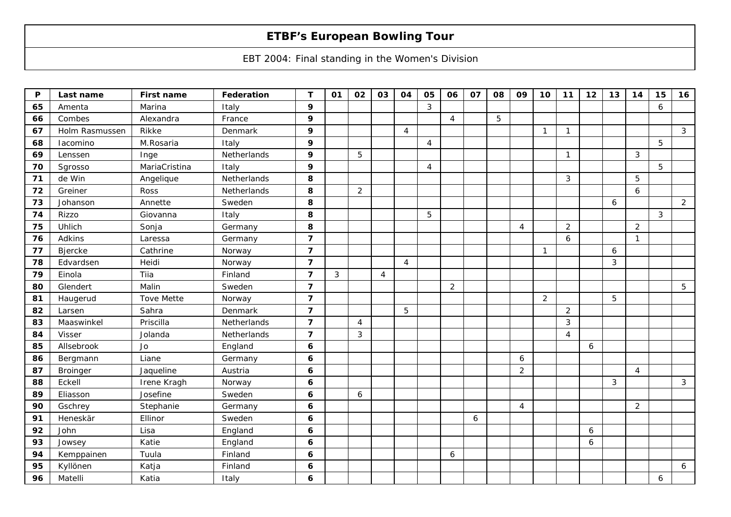# ETBF's European Bowling Tour

EBT 2004: Final standing in the Women's Division

| P | Last name | First name | Federation | T | 01 | 02 | 03 | 04 | 05 | 06 | 07 | 08 | 09 | 10 | 11 | 12 | 13 | 14 | 15 | 16 |
|---|---|---|---|---|---|---|---|---|---|---|---|---|---|---|---|---|---|---|---|---|
| 65 | Amenta | Marina | Italy | 9 | | | | | 3 | | | | | | | | | | 6 | |
| 66 | Combes | Alexandra | France | 9 | | | | | | 4 | | 5 | | | | | | | | |
| 67 | Holm Rasmussen | Rikke | Denmark | 9 | | | | 4 | | | | | | 1 | 1 | | | | | 3 |
| 68 | Iacomino | M.Rosaria | Italy | 9 | | | | | 4 | | | | | | | | | | 5 | |
| 69 | Lenssen | Inge | Netherlands | 9 | | 5 | | | | | | | | | 1 | | | 3 | | |
| 70 | Sgrosso | MariaCristina | Italy | 9 | | | | | 4 | | | | | | | | | | 5 | |
| 71 | de Win | Angelique | Netherlands | 8 | | | | | | | | | | | 3 | | | 5 | | |
| 72 | Greiner | Ross | Netherlands | 8 | | 2 | | | | | | | | | | | | 6 | | |
| 73 | Johanson | Annette | Sweden | 8 | | | | | | | | | | | | | 6 | | | 2 |
| 74 | Rizzo | Giovanna | Italy | 8 | | | | | 5 | | | | | | | | | | 3 | |
| 75 | Uhlich | Sonja | Germany | 8 | | | | | | | | | 4 | | 2 | | | 2 | | |
| 76 | Adkins | Laressa | Germany | 7 | | | | | | | | | | | 6 | | | 1 | | |
| 77 | Bjercke | Cathrine | Norway | 7 | | | | | | | | | | 1 | | | 6 | | | |
| 78 | Edvardsen | Heidi | Norway | 7 | | | | 4 | | | | | | | | | 3 | | | |
| 79 | Einola | Tiia | Finland | 7 | 3 | | 4 | | | | | | | | | | | | | |
| 80 | Glendert | Malin | Sweden | 7 | | | | | | 2 | | | | | | | | | | 5 |
| 81 | Haugerud | Tove Mette | Norway | 7 | | | | | | | | | | 2 | | | 5 | | | |
| 82 | Larsen | Sahra | Denmark | 7 | | | | 5 | | | | | | | 2 | | | | | |
| 83 | Maaswinkel | Priscilla | Netherlands | 7 | | 4 | | | | | | | | | 3 | | | | | |
| 84 | Visser | Jolanda | Netherlands | 7 | | 3 | | | | | | | | | 4 | | | | | |
| 85 | Allsebrook | Jo | England | 6 | | | | | | | | | | | | 6 | | | | |
| 86 | Bergmann | Liane | Germany | 6 | | | | | | | | | 6 | | | | | | | |
| 87 | Broinger | Jaqueline | Austria | 6 | | | | | | | | | 2 | | | | | 4 | | |
| 88 | Eckell | Irene Kragh | Norway | 6 | | | | | | | | | | | | | 3 | | | 3 |
| 89 | Eliasson | Josefine | Sweden | 6 | | 6 | | | | | | | | | | | | | | |
| 90 | Gschrey | Stephanie | Germany | 6 | | | | | | | | | 4 | | | | | 2 | | |
| 91 | Heneskär | Ellinor | Sweden | 6 | | | | | | | 6 | | | | | | | | | |
| 92 | John | Lisa | England | 6 | | | | | | | | | | | | 6 | | | | |
| 93 | Jowsey | Katie | England | 6 | | | | | | | | | | | | 6 | | | | |
| 94 | Kemppainen | Tuula | Finland | 6 | | | | | | 6 | | | | | | | | | | |
| 95 | Kyllönen | Katja | Finland | 6 | | | | | | | | | | | | | | | | 6 |
| 96 | Matelli | Katia | Italy | 6 | | | | | | | | | | | | | | | 6 | |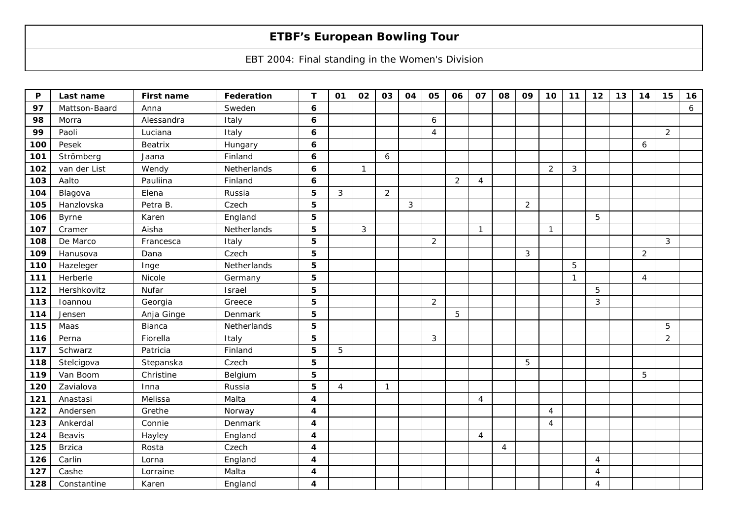# ETBF's European Bowling Tour

EBT 2004: Final standing in the Women's Division

| P | Last name | First name | Federation | T | 01 | 02 | 03 | 04 | 05 | 06 | 07 | 08 | 09 | 10 | 11 | 12 | 13 | 14 | 15 | 16 |
|---|---|---|---|---|---|---|---|---|---|---|---|---|---|---|---|---|---|---|---|---|
| 97 | Mattson-Baard | Anna | Sweden | 6 | | | | | | | | | | | | | | | | 6 |
| 98 | Morra | Alessandra | Italy | 6 | | | | | 6 | | | | | | | | | | | |
| 99 | Paoli | Luciana | Italy | 6 | | | | | 4 | | | | | | | | | | 2 | |
| 100 | Pesek | Beatrix | Hungary | 6 | | | | | | | | | | | | | | 6 | | |
| 101 | Strömberg | Jaana | Finland | 6 | | | 6 | | | | | | | | | | | | | |
| 102 | van der List | Wendy | Netherlands | 6 | | 1 | | | | | | | | 2 | 3 | | | | | |
| 103 | Aalto | Pauliina | Finland | 6 | | | | | | 2 | 4 | | | | | | | | | |
| 104 | Blagova | Elena | Russia | 5 | 3 | | 2 | | | | | | | | | | | | | |
| 105 | Hanzlovska | Petra B. | Czech | 5 | | | | 3 | | | | | 2 | | | | | | | |
| 106 | Byrne | Karen | England | 5 | | | | | | | | | | | | 5 | | | | |
| 107 | Cramer | Aisha | Netherlands | 5 | | 3 | | | | | 1 | | | 1 | | | | | | |
| 108 | De Marco | Francesca | Italy | 5 | | | | | 2 | | | | | | | | | | 3 | |
| 109 | Hanusova | Dana | Czech | 5 | | | | | | | | | 3 | | | | | 2 | | |
| 110 | Hazeleger | Inge | Netherlands | 5 | | | | | | | | | | | 5 | | | | | |
| 111 | Herberle | Nicole | Germany | 5 | | | | | | | | | | | 1 | | | 4 | | |
| 112 | Hershkovitz | Nufar | Israel | 5 | | | | | | | | | | | | 5 | | | | |
| 113 | Ioannou | Georgia | Greece | 5 | | | | | 2 | | | | | | | 3 | | | | |
| 114 | Jensen | Anja Ginge | Denmark | 5 | | | | | | 5 | | | | | | | | | | |
| 115 | Maas | Bianca | Netherlands | 5 | | | | | | | | | | | | | | | 5 | |
| 116 | Perna | Fiorella | Italy | 5 | | | | | 3 | | | | | | | | | | 2 | |
| 117 | Schwarz | Patricia | Finland | 5 | 5 | | | | | | | | | | | | | | | |
| 118 | Stelcigova | Stepanska | Czech | 5 | | | | | | | | | 5 | | | | | | | |
| 119 | Van Boom | Christine | Belgium | 5 | | | | | | | | | | | | | | 5 | | |
| 120 | Zavialova | Inna | Russia | 5 | 4 | | 1 | | | | | | | | | | | | | |
| 121 | Anastasi | Melissa | Malta | 4 | | | | | | | 4 | | | | | | | | | |
| 122 | Andersen | Grethe | Norway | 4 | | | | | | | | | | 4 | | | | | | |
| 123 | Ankerdal | Connie | Denmark | 4 | | | | | | | | | | 4 | | | | | | |
| 124 | Beavis | Hayley | England | 4 | | | | | | | 4 | | | | | | | | | |
| 125 | Brzica | Rosta | Czech | 4 | | | | | | | | 4 | | | | | | | | |
| 126 | Carlin | Lorna | England | 4 | | | | | | | | | | | | 4 | | | | |
| 127 | Cashe | Lorraine | Malta | 4 | | | | | | | | | | | | 4 | | | | |
| 128 | Constantine | Karen | England | 4 | | | | | | | | | | | | 4 | | | | |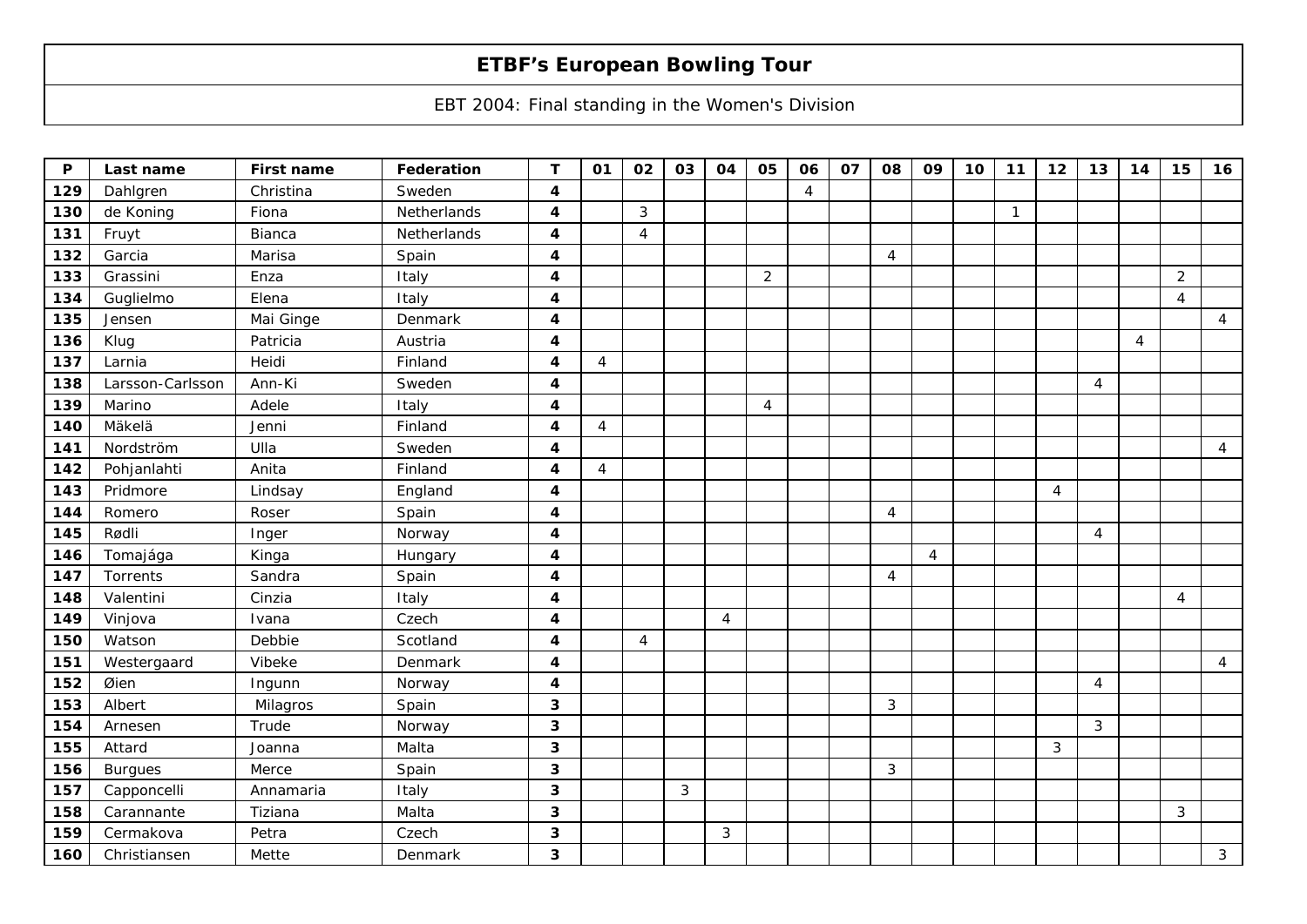# ETBF's European Bowling Tour

EBT 2004: Final standing in the Women's Division

| P | Last name | First name | Federation | T | 01 | 02 | 03 | 04 | 05 | 06 | 07 | 08 | 09 | 10 | 11 | 12 | 13 | 14 | 15 | 16 |
|---|---|---|---|---|---|---|---|---|---|---|---|---|---|---|---|---|---|---|---|---|
| 129 | Dahlgren | Christina | Sweden | 4 | | | | | | 4 | | | | | | | | | | |
| 130 | de Koning | Fiona | Netherlands | 4 | | 3 | | | | | | | | | 1 | | | | | |
| 131 | Fruyt | Bianca | Netherlands | 4 | | 4 | | | | | | | | | | | | | | |
| 132 | Garcia | Marisa | Spain | 4 | | | | | | | | 4 | | | | | | | | |
| 133 | Grassini | Enza | Italy | 4 | | | | | 2 | | | | | | | | | | 2 | |
| 134 | Guglielmo | Elena | Italy | 4 | | | | | | | | | | | | | | | 4 | |
| 135 | Jensen | Mai Ginge | Denmark | 4 | | | | | | | | | | | | | | | | 4 |
| 136 | Klug | Patricia | Austria | 4 | | | | | | | | | | | | | | 4 | | |
| 137 | Larnia | Heidi | Finland | 4 | 4 | | | | | | | | | | | | | | | |
| 138 | Larsson-Carlsson | Ann-Ki | Sweden | 4 | | | | | | | | | | | | | 4 | | | |
| 139 | Marino | Adele | Italy | 4 | | | | | 4 | | | | | | | | | | | |
| 140 | Mäkelä | Jenni | Finland | 4 | 4 | | | | | | | | | | | | | | | |
| 141 | Nordström | Ulla | Sweden | 4 | | | | | | | | | | | | | | | | 4 |
| 142 | Pohjanlahti | Anita | Finland | 4 | 4 | | | | | | | | | | | | | | | |
| 143 | Pridmore | Lindsay | England | 4 | | | | | | | | | | | | 4 | | | | |
| 144 | Romero | Roser | Spain | 4 | | | | | | | | 4 | | | | | | | | |
| 145 | Rødli | Inger | Norway | 4 | | | | | | | | | | | | | 4 | | | |
| 146 | Tomajága | Kinga | Hungary | 4 | | | | | | | | | 4 | | | | | | | |
| 147 | Torrents | Sandra | Spain | 4 | | | | | | | | 4 | | | | | | | | |
| 148 | Valentini | Cinzia | Italy | 4 | | | | | | | | | | | | | | | 4 | |
| 149 | Vinjova | Ivana | Czech | 4 | | | | 4 | | | | | | | | | | | | |
| 150 | Watson | Debbie | Scotland | 4 | | 4 | | | | | | | | | | | | | | |
| 151 | Westergaard | Vibeke | Denmark | 4 | | | | | | | | | | | | | | | | 4 |
| 152 | Øien | Ingunn | Norway | 4 | | | | | | | | | | | | | 4 | | | |
| 153 | Albert | Milagros | Spain | 3 | | | | | | | | 3 | | | | | | | | |
| 154 | Arnesen | Trude | Norway | 3 | | | | | | | | | | | | | 3 | | | |
| 155 | Attard | Joanna | Malta | 3 | | | | | | | | | | | | 3 | | | | |
| 156 | Burgues | Merce | Spain | 3 | | | | | | | | 3 | | | | | | | | |
| 157 | Capponcelli | Annamaria | Italy | 3 | | | 3 | | | | | | | | | | | | | |
| 158 | Carannante | Tiziana | Malta | 3 | | | | | | | | | | | | | | | 3 | |
| 159 | Cermakova | Petra | Czech | 3 | | | | 3 | | | | | | | | | | | | |
| 160 | Christiansen | Mette | Denmark | 3 | | | | | | | | | | | | | | | | 3 |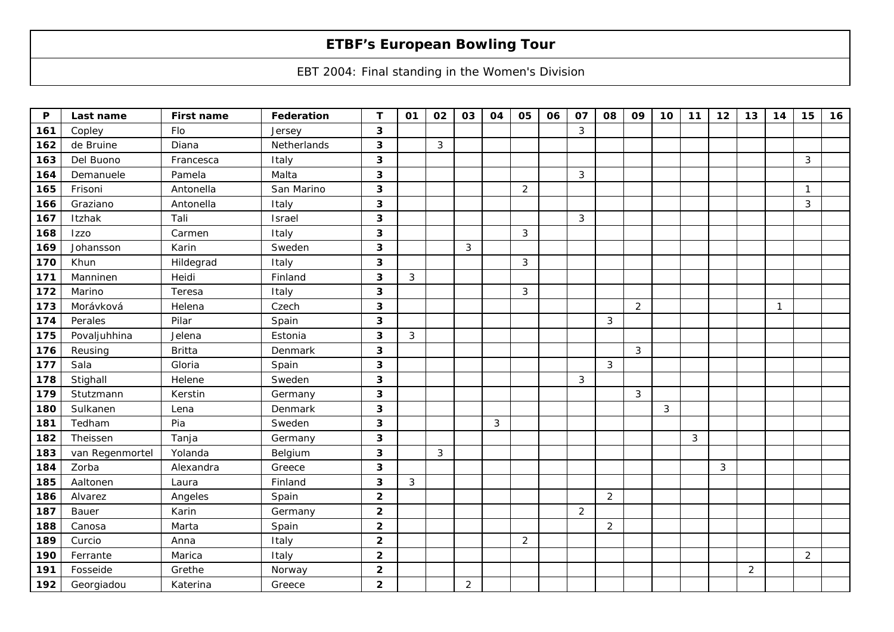# ETBF's European Bowling Tour

EBT 2004: Final standing in the Women's Division

| P | Last name | First name | Federation | T | 01 | 02 | 03 | 04 | 05 | 06 | 07 | 08 | 09 | 10 | 11 | 12 | 13 | 14 | 15 | 16 |
|---|---|---|---|---|---|---|---|---|---|---|---|---|---|---|---|---|---|---|---|---|
| 161 | Copley | Flo | Jersey | 3 | | | | | | | 3 | | | | | | | | | |
| 162 | de Bruine | Diana | Netherlands | 3 | | 3 | | | | | | | | | | | | | | |
| 163 | Del Buono | Francesca | Italy | 3 | | | | | | | | | | | | | | | 3 | |
| 164 | Demanuele | Pamela | Malta | 3 | | | | | | | 3 | | | | | | | | | |
| 165 | Frisoni | Antonella | San Marino | 3 | | | | | 2 | | | | | | | | | | 1 | |
| 166 | Graziano | Antonella | Italy | 3 | | | | | | | | | | | | | | | 3 | |
| 167 | Itzhak | Tali | Israel | 3 | | | | | | | 3 | | | | | | | | | |
| 168 | Izzo | Carmen | Italy | 3 | | | | | 3 | | | | | | | | | | | |
| 169 | Johansson | Karin | Sweden | 3 | | | 3 | | | | | | | | | | | | | |
| 170 | Khun | Hildegrad | Italy | 3 | | | | | 3 | | | | | | | | | | | |
| 171 | Manninen | Heidi | Finland | 3 | 3 | | | | | | | | | | | | | | | |
| 172 | Marino | Teresa | Italy | 3 | | | | | 3 | | | | | | | | | | | |
| 173 | Morávková | Helena | Czech | 3 | | | | | | | | | 2 | | | | | 1 | | |
| 174 | Perales | Pilar | Spain | 3 | | | | | | | | 3 | | | | | | | | |
| 175 | Povaljuhhina | Jelena | Estonia | 3 | 3 | | | | | | | | | | | | | | | |
| 176 | Reusing | Britta | Denmark | 3 | | | | | | | | | 3 | | | | | | | |
| 177 | Sala | Gloria | Spain | 3 | | | | | | | | 3 | | | | | | | | |
| 178 | Stighall | Helene | Sweden | 3 | | | | | | | 3 | | | | | | | | | |
| 179 | Stutzmann | Kerstin | Germany | 3 | | | | | | | | | 3 | | | | | | | |
| 180 | Sulkanen | Lena | Denmark | 3 | | | | | | | | | | 3 | | | | | | |
| 181 | Tedham | Pia | Sweden | 3 | | | | 3 | | | | | | | | | | | | |
| 182 | Theissen | Tanja | Germany | 3 | | | | | | | | | | | 3 | | | | | |
| 183 | van Regenmortel | Yolanda | Belgium | 3 | | 3 | | | | | | | | | | | | | | |
| 184 | Zorba | Alexandra | Greece | 3 | | | | | | | | | | | | 3 | | | | |
| 185 | Aaltonen | Laura | Finland | 3 | 3 | | | | | | | | | | | | | | | |
| 186 | Alvarez | Angeles | Spain | 2 | | | | | | | | 2 | | | | | | | | |
| 187 | Bauer | Karin | Germany | 2 | | | | | | | 2 | | | | | | | | | |
| 188 | Canosa | Marta | Spain | 2 | | | | | | | | 2 | | | | | | | | |
| 189 | Curcio | Anna | Italy | 2 | | | | | 2 | | | | | | | | | | | |
| 190 | Ferrante | Marica | Italy | 2 | | | | | | | | | | | | | | | 2 | |
| 191 | Fosseide | Grethe | Norway | 2 | | | | | | | | | | | | | 2 | | | |
| 192 | Georgiadou | Katerina | Greece | 2 | | | 2 | | | | | | | | | | | | | |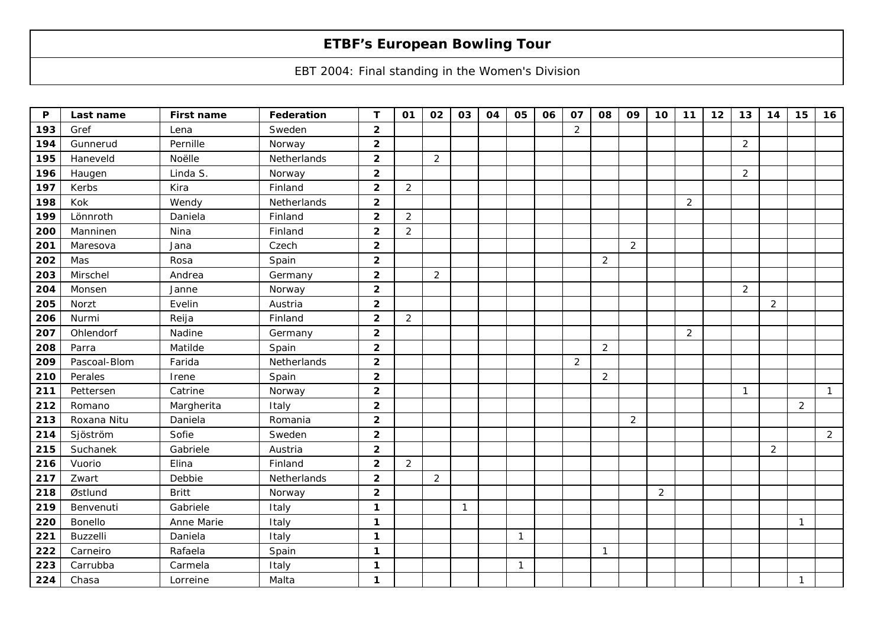# ETBF's European Bowling Tour

EBT 2004: Final standing in the Women's Division

| P | Last name | First name | Federation | T | 01 | 02 | 03 | 04 | 05 | 06 | 07 | 08 | 09 | 10 | 11 | 12 | 13 | 14 | 15 | 16 |
|---|---|---|---|---|---|---|---|---|---|---|---|---|---|---|---|---|---|---|---|---|
| 193 | Gref | Lena | Sweden | 2 | | | | | | | 2 | | | | | | | | | |
| 194 | Gunnerud | Pernille | Norway | 2 | | | | | | | | | | | | | 2 | | | |
| 195 | Haneveld | Noëlle | Netherlands | 2 | | 2 | | | | | | | | | | | | | | |
| 196 | Haugen | Linda S. | Norway | 2 | | | | | | | | | | | | | 2 | | | |
| 197 | Kerbs | Kira | Finland | 2 | 2 | | | | | | | | | | | | | | | |
| 198 | Kok | Wendy | Netherlands | 2 | | | | | | | | | | | 2 | | | | | |
| 199 | Lönnroth | Daniela | Finland | 2 | 2 | | | | | | | | | | | | | | | |
| 200 | Manninen | Nina | Finland | 2 | 2 | | | | | | | | | | | | | | | |
| 201 | Maresova | Jana | Czech | 2 | | | | | | | | | 2 | | | | | | | |
| 202 | Mas | Rosa | Spain | 2 | | | | | | | | 2 | | | | | | | | |
| 203 | Mirschel | Andrea | Germany | 2 | | 2 | | | | | | | | | | | | | | |
| 204 | Monsen | Janne | Norway | 2 | | | | | | | | | | | | | 2 | | | |
| 205 | Norzt | Evelin | Austria | 2 | | | | | | | | | | | | | | 2 | | |
| 206 | Nurmi | Reija | Finland | 2 | 2 | | | | | | | | | | | | | | | |
| 207 | Ohlendorf | Nadine | Germany | 2 | | | | | | | | | | | 2 | | | | | |
| 208 | Parra | Matilde | Spain | 2 | | | | | | | | 2 | | | | | | | | |
| 209 | Pascoal-Blom | Farida | Netherlands | 2 | | | | | | | 2 | | | | | | | | | |
| 210 | Perales | Irene | Spain | 2 | | | | | | | | 2 | | | | | | | | |
| 211 | Pettersen | Catrine | Norway | 2 | | | | | | | | | | | | | 1 | | | 1 |
| 212 | Romano | Margherita | Italy | 2 | | | | | | | | | | | | | | | 2 | |
| 213 | Roxana Nitu | Daniela | Romania | 2 | | | | | | | | | 2 | | | | | | | |
| 214 | Sjöström | Sofie | Sweden | 2 | | | | | | | | | | | | | | | | 2 |
| 215 | Suchanek | Gabriele | Austria | 2 | | | | | | | | | | | | | | 2 | | |
| 216 | Vuorio | Elina | Finland | 2 | 2 | | | | | | | | | | | | | | | |
| 217 | Zwart | Debbie | Netherlands | 2 | | 2 | | | | | | | | | | | | | | |
| 218 | Østlund | Britt | Norway | 2 | | | | | | | | | | 2 | | | | | | |
| 219 | Benvenuti | Gabriele | Italy | 1 | | | 1 | | | | | | | | | | | | | |
| 220 | Bonello | Anne Marie | Italy | 1 | | | | | | | | | | | | | | | 1 | |
| 221 | Buzzelli | Daniela | Italy | 1 | | | | | 1 | | | | | | | | | | | |
| 222 | Carneiro | Rafaela | Spain | 1 | | | | | | | | 1 | | | | | | | | |
| 223 | Carrubba | Carmela | Italy | 1 | | | | | 1 | | | | | | | | | | | |
| 224 | Chasa | Lorreine | Malta | 1 | | | | | | | | | | | | | | | 1 | |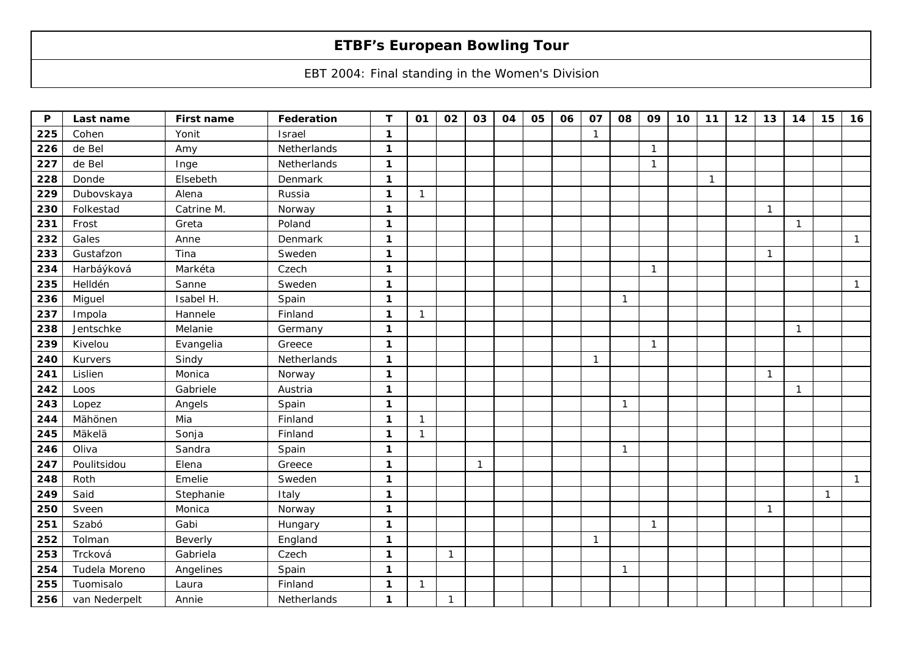# ETBF's European Bowling Tour

EBT 2004: Final standing in the Women's Division

| P | Last name | First name | Federation | T | 01 | 02 | 03 | 04 | 05 | 06 | 07 | 08 | 09 | 10 | 11 | 12 | 13 | 14 | 15 | 16 |
|---|---|---|---|---|---|---|---|---|---|---|---|---|---|---|---|---|---|---|---|---|
| 225 | Cohen | Yonit | Israel | 1 | | | | | | | 1 | | | | | | | | | |
| 226 | de Bel | Amy | Netherlands | 1 | | | | | | | | | 1 | | | | | | | |
| 227 | de Bel | Inge | Netherlands | 1 | | | | | | | | | 1 | | | | | | | |
| 228 | Donde | Elsebeth | Denmark | 1 | | | | | | | | | | | 1 | | | | | |
| 229 | Dubovskaya | Alena | Russia | 1 | 1 | | | | | | | | | | | | | | | |
| 230 | Folkestad | Catrine M. | Norway | 1 | | | | | | | | | | | | | 1 | | | |
| 231 | Frost | Greta | Poland | 1 | | | | | | | | | | | | | | 1 | | |
| 232 | Gales | Anne | Denmark | 1 | | | | | | | | | | | | | | | | 1 |
| 233 | Gustafzon | Tina | Sweden | 1 | | | | | | | | | | | | | 1 | | | |
| 234 | Harbáýková | Markéta | Czech | 1 | | | | | | | | | 1 | | | | | | | |
| 235 | Helldén | Sanne | Sweden | 1 | | | | | | | | | | | | | | | | 1 |
| 236 | Miguel | Isabel H. | Spain | 1 | | | | | | | | 1 | | | | | | | | |
| 237 | Impola | Hannele | Finland | 1 | 1 | | | | | | | | | | | | | | | |
| 238 | Jentschke | Melanie | Germany | 1 | | | | | | | | | | | | | | 1 | | |
| 239 | Kivelou | Evangelia | Greece | 1 | | | | | | | | | 1 | | | | | | | |
| 240 | Kurvers | Sindy | Netherlands | 1 | | | | | | | 1 | | | | | | | | | |
| 241 | Lislien | Monica | Norway | 1 | | | | | | | | | | | | | 1 | | | |
| 242 | Loos | Gabriele | Austria | 1 | | | | | | | | | | | | | | 1 | | |
| 243 | Lopez | Angels | Spain | 1 | | | | | | | | 1 | | | | | | | | |
| 244 | Mähönen | Mia | Finland | 1 | 1 | | | | | | | | | | | | | | | |
| 245 | Mäkelä | Sonja | Finland | 1 | 1 | | | | | | | | | | | | | | | |
| 246 | Oliva | Sandra | Spain | 1 | | | | | | | | 1 | | | | | | | | |
| 247 | Poulitsidou | Elena | Greece | 1 | | | 1 | | | | | | | | | | | | | |
| 248 | Roth | Emelie | Sweden | 1 | | | | | | | | | | | | | | | | 1 |
| 249 | Said | Stephanie | Italy | 1 | | | | | | | | | | | | | | | 1 | |
| 250 | Sveen | Monica | Norway | 1 | | | | | | | | | | | | | 1 | | | |
| 251 | Szabó | Gabi | Hungary | 1 | | | | | | | | | 1 | | | | | | | |
| 252 | Tolman | Beverly | England | 1 | | | | | | | 1 | | | | | | | | | |
| 253 | Trcková | Gabriela | Czech | 1 | | 1 | | | | | | | | | | | | | | |
| 254 | Tudela Moreno | Angelines | Spain | 1 | | | | | | | | 1 | | | | | | | | |
| 255 | Tuomisalo | Laura | Finland | 1 | 1 | | | | | | | | | | | | | | | |
| 256 | van Nederpelt | Annie | Netherlands | 1 | | 1 | | | | | | | | | | | | | | |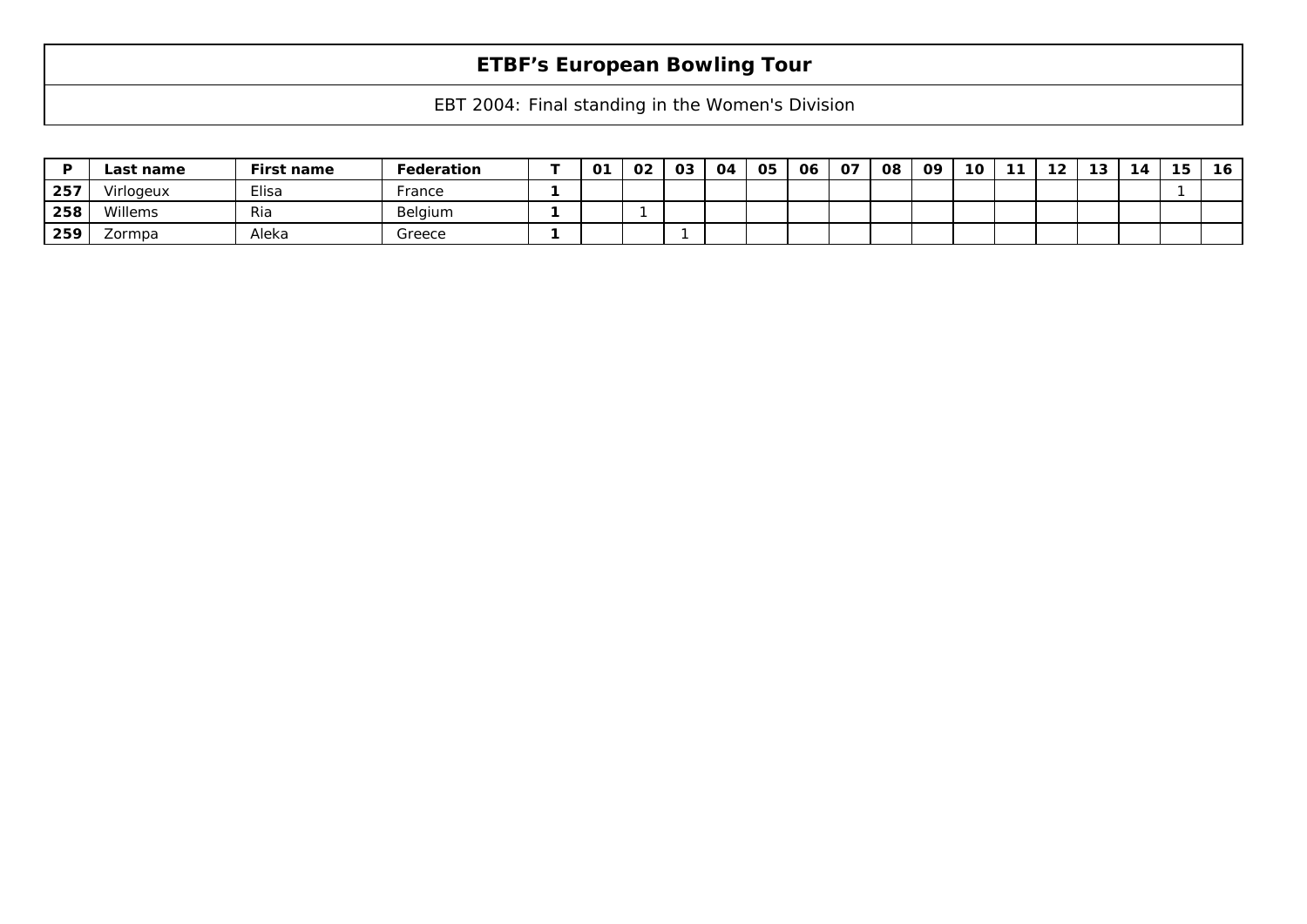# ETBF's European Bowling Tour

EBT 2004: Final standing in the Women's Division

| P | Last name | First name | Federation | T | 01 | 02 | 03 | 04 | 05 | 06 | 07 | 08 | 09 | 10 | 11 | 12 | 13 | 14 | 15 | 16 |
|---|---|---|---|---|---|---|---|---|---|---|---|---|---|---|---|---|---|---|---|---|
| 257 | Virlogeux | Elisa | France | 1 | | | | | | | | | | | | | | | 1 | |
| 258 | Willems | Ria | Belgium | 1 | | 1 | | | | | | | | | | | | | | |
| 259 | Zormpa | Aleka | Greece | 1 | | | 1 | | | | | | | | | | | | | |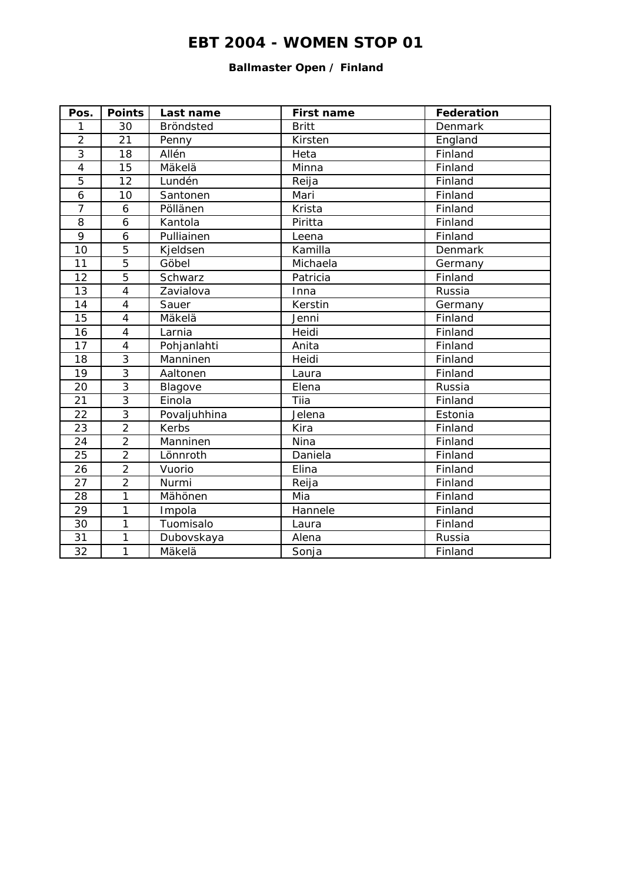# EBT 2004 - WOMEN STOP 01

### Ballmaster Open / Finland

| Pos. | Points | Last name | First name | Federation |
|---|---|---|---|---|
| 1 | 30 | Bröndsted | Britt | Denmark |
| 2 | 21 | Penny | Kirsten | England |
| 3 | 18 | Allén | Heta | Finland |
| 4 | 15 | Mäkelä | Minna | Finland |
| 5 | 12 | Lundén | Reija | Finland |
| 6 | 10 | Santonen | Mari | Finland |
| 7 | 6 | Pöllänen | Krista | Finland |
| 8 | 6 | Kantola | Piritta | Finland |
| 9 | 6 | Pulliainen | Leena | Finland |
| 10 | 5 | Kjeldsen | Kamilla | Denmark |
| 11 | 5 | Göbel | Michaela | Germany |
| 12 | 5 | Schwarz | Patricia | Finland |
| 13 | 4 | Zavialova | Inna | Russia |
| 14 | 4 | Sauer | Kerstin | Germany |
| 15 | 4 | Mäkelä | Jenni | Finland |
| 16 | 4 | Larnia | Heidi | Finland |
| 17 | 4 | Pohjanlahti | Anita | Finland |
| 18 | 3 | Manninen | Heidi | Finland |
| 19 | 3 | Aaltonen | Laura | Finland |
| 20 | 3 | Blagove | Elena | Russia |
| 21 | 3 | Einola | Tiia | Finland |
| 22 | 3 | Povaljuhhina | Jelena | Estonia |
| 23 | 2 | Kerbs | Kira | Finland |
| 24 | 2 | Manninen | Nina | Finland |
| 25 | 2 | Lönnroth | Daniela | Finland |
| 26 | 2 | Vuorio | Elina | Finland |
| 27 | 2 | Nurmi | Reija | Finland |
| 28 | 1 | Mähönen | Mia | Finland |
| 29 | 1 | Impola | Hannele | Finland |
| 30 | 1 | Tuomisalo | Laura | Finland |
| 31 | 1 | Dubovskaya | Alena | Russia |
| 32 | 1 | Mäkelä | Sonja | Finland |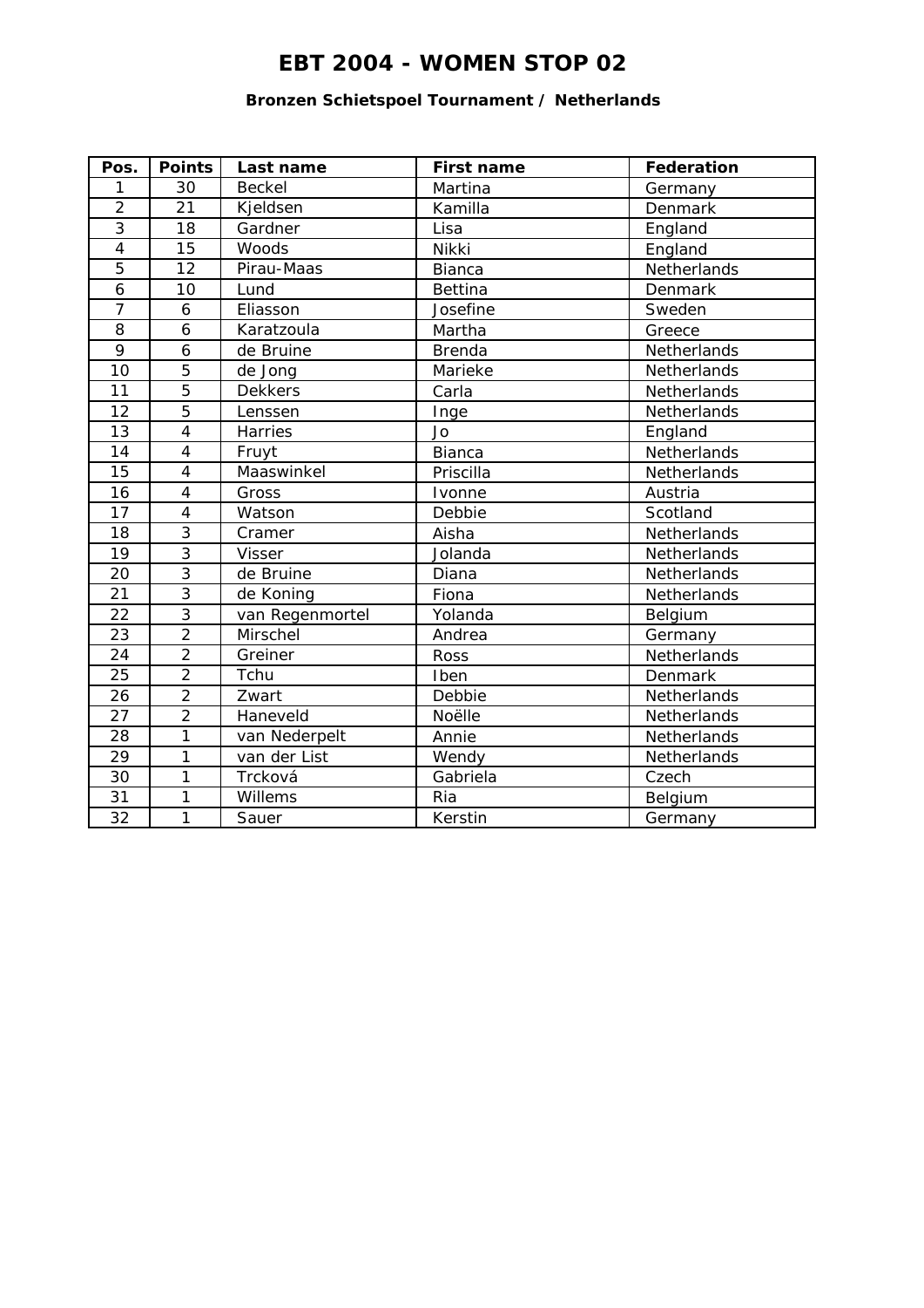# EBT 2004 - WOMEN STOP 02

### Bronzen Schietspoel Tournament / Netherlands

| Pos. | Points | Last name | First name | Federation |
|---|---|---|---|---|
| 1 | 30 | Beckel | Martina | Germany |
| 2 | 21 | Kjeldsen | Kamilla | Denmark |
| 3 | 18 | Gardner | Lisa | England |
| 4 | 15 | Woods | Nikki | England |
| 5 | 12 | Pirau-Maas | Bianca | Netherlands |
| 6 | 10 | Lund | Bettina | Denmark |
| 7 | 6 | Eliasson | Josefine | Sweden |
| 8 | 6 | Karatzoula | Martha | Greece |
| 9 | 6 | de Bruine | Brenda | Netherlands |
| 10 | 5 | de Jong | Marieke | Netherlands |
| 11 | 5 | Dekkers | Carla | Netherlands |
| 12 | 5 | Lenssen | Inge | Netherlands |
| 13 | 4 | Harries | Jo | England |
| 14 | 4 | Fruyt | Bianca | Netherlands |
| 15 | 4 | Maaswinkel | Priscilla | Netherlands |
| 16 | 4 | Gross | Ivonne | Austria |
| 17 | 4 | Watson | Debbie | Scotland |
| 18 | 3 | Cramer | Aisha | Netherlands |
| 19 | 3 | Visser | Jolanda | Netherlands |
| 20 | 3 | de Bruine | Diana | Netherlands |
| 21 | 3 | de Koning | Fiona | Netherlands |
| 22 | 3 | van Regenmortel | Yolanda | Belgium |
| 23 | 2 | Mirschel | Andrea | Germany |
| 24 | 2 | Greiner | Ross | Netherlands |
| 25 | 2 | Tchu | Iben | Denmark |
| 26 | 2 | Zwart | Debbie | Netherlands |
| 27 | 2 | Haneveld | Noëlle | Netherlands |
| 28 | 1 | van Nederpelt | Annie | Netherlands |
| 29 | 1 | van der List | Wendy | Netherlands |
| 30 | 1 | Trcková | Gabriela | Czech |
| 31 | 1 | Willems | Ria | Belgium |
| 32 | 1 | Sauer | Kerstin | Germany |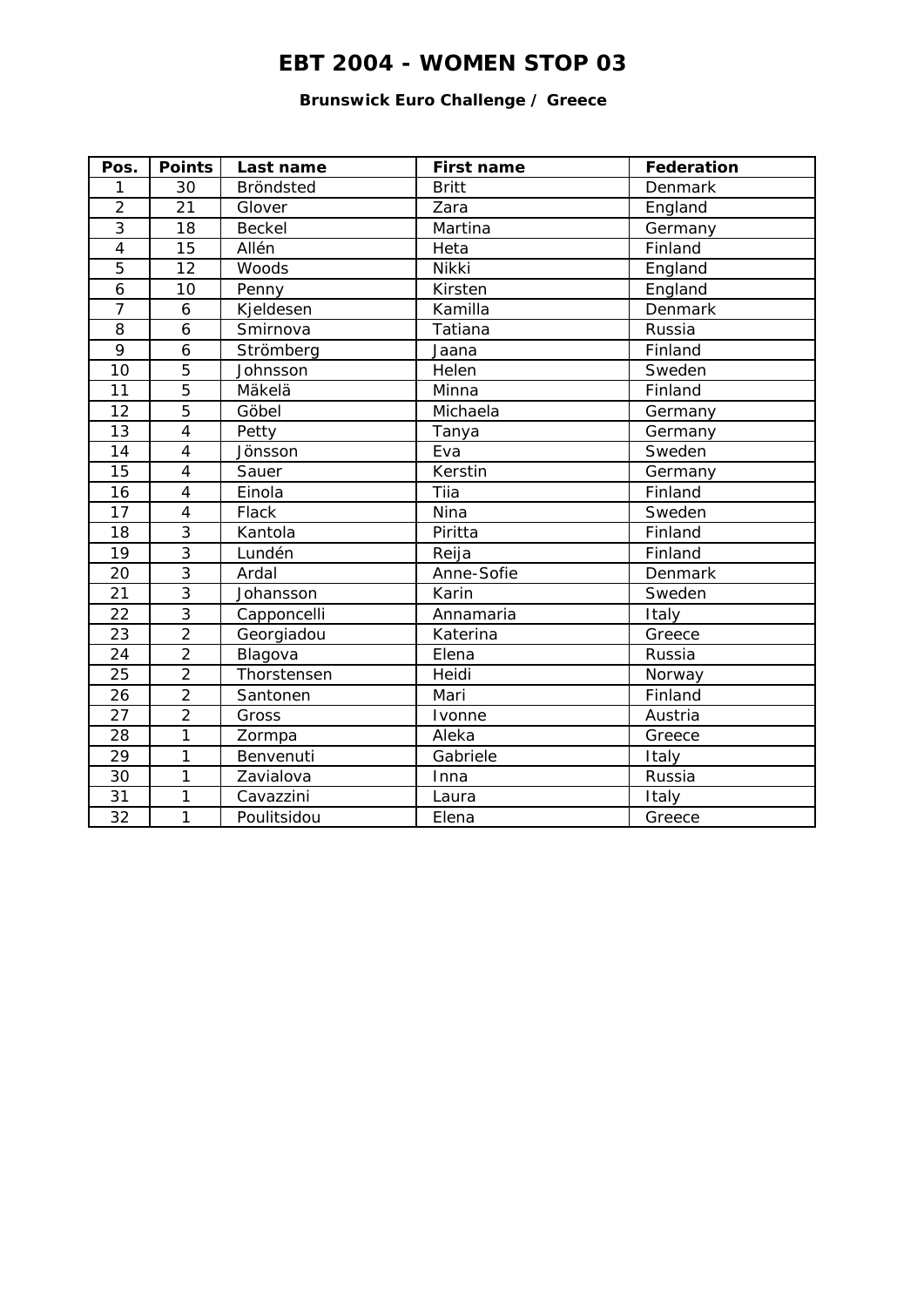# EBT 2004 - WOMEN STOP 03

### Brunswick Euro Challenge / Greece

| Pos. | Points | Last name | First name | Federation |
|---|---|---|---|---|
| 1 | 30 | Bröndsted | Britt | Denmark |
| 2 | 21 | Glover | Zara | England |
| 3 | 18 | Beckel | Martina | Germany |
| 4 | 15 | Allén | Heta | Finland |
| 5 | 12 | Woods | Nikki | England |
| 6 | 10 | Penny | Kirsten | England |
| 7 | 6 | Kjeldesen | Kamilla | Denmark |
| 8 | 6 | Smirnova | Tatiana | Russia |
| 9 | 6 | Strömberg | Jaana | Finland |
| 10 | 5 | Johnsson | Helen | Sweden |
| 11 | 5 | Mäkelä | Minna | Finland |
| 12 | 5 | Göbel | Michaela | Germany |
| 13 | 4 | Petty | Tanya | Germany |
| 14 | 4 | Jönsson | Eva | Sweden |
| 15 | 4 | Sauer | Kerstin | Germany |
| 16 | 4 | Einola | Tiia | Finland |
| 17 | 4 | Flack | Nina | Sweden |
| 18 | 3 | Kantola | Piritta | Finland |
| 19 | 3 | Lundén | Reija | Finland |
| 20 | 3 | Ardal | Anne-Sofie | Denmark |
| 21 | 3 | Johansson | Karin | Sweden |
| 22 | 3 | Capponcelli | Annamaria | Italy |
| 23 | 2 | Georgiadou | Katerina | Greece |
| 24 | 2 | Blagova | Elena | Russia |
| 25 | 2 | Thorstensen | Heidi | Norway |
| 26 | 2 | Santonen | Mari | Finland |
| 27 | 2 | Gross | Ivonne | Austria |
| 28 | 1 | Zormpa | Aleka | Greece |
| 29 | 1 | Benvenuti | Gabriele | Italy |
| 30 | 1 | Zavialova | Inna | Russia |
| 31 | 1 | Cavazzini | Laura | Italy |
| 32 | 1 | Poulitsidou | Elena | Greece |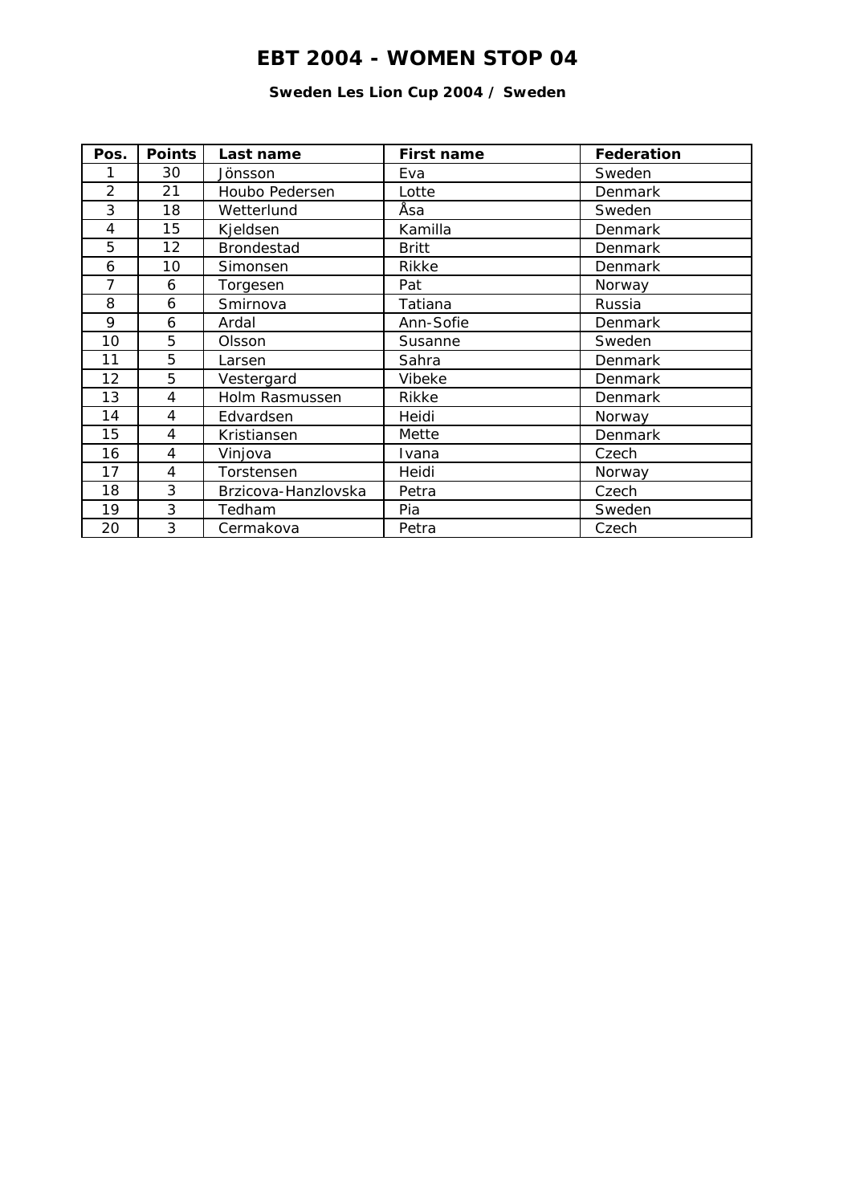# EBT 2004 - WOMEN STOP 04

**Sweden Les Lion Cup 2004 / Sweden**

| Pos. | Points | Last name | First name | Federation |
|---|---|---|---|---|
| 1 | 30 | Jönsson | Eva | Sweden |
| 2 | 21 | Houbo Pedersen | Lotte | Denmark |
| 3 | 18 | Wetterlund | Åsa | Sweden |
| 4 | 15 | Kjeldsen | Kamilla | Denmark |
| 5 | 12 | Brondestad | Britt | Denmark |
| 6 | 10 | Simonsen | Rikke | Denmark |
| 7 | 6 | Torgesen | Pat | Norway |
| 8 | 6 | Smirnova | Tatiana | Russia |
| 9 | 6 | Ardal | Ann-Sofie | Denmark |
| 10 | 5 | Olsson | Susanne | Sweden |
| 11 | 5 | Larsen | Sahra | Denmark |
| 12 | 5 | Vestergard | Vibeke | Denmark |
| 13 | 4 | Holm Rasmussen | Rikke | Denmark |
| 14 | 4 | Edvardsen | Heidi | Norway |
| 15 | 4 | Kristiansen | Mette | Denmark |
| 16 | 4 | Vinjova | Ivana | Czech |
| 17 | 4 | Torstensen | Heidi | Norway |
| 18 | 3 | Brzicova-Hanzlovska | Petra | Czech |
| 19 | 3 | Tedham | Pia | Sweden |
| 20 | 3 | Cermakova | Petra | Czech |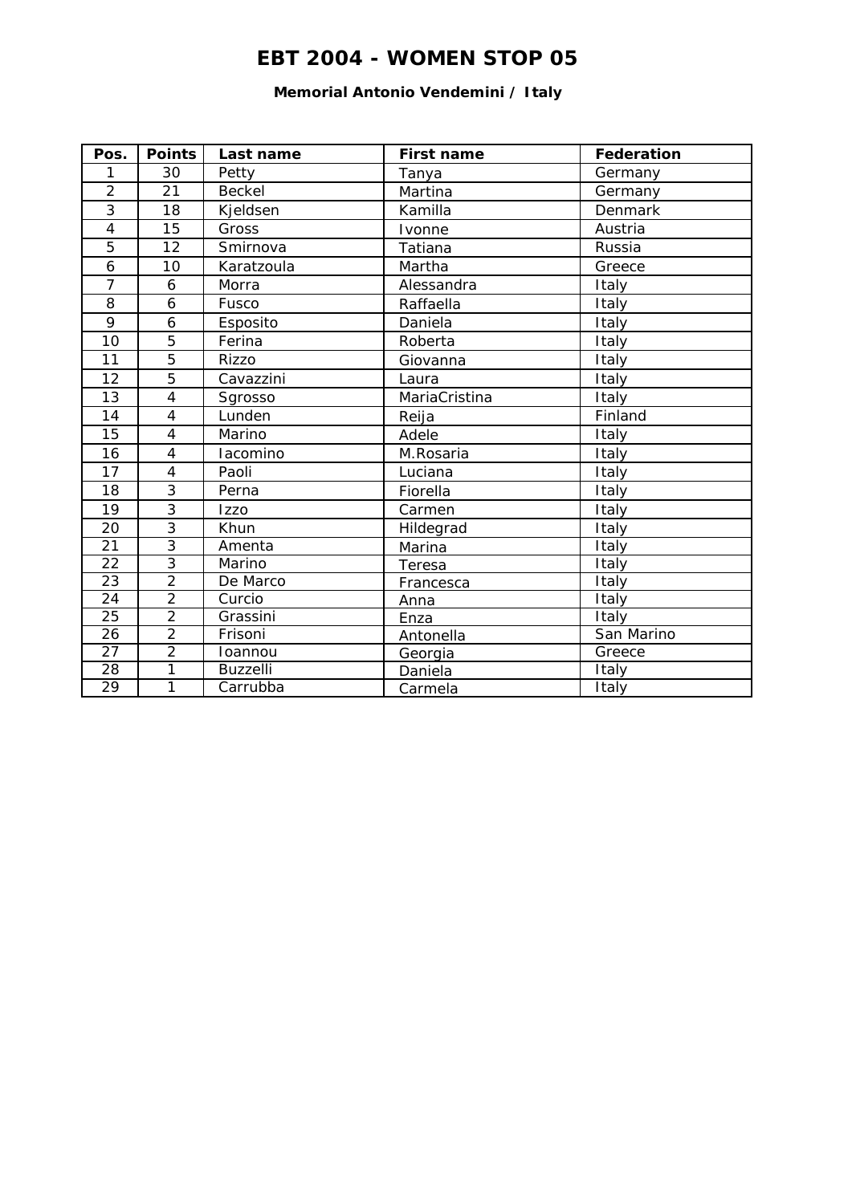# EBT 2004 - WOMEN STOP 05

### Memorial Antonio Vendemini / Italy

| Pos. | Points | Last name | First name | Federation |
|---|---|---|---|---|
| 1 | 30 | Petty | Tanya | Germany |
| 2 | 21 | Beckel | Martina | Germany |
| 3 | 18 | Kjeldsen | Kamilla | Denmark |
| 4 | 15 | Gross | Ivonne | Austria |
| 5 | 12 | Smirnova | Tatiana | Russia |
| 6 | 10 | Karatzoula | Martha | Greece |
| 7 | 6 | Morra | Alessandra | Italy |
| 8 | 6 | Fusco | Raffaella | Italy |
| 9 | 6 | Esposito | Daniela | Italy |
| 10 | 5 | Ferina | Roberta | Italy |
| 11 | 5 | Rizzo | Giovanna | Italy |
| 12 | 5 | Cavazzini | Laura | Italy |
| 13 | 4 | Sgrosso | MariaCristina | Italy |
| 14 | 4 | Lunden | Reija | Finland |
| 15 | 4 | Marino | Adele | Italy |
| 16 | 4 | Iacomino | M.Rosaria | Italy |
| 17 | 4 | Paoli | Luciana | Italy |
| 18 | 3 | Perna | Fiorella | Italy |
| 19 | 3 | Izzo | Carmen | Italy |
| 20 | 3 | Khun | Hildegrad | Italy |
| 21 | 3 | Amenta | Marina | Italy |
| 22 | 3 | Marino | Teresa | Italy |
| 23 | 2 | De Marco | Francesca | Italy |
| 24 | 2 | Curcio | Anna | Italy |
| 25 | 2 | Grassini | Enza | Italy |
| 26 | 2 | Frisoni | Antonella | San Marino |
| 27 | 2 | Ioannou | Georgia | Greece |
| 28 | 1 | Buzzelli | Daniela | Italy |
| 29 | 1 | Carrubba | Carmela | Italy |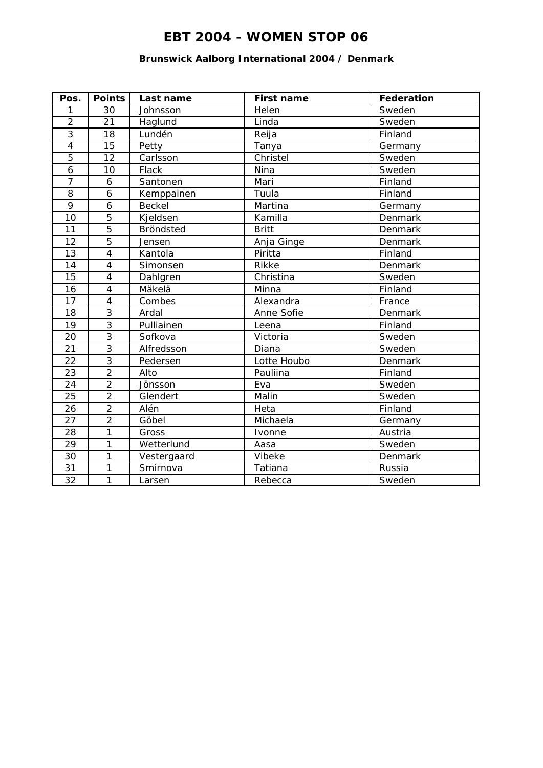# EBT 2004 - WOMEN STOP 06

### Brunswick Aalborg International 2004 / Denmark

| Pos. | Points | Last name | First name | Federation |
|---|---|---|---|---|
| 1 | 30 | Johnsson | Helen | Sweden |
| 2 | 21 | Haglund | Linda | Sweden |
| 3 | 18 | Lundén | Reija | Finland |
| 4 | 15 | Petty | Tanya | Germany |
| 5 | 12 | Carlsson | Christel | Sweden |
| 6 | 10 | Flack | Nina | Sweden |
| 7 | 6 | Santonen | Mari | Finland |
| 8 | 6 | Kemppainen | Tuula | Finland |
| 9 | 6 | Beckel | Martina | Germany |
| 10 | 5 | Kjeldsen | Kamilla | Denmark |
| 11 | 5 | Bröndsted | Britt | Denmark |
| 12 | 5 | Jensen | Anja Ginge | Denmark |
| 13 | 4 | Kantola | Piritta | Finland |
| 14 | 4 | Simonsen | Rikke | Denmark |
| 15 | 4 | Dahlgren | Christina | Sweden |
| 16 | 4 | Mäkelä | Minna | Finland |
| 17 | 4 | Combes | Alexandra | France |
| 18 | 3 | Ardal | Anne Sofie | Denmark |
| 19 | 3 | Pulliainen | Leena | Finland |
| 20 | 3 | Sofkova | Victoria | Sweden |
| 21 | 3 | Alfredsson | Diana | Sweden |
| 22 | 3 | Pedersen | Lotte Houbo | Denmark |
| 23 | 2 | Alto | Pauliina | Finland |
| 24 | 2 | Jönsson | Eva | Sweden |
| 25 | 2 | Glendert | Malin | Sweden |
| 26 | 2 | Alén | Heta | Finland |
| 27 | 2 | Göbel | Michaela | Germany |
| 28 | 1 | Gross | Ivonne | Austria |
| 29 | 1 | Wetterlund | Aasa | Sweden |
| 30 | 1 | Vestergaard | Vibeke | Denmark |
| 31 | 1 | Smirnova | Tatiana | Russia |
| 32 | 1 | Larsen | Rebecca | Sweden |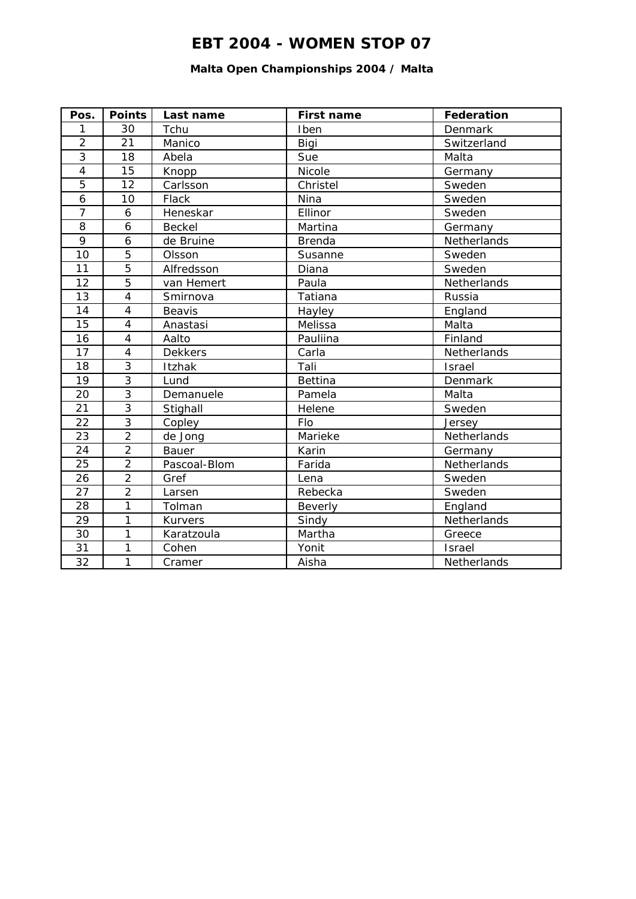# EBT 2004 - WOMEN STOP 07

### Malta Open Championships 2004 / Malta

| Pos. | Points | Last name | First name | Federation |
|---|---|---|---|---|
| 1 | 30 | Tchu | Iben | Denmark |
| 2 | 21 | Manico | Bigi | Switzerland |
| 3 | 18 | Abela | Sue | Malta |
| 4 | 15 | Knopp | Nicole | Germany |
| 5 | 12 | Carlsson | Christel | Sweden |
| 6 | 10 | Flack | Nina | Sweden |
| 7 | 6 | Heneskar | Ellinor | Sweden |
| 8 | 6 | Beckel | Martina | Germany |
| 9 | 6 | de Bruine | Brenda | Netherlands |
| 10 | 5 | Olsson | Susanne | Sweden |
| 11 | 5 | Alfredsson | Diana | Sweden |
| 12 | 5 | van Hemert | Paula | Netherlands |
| 13 | 4 | Smirnova | Tatiana | Russia |
| 14 | 4 | Beavis | Hayley | England |
| 15 | 4 | Anastasi | Melissa | Malta |
| 16 | 4 | Aalto | Pauliina | Finland |
| 17 | 4 | Dekkers | Carla | Netherlands |
| 18 | 3 | Itzhak | Tali | Israel |
| 19 | 3 | Lund | Bettina | Denmark |
| 20 | 3 | Demanuele | Pamela | Malta |
| 21 | 3 | Stighall | Helene | Sweden |
| 22 | 3 | Copley | Flo | Jersey |
| 23 | 2 | de Jong | Marieke | Netherlands |
| 24 | 2 | Bauer | Karin | Germany |
| 25 | 2 | Pascoal-Blom | Farida | Netherlands |
| 26 | 2 | Gref | Lena | Sweden |
| 27 | 2 | Larsen | Rebecka | Sweden |
| 28 | 1 | Tolman | Beverly | England |
| 29 | 1 | Kurvers | Sindy | Netherlands |
| 30 | 1 | Karatzoula | Martha | Greece |
| 31 | 1 | Cohen | Yonit | Israel |
| 32 | 1 | Cramer | Aisha | Netherlands |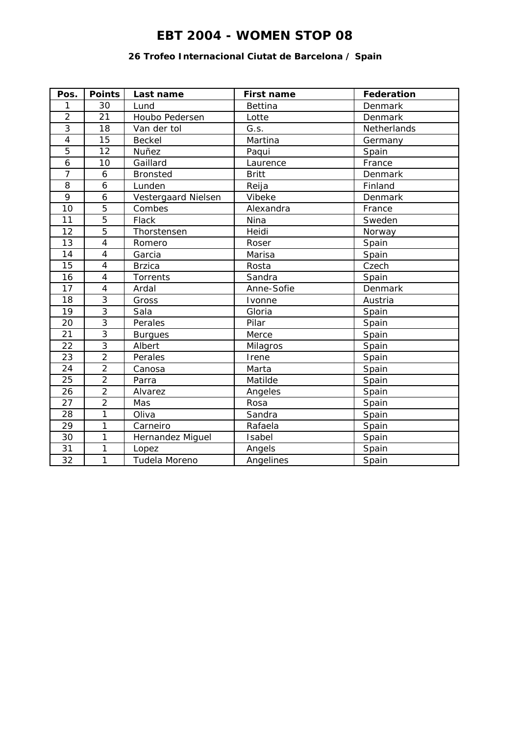# EBT 2004 - WOMEN STOP 08

### 26 Trofeo Internacional Ciutat de Barcelona / Spain

| Pos. | Points | Last name | First name | Federation |
|---|---|---|---|---|
| 1 | 30 | Lund | Bettina | Denmark |
| 2 | 21 | Houbo Pedersen | Lotte | Denmark |
| 3 | 18 | Van der tol | G.s. | Netherlands |
| 4 | 15 | Beckel | Martina | Germany |
| 5 | 12 | Nuñez | Paqui | Spain |
| 6 | 10 | Gaillard | Laurence | France |
| 7 | 6 | Bronsted | Britt | Denmark |
| 8 | 6 | Lunden | Reija | Finland |
| 9 | 6 | Vestergaard Nielsen | Vibeke | Denmark |
| 10 | 5 | Combes | Alexandra | France |
| 11 | 5 | Flack | Nina | Sweden |
| 12 | 5 | Thorstensen | Heidi | Norway |
| 13 | 4 | Romero | Roser | Spain |
| 14 | 4 | Garcia | Marisa | Spain |
| 15 | 4 | Brzica | Rosta | Czech |
| 16 | 4 | Torrents | Sandra | Spain |
| 17 | 4 | Ardal | Anne-Sofie | Denmark |
| 18 | 3 | Gross | Ivonne | Austria |
| 19 | 3 | Sala | Gloria | Spain |
| 20 | 3 | Perales | Pilar | Spain |
| 21 | 3 | Burgues | Merce | Spain |
| 22 | 3 | Albert | Milagros | Spain |
| 23 | 2 | Perales | Irene | Spain |
| 24 | 2 | Canosa | Marta | Spain |
| 25 | 2 | Parra | Matilde | Spain |
| 26 | 2 | Alvarez | Angeles | Spain |
| 27 | 2 | Mas | Rosa | Spain |
| 28 | 1 | Oliva | Sandra | Spain |
| 29 | 1 | Carneiro | Rafaela | Spain |
| 30 | 1 | Hernandez Miguel | Isabel | Spain |
| 31 | 1 | Lopez | Angels | Spain |
| 32 | 1 | Tudela Moreno | Angelines | Spain |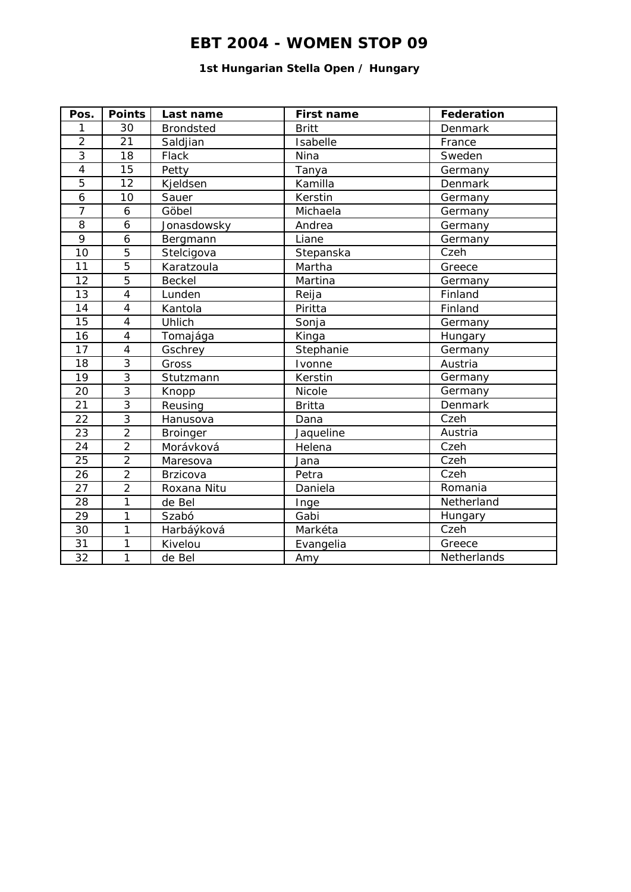# EBT 2004 - WOMEN STOP 09

### 1st Hungarian Stella Open / Hungary

| Pos. | Points | Last name | First name | Federation |
|---|---|---|---|---|
| 1 | 30 | Brondsted | Britt | Denmark |
| 2 | 21 | Saldjian | Isabelle | France |
| 3 | 18 | Flack | Nina | Sweden |
| 4 | 15 | Petty | Tanya | Germany |
| 5 | 12 | Kjeldsen | Kamilla | Denmark |
| 6 | 10 | Sauer | Kerstin | Germany |
| 7 | 6 | Göbel | Michaela | Germany |
| 8 | 6 | Jonasdowsky | Andrea | Germany |
| 9 | 6 | Bergmann | Liane | Germany |
| 10 | 5 | Stelcigova | Stepanska | Czeh |
| 11 | 5 | Karatzoula | Martha | Greece |
| 12 | 5 | Beckel | Martina | Germany |
| 13 | 4 | Lunden | Reija | Finland |
| 14 | 4 | Kantola | Piritta | Finland |
| 15 | 4 | Uhlich | Sonja | Germany |
| 16 | 4 | Tomajága | Kinga | Hungary |
| 17 | 4 | Gschrey | Stephanie | Germany |
| 18 | 3 | Gross | Ivonne | Austria |
| 19 | 3 | Stutzmann | Kerstin | Germany |
| 20 | 3 | Knopp | Nicole | Germany |
| 21 | 3 | Reusing | Britta | Denmark |
| 22 | 3 | Hanusova | Dana | Czeh |
| 23 | 2 | Broinger | Jaqueline | Austria |
| 24 | 2 | Morávková | Helena | Czeh |
| 25 | 2 | Maresova | Jana | Czeh |
| 26 | 2 | Brzicova | Petra | Czeh |
| 27 | 2 | Roxana Nitu | Daniela | Romania |
| 28 | 1 | de Bel | Inge | Netherland |
| 29 | 1 | Szabó | Gabi | Hungary |
| 30 | 1 | Harbáýková | Markéta | Czeh |
| 31 | 1 | Kivelou | Evangelia | Greece |
| 32 | 1 | de Bel | Amy | Netherlands |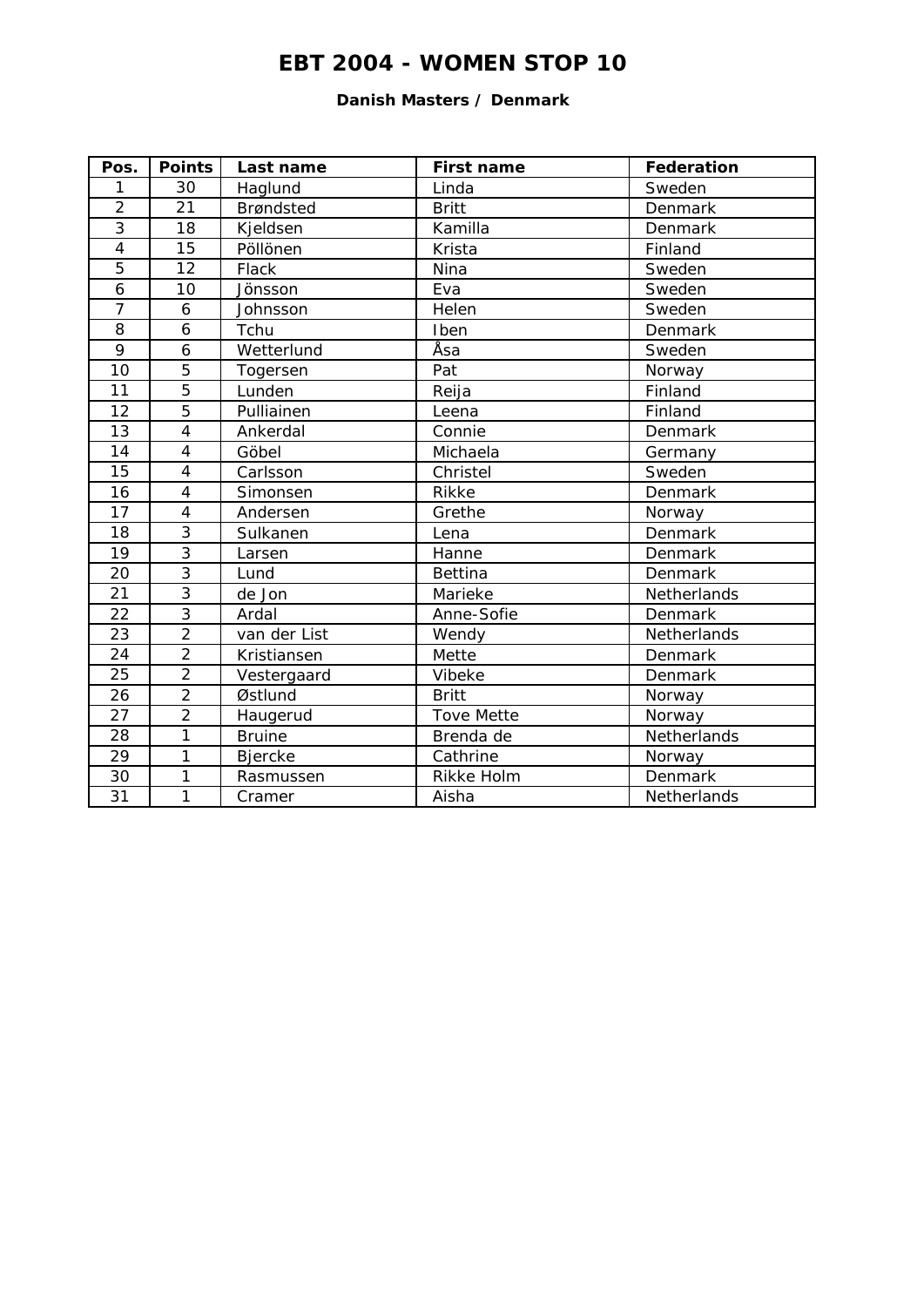# EBT 2004 - WOMEN STOP 10

**Danish Masters / Denmark**

| Pos. | Points | Last name | First name | Federation |
|---|---|---|---|---|
| 1 | 30 | Haglund | Linda | Sweden |
| 2 | 21 | Brøndsted | Britt | Denmark |
| 3 | 18 | Kjeldsen | Kamilla | Denmark |
| 4 | 15 | Pöllönen | Krista | Finland |
| 5 | 12 | Flack | Nina | Sweden |
| 6 | 10 | Jönsson | Eva | Sweden |
| 7 | 6 | Johnsson | Helen | Sweden |
| 8 | 6 | Tchu | Iben | Denmark |
| 9 | 6 | Wetterlund | Åsa | Sweden |
| 10 | 5 | Togersen | Pat | Norway |
| 11 | 5 | Lunden | Reija | Finland |
| 12 | 5 | Pulliainen | Leena | Finland |
| 13 | 4 | Ankerdal | Connie | Denmark |
| 14 | 4 | Göbel | Michaela | Germany |
| 15 | 4 | Carlsson | Christel | Sweden |
| 16 | 4 | Simonsen | Rikke | Denmark |
| 17 | 4 | Andersen | Grethe | Norway |
| 18 | 3 | Sulkanen | Lena | Denmark |
| 19 | 3 | Larsen | Hanne | Denmark |
| 20 | 3 | Lund | Bettina | Denmark |
| 21 | 3 | de Jon | Marieke | Netherlands |
| 22 | 3 | Ardal | Anne-Sofie | Denmark |
| 23 | 2 | van der List | Wendy | Netherlands |
| 24 | 2 | Kristiansen | Mette | Denmark |
| 25 | 2 | Vestergaard | Vibeke | Denmark |
| 26 | 2 | Østlund | Britt | Norway |
| 27 | 2 | Haugerud | Tove Mette | Norway |
| 28 | 1 | Bruine | Brenda de | Netherlands |
| 29 | 1 | Bjercke | Cathrine | Norway |
| 30 | 1 | Rasmussen | Rikke Holm | Denmark |
| 31 | 1 | Cramer | Aisha | Netherlands |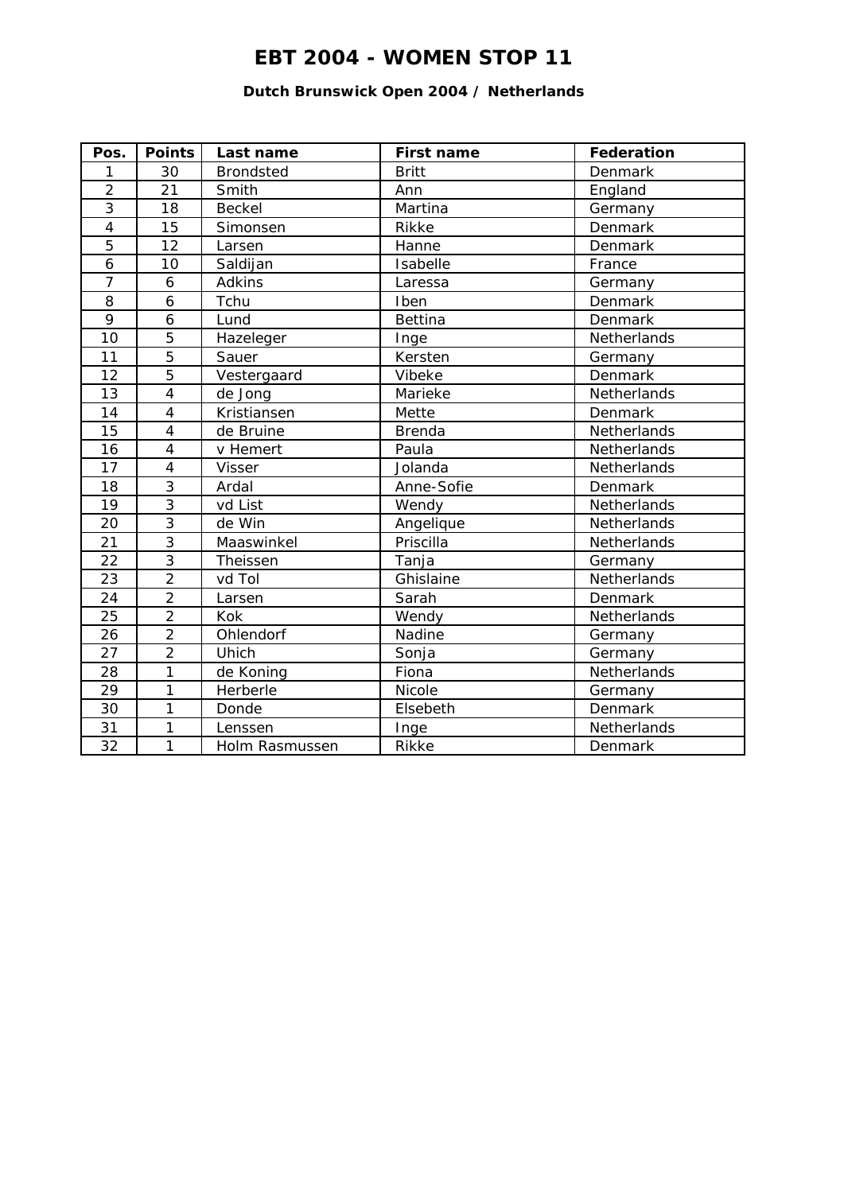# EBT 2004 - WOMEN STOP 11

### Dutch Brunswick Open 2004 / Netherlands

| Pos. | Points | Last name | First name | Federation |
|---|---|---|---|---|
| 1 | 30 | Brondsted | Britt | Denmark |
| 2 | 21 | Smith | Ann | England |
| 3 | 18 | Beckel | Martina | Germany |
| 4 | 15 | Simonsen | Rikke | Denmark |
| 5 | 12 | Larsen | Hanne | Denmark |
| 6 | 10 | Saldijan | Isabelle | France |
| 7 | 6 | Adkins | Laressa | Germany |
| 8 | 6 | Tchu | Iben | Denmark |
| 9 | 6 | Lund | Bettina | Denmark |
| 10 | 5 | Hazeleger | Inge | Netherlands |
| 11 | 5 | Sauer | Kersten | Germany |
| 12 | 5 | Vestergaard | Vibeke | Denmark |
| 13 | 4 | de Jong | Marieke | Netherlands |
| 14 | 4 | Kristiansen | Mette | Denmark |
| 15 | 4 | de Bruine | Brenda | Netherlands |
| 16 | 4 | v Hemert | Paula | Netherlands |
| 17 | 4 | Visser | Jolanda | Netherlands |
| 18 | 3 | Ardal | Anne-Sofie | Denmark |
| 19 | 3 | vd List | Wendy | Netherlands |
| 20 | 3 | de Win | Angelique | Netherlands |
| 21 | 3 | Maaswinkel | Priscilla | Netherlands |
| 22 | 3 | Theissen | Tanja | Germany |
| 23 | 2 | vd Tol | Ghislaine | Netherlands |
| 24 | 2 | Larsen | Sarah | Denmark |
| 25 | 2 | Kok | Wendy | Netherlands |
| 26 | 2 | Ohlendorf | Nadine | Germany |
| 27 | 2 | Uhich | Sonja | Germany |
| 28 | 1 | de Koning | Fiona | Netherlands |
| 29 | 1 | Herberle | Nicole | Germany |
| 30 | 1 | Donde | Elsebeth | Denmark |
| 31 | 1 | Lenssen | Inge | Netherlands |
| 32 | 1 | Holm Rasmussen | Rikke | Denmark |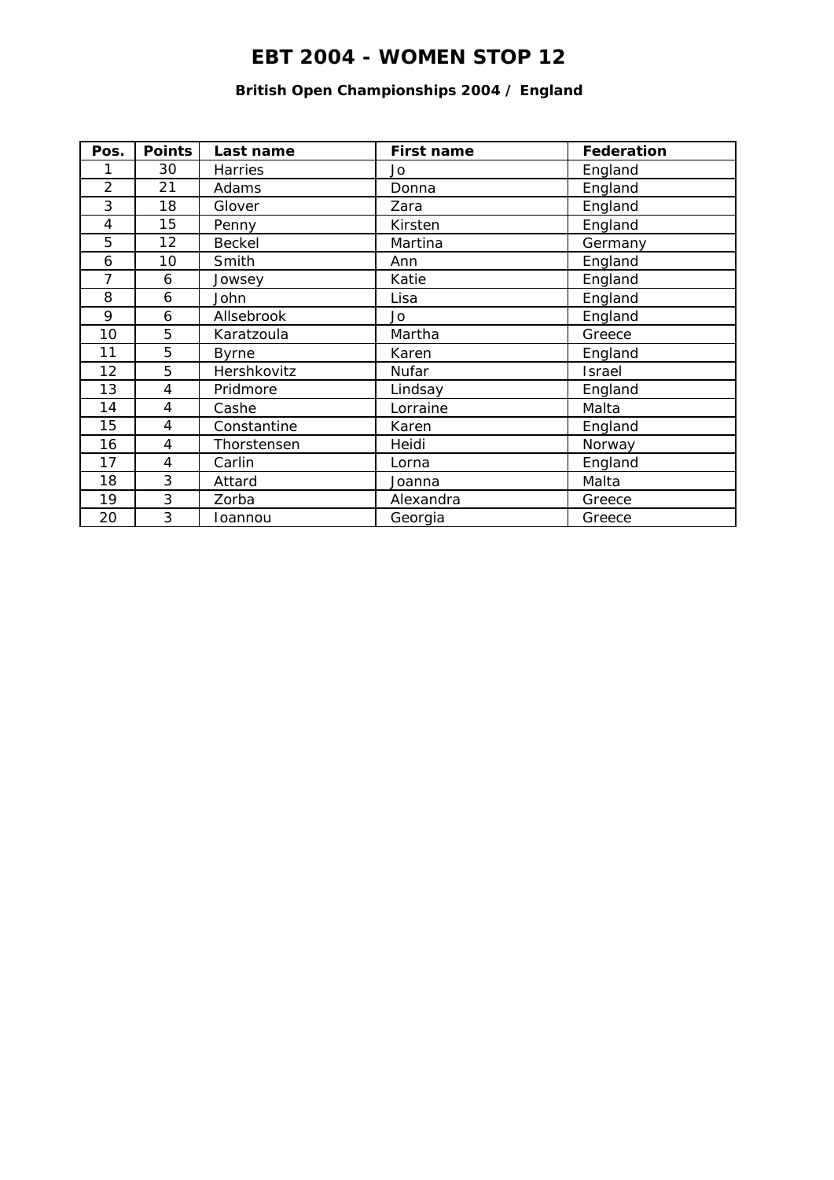# EBT 2004 - WOMEN STOP 12

### British Open Championships 2004 / England

| Pos. | Points | Last name | First name | Federation |
|---|---|---|---|---|
| 1 | 30 | Harries | Jo | England |
| 2 | 21 | Adams | Donna | England |
| 3 | 18 | Glover | Zara | England |
| 4 | 15 | Penny | Kirsten | England |
| 5 | 12 | Beckel | Martina | Germany |
| 6 | 10 | Smith | Ann | England |
| 7 | 6 | Jowsey | Katie | England |
| 8 | 6 | John | Lisa | England |
| 9 | 6 | Allsebrook | Jo | England |
| 10 | 5 | Karatzoula | Martha | Greece |
| 11 | 5 | Byrne | Karen | England |
| 12 | 5 | Hershkovitz | Nufar | Israel |
| 13 | 4 | Pridmore | Lindsay | England |
| 14 | 4 | Cashe | Lorraine | Malta |
| 15 | 4 | Constantine | Karen | England |
| 16 | 4 | Thorstensen | Heidi | Norway |
| 17 | 4 | Carlin | Lorna | England |
| 18 | 3 | Attard | Joanna | Malta |
| 19 | 3 | Zorba | Alexandra | Greece |
| 20 | 3 | Ioannou | Georgia | Greece |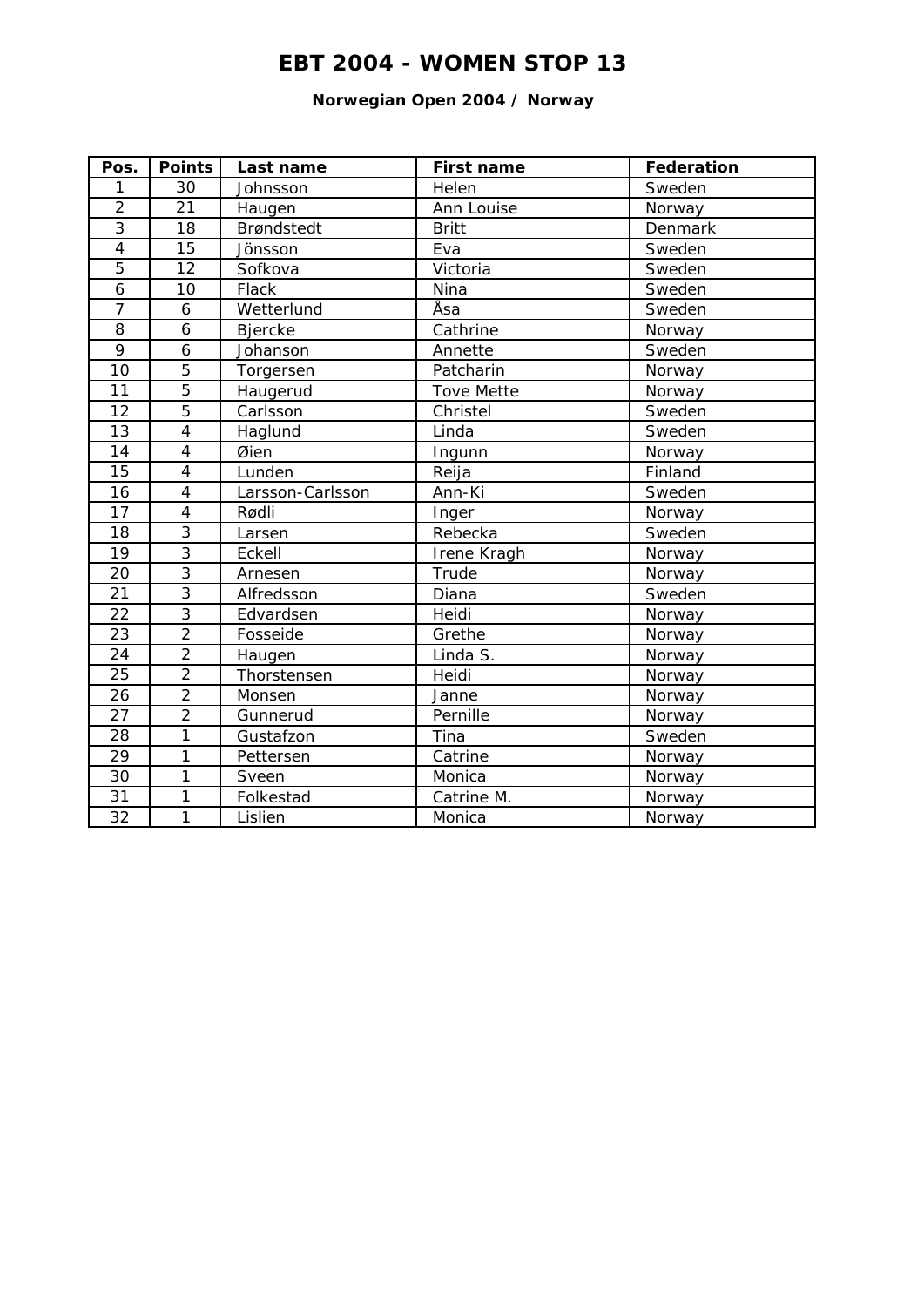# EBT 2004 - WOMEN STOP 13

### Norwegian Open 2004 / Norway

| Pos. | Points | Last name | First name | Federation |
|---|---|---|---|---|
| 1 | 30 | Johnsson | Helen | Sweden |
| 2 | 21 | Haugen | Ann Louise | Norway |
| 3 | 18 | Brøndstedt | Britt | Denmark |
| 4 | 15 | Jönsson | Eva | Sweden |
| 5 | 12 | Sofkova | Victoria | Sweden |
| 6 | 10 | Flack | Nina | Sweden |
| 7 | 6 | Wetterlund | Åsa | Sweden |
| 8 | 6 | Bjercke | Cathrine | Norway |
| 9 | 6 | Johanson | Annette | Sweden |
| 10 | 5 | Torgersen | Patcharin | Norway |
| 11 | 5 | Haugerud | Tove Mette | Norway |
| 12 | 5 | Carlsson | Christel | Sweden |
| 13 | 4 | Haglund | Linda | Sweden |
| 14 | 4 | Øien | Ingunn | Norway |
| 15 | 4 | Lunden | Reija | Finland |
| 16 | 4 | Larsson-Carlsson | Ann-Ki | Sweden |
| 17 | 4 | Rødli | Inger | Norway |
| 18 | 3 | Larsen | Rebecka | Sweden |
| 19 | 3 | Eckell | Irene Kragh | Norway |
| 20 | 3 | Arnesen | Trude | Norway |
| 21 | 3 | Alfredsson | Diana | Sweden |
| 22 | 3 | Edvardsen | Heidi | Norway |
| 23 | 2 | Fosseide | Grethe | Norway |
| 24 | 2 | Haugen | Linda S. | Norway |
| 25 | 2 | Thorstensen | Heidi | Norway |
| 26 | 2 | Monsen | Janne | Norway |
| 27 | 2 | Gunnerud | Pernille | Norway |
| 28 | 1 | Gustafzon | Tina | Sweden |
| 29 | 1 | Pettersen | Catrine | Norway |
| 30 | 1 | Sveen | Monica | Norway |
| 31 | 1 | Folkestad | Catrine M. | Norway |
| 32 | 1 | Lislien | Monica | Norway |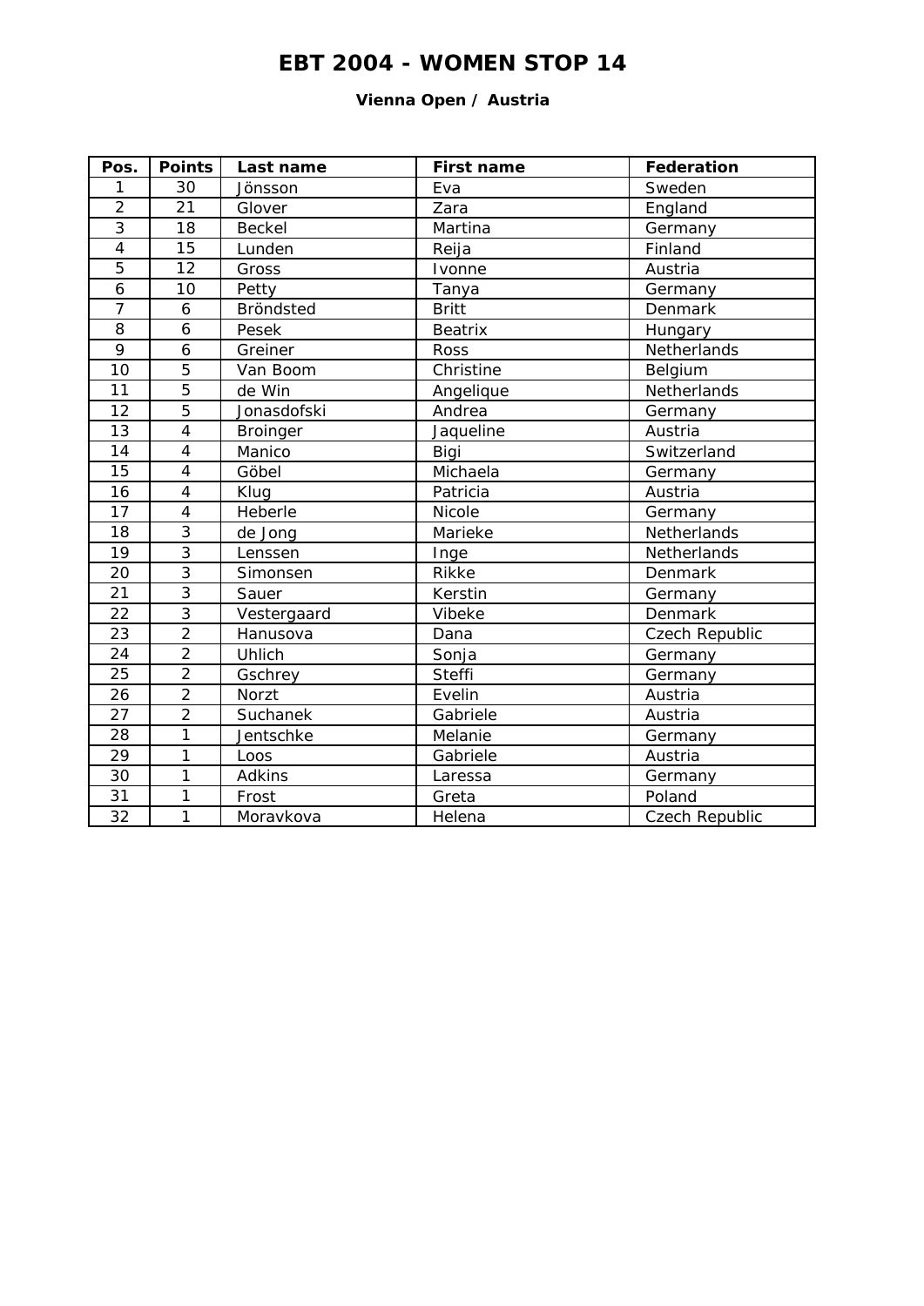# EBT 2004 - WOMEN STOP 14

### Vienna Open / Austria

| Pos. | Points | Last name | First name | Federation |
|---|---|---|---|---|
| 1 | 30 | Jönsson | Eva | Sweden |
| 2 | 21 | Glover | Zara | England |
| 3 | 18 | Beckel | Martina | Germany |
| 4 | 15 | Lunden | Reija | Finland |
| 5 | 12 | Gross | Ivonne | Austria |
| 6 | 10 | Petty | Tanya | Germany |
| 7 | 6 | Bröndsted | Britt | Denmark |
| 8 | 6 | Pesek | Beatrix | Hungary |
| 9 | 6 | Greiner | Ross | Netherlands |
| 10 | 5 | Van Boom | Christine | Belgium |
| 11 | 5 | de Win | Angelique | Netherlands |
| 12 | 5 | Jonasdofski | Andrea | Germany |
| 13 | 4 | Broinger | Jaqueline | Austria |
| 14 | 4 | Manico | Bigi | Switzerland |
| 15 | 4 | Göbel | Michaela | Germany |
| 16 | 4 | Klug | Patricia | Austria |
| 17 | 4 | Heberle | Nicole | Germany |
| 18 | 3 | de Jong | Marieke | Netherlands |
| 19 | 3 | Lenssen | Inge | Netherlands |
| 20 | 3 | Simonsen | Rikke | Denmark |
| 21 | 3 | Sauer | Kerstin | Germany |
| 22 | 3 | Vestergaard | Vibeke | Denmark |
| 23 | 2 | Hanusova | Dana | Czech Republic |
| 24 | 2 | Uhlich | Sonja | Germany |
| 25 | 2 | Gschrey | Steffi | Germany |
| 26 | 2 | Norzt | Evelin | Austria |
| 27 | 2 | Suchanek | Gabriele | Austria |
| 28 | 1 | Jentschke | Melanie | Germany |
| 29 | 1 | Loos | Gabriele | Austria |
| 30 | 1 | Adkins | Laressa | Germany |
| 31 | 1 | Frost | Greta | Poland |
| 32 | 1 | Moravkova | Helena | Czech Republic |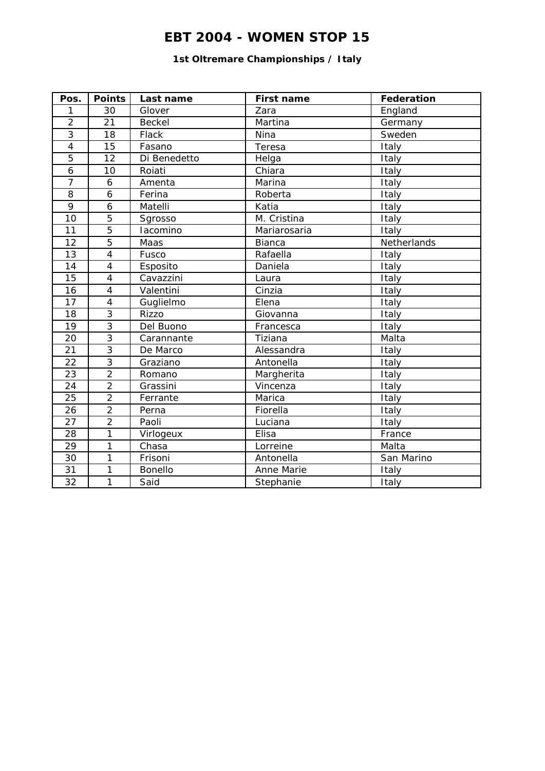# EBT 2004 - WOMEN STOP 15

**1st Oltremare Championships / Italy**

| Pos. | Points | Last name | First name | Federation |
|---|---|---|---|---|
| 1 | 30 | Glover | Zara | England |
| 2 | 21 | Beckel | Martina | Germany |
| 3 | 18 | Flack | Nina | Sweden |
| 4 | 15 | Fasano | Teresa | Italy |
| 5 | 12 | Di Benedetto | Helga | Italy |
| 6 | 10 | Roiati | Chiara | Italy |
| 7 | 6 | Amenta | Marina | Italy |
| 8 | 6 | Ferina | Roberta | Italy |
| 9 | 6 | Matelli | Katia | Italy |
| 10 | 5 | Sgrosso | M. Cristina | Italy |
| 11 | 5 | Iacomino | Mariarosaria | Italy |
| 12 | 5 | Maas | Bianca | Netherlands |
| 13 | 4 | Fusco | Rafaella | Italy |
| 14 | 4 | Esposito | Daniela | Italy |
| 15 | 4 | Cavazzini | Laura | Italy |
| 16 | 4 | Valentini | Cinzia | Italy |
| 17 | 4 | Guglielmo | Elena | Italy |
| 18 | 3 | Rizzo | Giovanna | Italy |
| 19 | 3 | Del Buono | Francesca | Italy |
| 20 | 3 | Carannante | Tiziana | Malta |
| 21 | 3 | De Marco | Alessandra | Italy |
| 22 | 3 | Graziano | Antonella | Italy |
| 23 | 2 | Romano | Margherita | Italy |
| 24 | 2 | Grassini | Vincenza | Italy |
| 25 | 2 | Ferrante | Marica | Italy |
| 26 | 2 | Perna | Fiorella | Italy |
| 27 | 2 | Paoli | Luciana | Italy |
| 28 | 1 | Virlogeux | Elisa | France |
| 29 | 1 | Chasa | Lorreine | Malta |
| 30 | 1 | Frisoni | Antonella | San Marino |
| 31 | 1 | Bonello | Anne Marie | Italy |
| 32 | 1 | Said | Stephanie | Italy |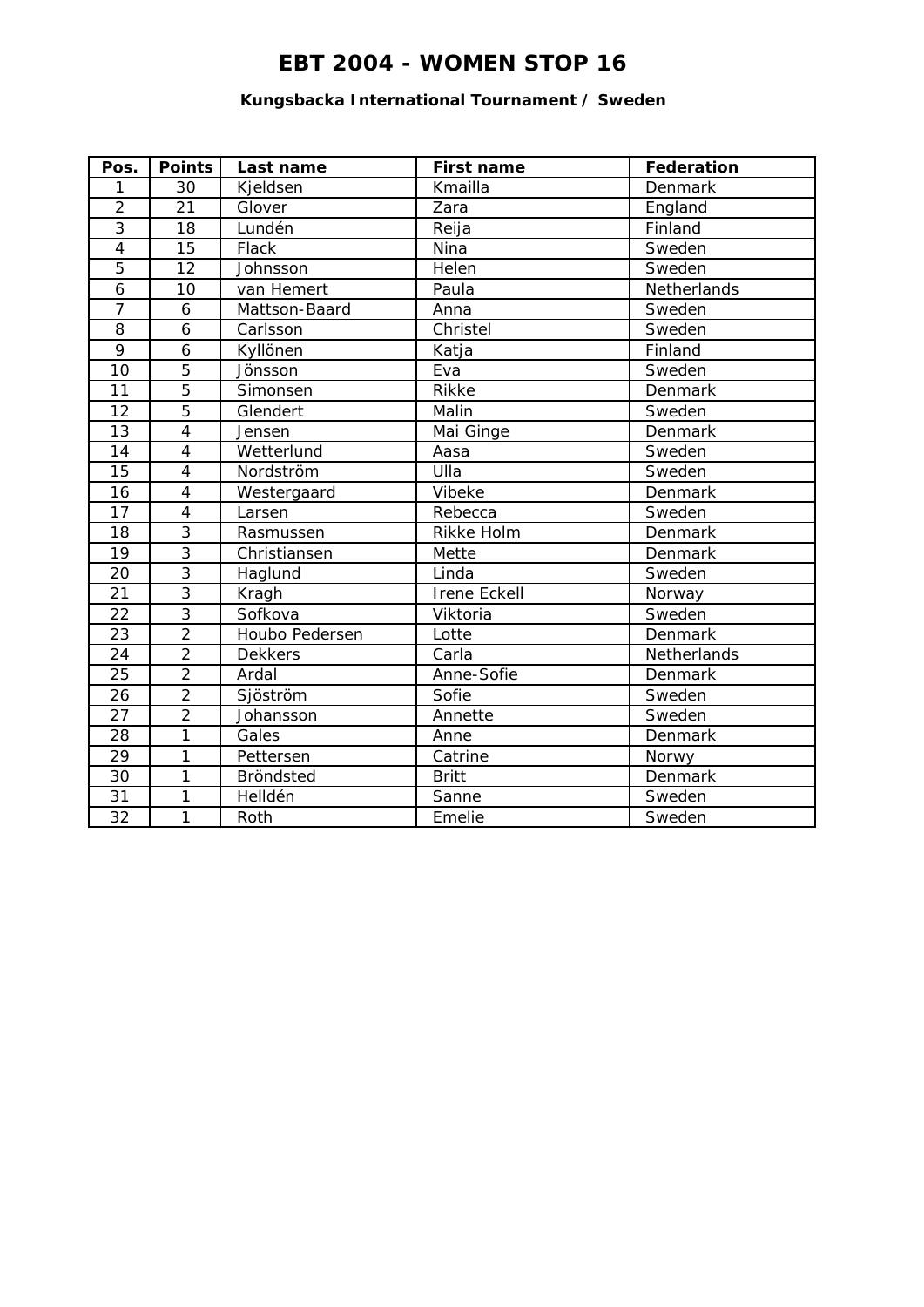# EBT 2004 - WOMEN STOP 16

### Kungsbacka International Tournament / Sweden

| Pos. | Points | Last name | First name | Federation |
|---|---|---|---|---|
| 1 | 30 | Kjeldsen | Kmailla | Denmark |
| 2 | 21 | Glover | Zara | England |
| 3 | 18 | Lundén | Reija | Finland |
| 4 | 15 | Flack | Nina | Sweden |
| 5 | 12 | Johnsson | Helen | Sweden |
| 6 | 10 | van Hemert | Paula | Netherlands |
| 7 | 6 | Mattson-Baard | Anna | Sweden |
| 8 | 6 | Carlsson | Christel | Sweden |
| 9 | 6 | Kyllönen | Katja | Finland |
| 10 | 5 | Jönsson | Eva | Sweden |
| 11 | 5 | Simonsen | Rikke | Denmark |
| 12 | 5 | Glendert | Malin | Sweden |
| 13 | 4 | Jensen | Mai Ginge | Denmark |
| 14 | 4 | Wetterlund | Aasa | Sweden |
| 15 | 4 | Nordström | Ulla | Sweden |
| 16 | 4 | Westergaard | Vibeke | Denmark |
| 17 | 4 | Larsen | Rebecca | Sweden |
| 18 | 3 | Rasmussen | Rikke Holm | Denmark |
| 19 | 3 | Christiansen | Mette | Denmark |
| 20 | 3 | Haglund | Linda | Sweden |
| 21 | 3 | Kragh | Irene Eckell | Norway |
| 22 | 3 | Sofkova | Viktoria | Sweden |
| 23 | 2 | Houbo Pedersen | Lotte | Denmark |
| 24 | 2 | Dekkers | Carla | Netherlands |
| 25 | 2 | Ardal | Anne-Sofie | Denmark |
| 26 | 2 | Sjöström | Sofie | Sweden |
| 27 | 2 | Johansson | Annette | Sweden |
| 28 | 1 | Gales | Anne | Denmark |
| 29 | 1 | Pettersen | Catrine | Norwy |
| 30 | 1 | Bröndsted | Britt | Denmark |
| 31 | 1 | Helldén | Sanne | Sweden |
| 32 | 1 | Roth | Emelie | Sweden |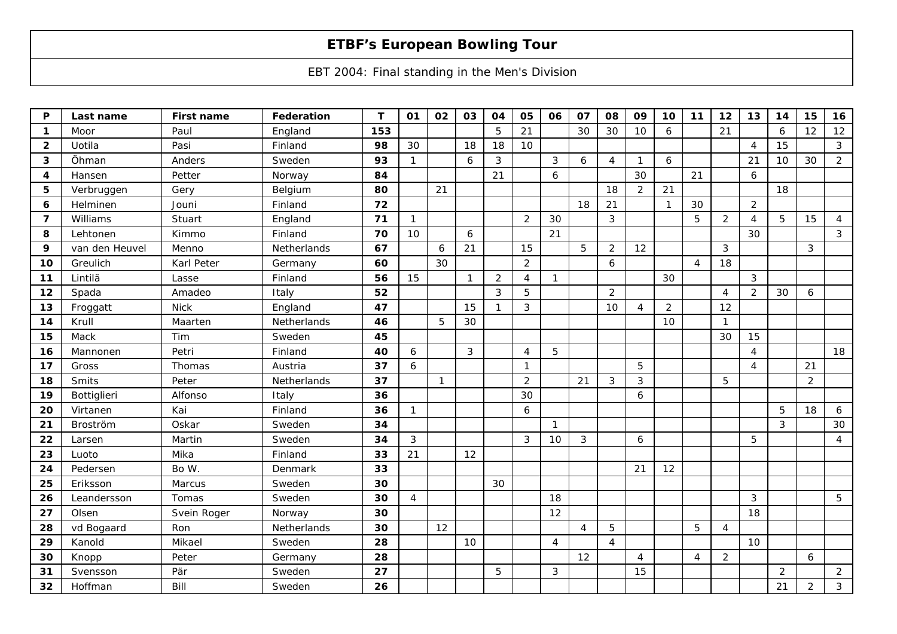# ETBF's European Bowling Tour

EBT 2004: Final standing in the Men's Division

| P | Last name | First name | Federation | T | 01 | 02 | 03 | 04 | 05 | 06 | 07 | 08 | 09 | 10 | 11 | 12 | 13 | 14 | 15 | 16 |
|---|---|---|---|---|---|---|---|---|---|---|---|---|---|---|---|---|---|---|---|---|
| **1** | Moor | Paul | England | **153** | | | | 5 | 21 | | 30 | 30 | 10 | 6 | | 21 | | 6 | 12 | 12 |
| **2** | Uotila | Pasi | Finland | **98** | 30 | | 18 | 18 | 10 | | | | | | | | 4 | 15 | | 3 |
| **3** | Öhman | Anders | Sweden | **93** | 1 | | 6 | 3 | | 3 | 6 | 4 | 1 | 6 | | | 21 | 10 | 30 | 2 |
| **4** | Hansen | Petter | Norway | **84** | | | | 21 | | 6 | | | 30 | | 21 | | 6 | | | |
| **5** | Verbruggen | Gery | Belgium | **80** | | 21 | | | | | | 18 | 2 | 21 | | | | 18 | | |
| **6** | Helminen | Jouni | Finland | **72** | | | | | | | 18 | 21 | | 1 | 30 | | 2 | | | |
| **7** | Williams | Stuart | England | **71** | 1 | | | | 2 | 30 | | 3 | | | 5 | 2 | 4 | 5 | 15 | 4 |
| **8** | Lehtonen | Kimmo | Finland | **70** | 10 | | 6 | | | 21 | | | | | | | 30 | | | 3 |
| **9** | van den Heuvel | Menno | Netherlands | **67** | | 6 | 21 | | 15 | | 5 | 2 | 12 | | | 3 | | | 3 | |
| **10** | Greulich | Karl Peter | Germany | **60** | | 30 | | | 2 | | | 6 | | | 4 | 18 | | | | |
| **11** | Lintilä | Lasse | Finland | **56** | 15 | | 1 | 2 | 4 | 1 | | | | 30 | | | 3 | | | |
| **12** | Spada | Amadeo | Italy | **52** | | | | 3 | 5 | | | 2 | | | | 4 | 2 | 30 | 6 | |
| **13** | Froggatt | Nick | England | **47** | | | 15 | 1 | 3 | | | 10 | 4 | 2 | | 12 | | | | |
| **14** | Krull | Maarten | Netherlands | **46** | | 5 | 30 | | | | | | | 10 | | 1 | | | | |
| **15** | Mack | Tim | Sweden | **45** | | | | | | | | | | | | 30 | 15 | | | |
| **16** | Mannonen | Petri | Finland | **40** | 6 | | 3 | | 4 | 5 | | | | | | | 4 | | | 18 |
| **17** | Gross | Thomas | Austria | **37** | 6 | | | | 1 | | | | 5 | | | | 4 | | 21 | |
| **18** | Smits | Peter | Netherlands | **37** | | 1 | | | 2 | | 21 | 3 | 3 | | | 5 | | | 2 | |
| **19** | Bottiglieri | Alfonso | Italy | **36** | | | | | 30 | | | | 6 | | | | | | | |
| **20** | Virtanen | Kai | Finland | **36** | 1 | | | | 6 | | | | | | | | | 5 | 18 | 6 |
| **21** | Broström | Oskar | Sweden | **34** | | | | | | 1 | | | | | | | | 3 | | 30 |
| **22** | Larsen | Martin | Sweden | **34** | 3 | | | | 3 | 10 | 3 | | 6 | | | | 5 | | | 4 |
| **23** | Luoto | Mika | Finland | **33** | 21 | | 12 | | | | | | | | | | | | | |
| **24** | Pedersen | Bo W. | Denmark | **33** | | | | | | | | | 21 | 12 | | | | | | |
| **25** | Eriksson | Marcus | Sweden | **30** | | | | 30 | | | | | | | | | | | | |
| **26** | Leandersson | Tomas | Sweden | **30** | 4 | | | | | 18 | | | | | | | 3 | | | 5 |
| **27** | Olsen | Svein Roger | Norway | **30** | | | | | | 12 | | | | | | | 18 | | | |
| **28** | vd Bogaard | Ron | Netherlands | **30** | | 12 | | | | | 4 | 5 | | | 5 | 4 | | | | |
| **29** | Kanold | Mikael | Sweden | **28** | | | 10 | | | 4 | | 4 | | | | | 10 | | | |
| **30** | Knopp | Peter | Germany | **28** | | | | | | | 12 | | 4 | | 4 | 2 | | | 6 | |
| **31** | Svensson | Pär | Sweden | **27** | | | | 5 | | 3 | | | 15 | | | | | 2 | | 2 |
| **32** | Hoffman | Bill | Sweden | **26** | | | | | | | | | | | | | | 21 | 2 | 3 |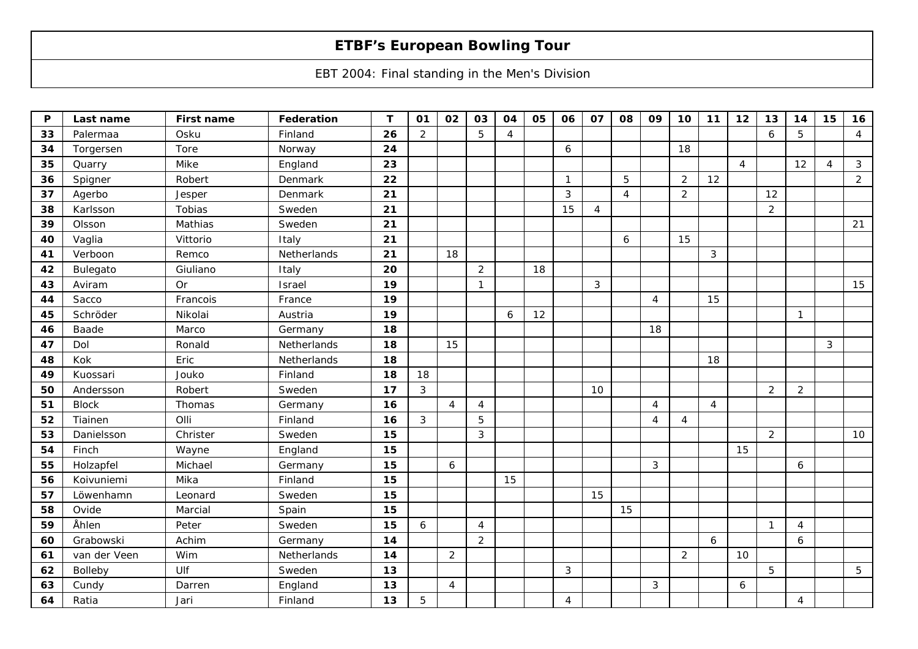# ETBF's European Bowling Tour

EBT 2004: Final standing in the Men's Division

| P | Last name | First name | Federation | T | 01 | 02 | 03 | 04 | 05 | 06 | 07 | 08 | 09 | 10 | 11 | 12 | 13 | 14 | 15 | 16 |
|---|---|---|---|---|---|---|---|---|---|---|---|---|---|---|---|---|---|---|---|---|
| **33** | Palermaa | Osku | Finland | **26** | 2 | | 5 | 4 | | | | | | | | | 6 | 5 | | 4 |
| **34** | Torgersen | Tore | Norway | **24** | | | | | | 6 | | | | 18 | | | | | | |
| **35** | Quarry | Mike | England | **23** | | | | | | | | | | | | 4 | | 12 | 4 | 3 |
| **36** | Spigner | Robert | Denmark | **22** | | | | | | 1 | | 5 | | 2 | 12 | | | | | 2 |
| **37** | Agerbo | Jesper | Denmark | **21** | | | | | | 3 | | 4 | | 2 | | | 12 | | | |
| **38** | Karlsson | Tobias | Sweden | **21** | | | | | | 15 | 4 | | | | | | 2 | | | |
| **39** | Olsson | Mathias | Sweden | **21** | | | | | | | | | | | | | | | | 21 |
| **40** | Vaglia | Vittorio | Italy | **21** | | | | | | | | 6 | | 15 | | | | | | |
| **41** | Verboon | Remco | Netherlands | **21** | | 18 | | | | | | | | | 3 | | | | | |
| **42** | Bulegato | Giuliano | Italy | **20** | | | 2 | | 18 | | | | | | | | | | | |
| **43** | Aviram | Or | Israel | **19** | | | 1 | | | | 3 | | | | | | | | | 15 |
| **44** | Sacco | Francois | France | **19** | | | | | | | | | 4 | | 15 | | | | | |
| **45** | Schröder | Nikolai | Austria | **19** | | | | 6 | 12 | | | | | | | | | 1 | | |
| **46** | Baade | Marco | Germany | **18** | | | | | | | | | 18 | | | | | | | |
| **47** | Dol | Ronald | Netherlands | **18** | | 15 | | | | | | | | | | | | | 3 | |
| **48** | Kok | Eric | Netherlands | **18** | | | | | | | | | | | 18 | | | | | |
| **49** | Kuossari | Jouko | Finland | **18** | 18 | | | | | | | | | | | | | | | |
| **50** | Andersson | Robert | Sweden | **17** | 3 | | | | | | 10 | | | | | | 2 | 2 | | |
| **51** | Block | Thomas | Germany | **16** | | 4 | 4 | | | | | | 4 | | 4 | | | | | |
| **52** | Tiainen | Olli | Finland | **16** | 3 | | 5 | | | | | | 4 | 4 | | | | | | |
| **53** | Danielsson | Christer | Sweden | **15** | | | 3 | | | | | | | | | | 2 | | | 10 |
| **54** | Finch | Wayne | England | **15** | | | | | | | | | | | | 15 | | | | |
| **55** | Holzapfel | Michael | Germany | **15** | | 6 | | | | | | | 3 | | | | | 6 | | |
| **56** | Koivuniemi | Mika | Finland | **15** | | | | 15 | | | | | | | | | | | | |
| **57** | Löwenhamn | Leonard | Sweden | **15** | | | | | | | 15 | | | | | | | | | |
| **58** | Ovide | Marcial | Spain | **15** | | | | | | | | 15 | | | | | | | | |
| **59** | Åhlen | Peter | Sweden | **15** | 6 | | 4 | | | | | | | | | | 1 | 4 | | |
| **60** | Grabowski | Achim | Germany | **14** | | | 2 | | | | | | | | 6 | | | 6 | | |
| **61** | van der Veen | Wim | Netherlands | **14** | | 2 | | | | | | | | 2 | | 10 | | | | |
| **62** | Bolleby | Ulf | Sweden | **13** | | | | | | 3 | | | | | | | 5 | | | 5 |
| **63** | Cundy | Darren | England | **13** | | 4 | | | | | | | 3 | | | 6 | | | | |
| **64** | Ratia | Jari | Finland | **13** | 5 | | | | | 4 | | | | | | | | 4 | | |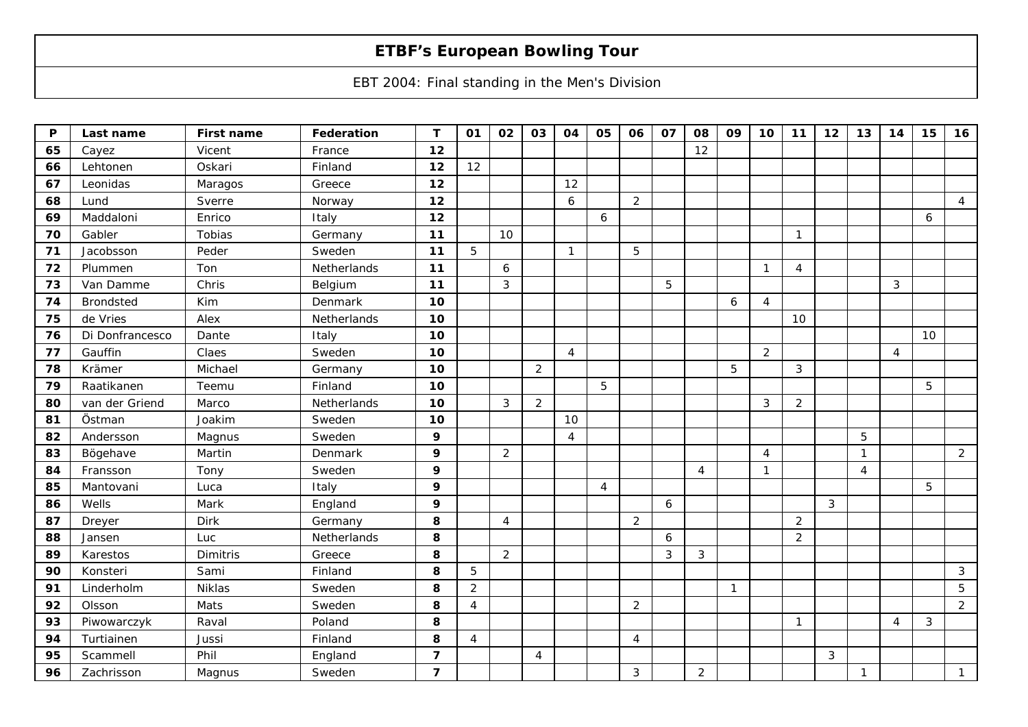# ETBF's European Bowling Tour

EBT 2004: Final standing in the Men's Division

| P | Last name | First name | Federation | T | 01 | 02 | 03 | 04 | 05 | 06 | 07 | 08 | 09 | 10 | 11 | 12 | 13 | 14 | 15 | 16 |
|---|---|---|---|---|---|---|---|---|---|---|---|---|---|---|---|---|---|---|---|---|
| **65** | Cayez | Vicent | France | **12** | | | | | | | | 12 | | | | | | | | |
| **66** | Lehtonen | Oskari | Finland | **12** | 12 | | | | | | | | | | | | | | | |
| **67** | Leonidas | Maragos | Greece | **12** | | | | 12 | | | | | | | | | | | | |
| **68** | Lund | Sverre | Norway | **12** | | | | 6 | | 2 | | | | | | | | | | 4 |
| **69** | Maddaloni | Enrico | Italy | **12** | | | | | 6 | | | | | | | | | | 6 | |
| **70** | Gabler | Tobias | Germany | **11** | | 10 | | | | | | | | | 1 | | | | | |
| **71** | Jacobsson | Peder | Sweden | **11** | 5 | | | 1 | | 5 | | | | | | | | | | |
| **72** | Plummen | Ton | Netherlands | **11** | | 6 | | | | | | | | 1 | 4 | | | | | |
| **73** | Van Damme | Chris | Belgium | **11** | | 3 | | | | | 5 | | | | | | | 3 | | |
| **74** | Brondsted | Kim | Denmark | **10** | | | | | | | | | 6 | 4 | | | | | | |
| **75** | de Vries | Alex | Netherlands | **10** | | | | | | | | | | | 10 | | | | | |
| **76** | Di Donfrancesco | Dante | Italy | **10** | | | | | | | | | | | | | | | 10 | |
| **77** | Gauffin | Claes | Sweden | **10** | | | | 4 | | | | | | 2 | | | | 4 | | |
| **78** | Krämer | Michael | Germany | **10** | | | 2 | | | | | | 5 | | 3 | | | | | |
| **79** | Raatikanen | Teemu | Finland | **10** | | | | | 5 | | | | | | | | | | 5 | |
| **80** | van der Griend | Marco | Netherlands | **10** | | 3 | 2 | | | | | | | 3 | 2 | | | | | |
| **81** | Östman | Joakim | Sweden | **10** | | | | 10 | | | | | | | | | | | | |
| **82** | Andersson | Magnus | Sweden | **9** | | | | 4 | | | | | | | | | 5 | | | |
| **83** | Bögehave | Martin | Denmark | **9** | | 2 | | | | | | | | 4 | | | 1 | | | 2 |
| **84** | Fransson | Tony | Sweden | **9** | | | | | | | | 4 | | 1 | | | 4 | | | |
| **85** | Mantovani | Luca | Italy | **9** | | | | | 4 | | | | | | | | | | 5 | |
| **86** | Wells | Mark | England | **9** | | | | | | | 6 | | | | | 3 | | | | |
| **87** | Dreyer | Dirk | Germany | **8** | | 4 | | | | 2 | | | | | 2 | | | | | |
| **88** | Jansen | Luc | Netherlands | **8** | | | | | | | 6 | | | | 2 | | | | | |
| **89** | Karestos | Dimitris | Greece | **8** | | 2 | | | | | 3 | 3 | | | | | | | | |
| **90** | Konsteri | Sami | Finland | **8** | 5 | | | | | | | | | | | | | | | 3 |
| **91** | Linderholm | Niklas | Sweden | **8** | 2 | | | | | | | | 1 | | | | | | | 5 |
| **92** | Olsson | Mats | Sweden | **8** | 4 | | | | | 2 | | | | | | | | | | 2 |
| **93** | Piwowarczyk | Raval | Poland | **8** | | | | | | | | | | | 1 | | | 4 | 3 | |
| **94** | Turtiainen | Jussi | Finland | **8** | 4 | | | | | 4 | | | | | | | | | | |
| **95** | Scammell | Phil | England | **7** | | | 4 | | | | | | | | | 3 | | | | |
| **96** | Zachrisson | Magnus | Sweden | **7** | | | | | | 3 | | 2 | | | | | 1 | | | 1 |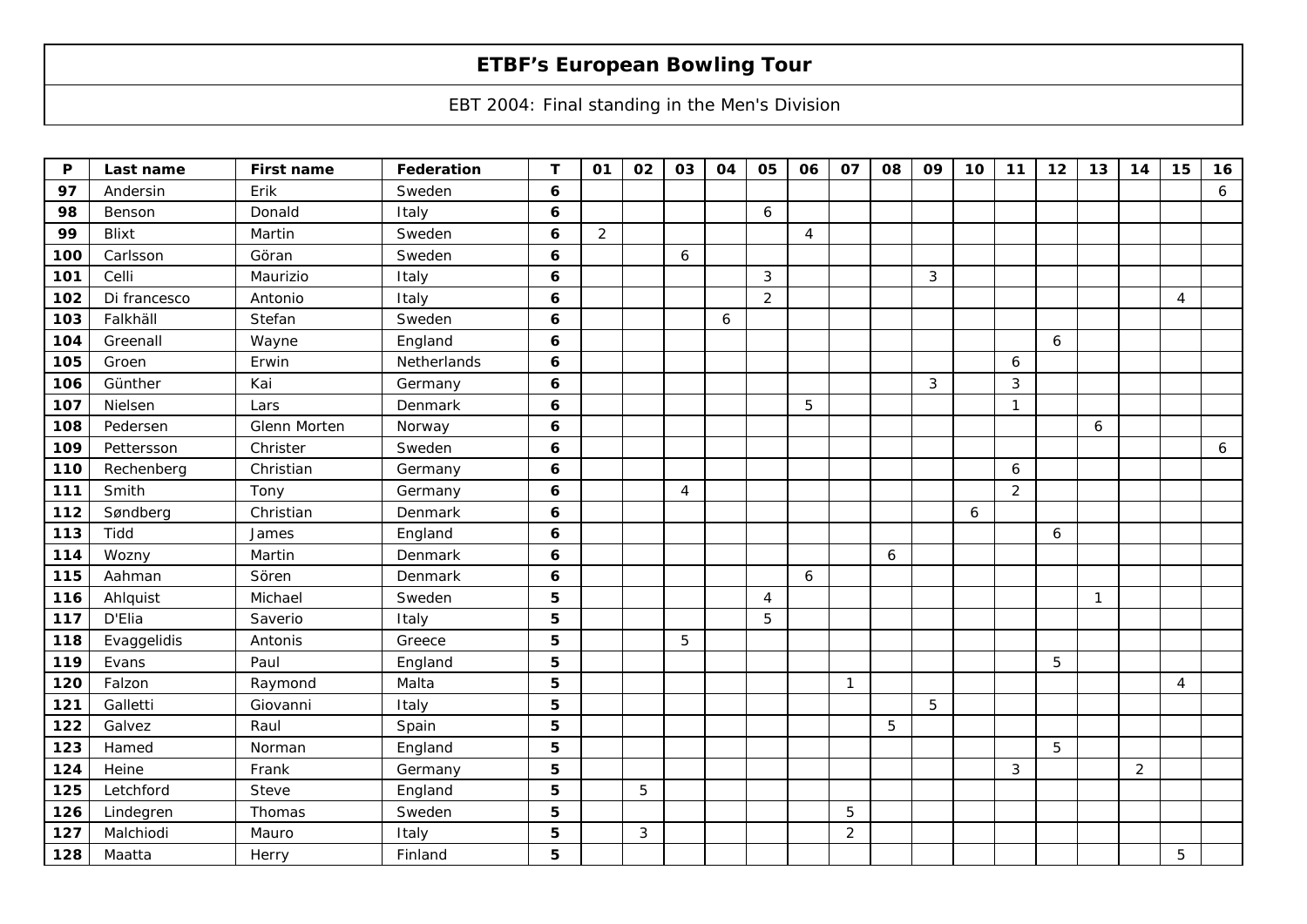# ETBF's European Bowling Tour

EBT 2004: Final standing in the Men's Division

| P | Last name | First name | Federation | T | 01 | 02 | 03 | 04 | 05 | 06 | 07 | 08 | 09 | 10 | 11 | 12 | 13 | 14 | 15 | 16 |
|---|---|---|---|---|---|---|---|---|---|---|---|---|---|---|---|---|---|---|---|---|
| 97 | Andersin | Erik | Sweden | 6 | | | | | | | | | | | | | | | | 6 |
| 98 | Benson | Donald | Italy | 6 | | | | | 6 | | | | | | | | | | | |
| 99 | Blixt | Martin | Sweden | 6 | 2 | | | | | 4 | | | | | | | | | | |
| 100 | Carlsson | Göran | Sweden | 6 | | | 6 | | | | | | | | | | | | | |
| 101 | Celli | Maurizio | Italy | 6 | | | | | 3 | | | | 3 | | | | | | | |
| 102 | Di francesco | Antonio | Italy | 6 | | | | | 2 | | | | | | | | | | 4 | |
| 103 | Falkhäll | Stefan | Sweden | 6 | | | | 6 | | | | | | | | | | | | |
| 104 | Greenall | Wayne | England | 6 | | | | | | | | | | | | 6 | | | | |
| 105 | Groen | Erwin | Netherlands | 6 | | | | | | | | | | | 6 | | | | | |
| 106 | Günther | Kai | Germany | 6 | | | | | | | | | 3 | | 3 | | | | | |
| 107 | Nielsen | Lars | Denmark | 6 | | | | | | 5 | | | | | 1 | | | | | |
| 108 | Pedersen | Glenn Morten | Norway | 6 | | | | | | | | | | | | | 6 | | | |
| 109 | Pettersson | Christer | Sweden | 6 | | | | | | | | | | | | | | | | 6 |
| 110 | Rechenberg | Christian | Germany | 6 | | | | | | | | | | | 6 | | | | | |
| 111 | Smith | Tony | Germany | 6 | | | 4 | | | | | | | | 2 | | | | | |
| 112 | Søndberg | Christian | Denmark | 6 | | | | | | | | | | 6 | | | | | | |
| 113 | Tidd | James | England | 6 | | | | | | | | | | | | 6 | | | | |
| 114 | Wozny | Martin | Denmark | 6 | | | | | | | | 6 | | | | | | | | |
| 115 | Aahman | Sören | Denmark | 6 | | | | | | 6 | | | | | | | | | | |
| 116 | Ahlquist | Michael | Sweden | 5 | | | | | 4 | | | | | | | | 1 | | | |
| 117 | D'Elia | Saverio | Italy | 5 | | | | | 5 | | | | | | | | | | | |
| 118 | Evaggelidis | Antonis | Greece | 5 | | | 5 | | | | | | | | | | | | | |
| 119 | Evans | Paul | England | 5 | | | | | | | | | | | | 5 | | | | |
| 120 | Falzon | Raymond | Malta | 5 | | | | | | | 1 | | | | | | | | 4 | |
| 121 | Galletti | Giovanni | Italy | 5 | | | | | | | | | 5 | | | | | | | |
| 122 | Galvez | Raul | Spain | 5 | | | | | | | | 5 | | | | | | | | |
| 123 | Hamed | Norman | England | 5 | | | | | | | | | | | | 5 | | | | |
| 124 | Heine | Frank | Germany | 5 | | | | | | | | | | | 3 | | | 2 | | |
| 125 | Letchford | Steve | England | 5 | | 5 | | | | | | | | | | | | | | |
| 126 | Lindegren | Thomas | Sweden | 5 | | | | | | | 5 | | | | | | | | | |
| 127 | Malchiodi | Mauro | Italy | 5 | | 3 | | | | | 2 | | | | | | | | | |
| 128 | Maatta | Herry | Finland | 5 | | | | | | | | | | | | | | | 5 | |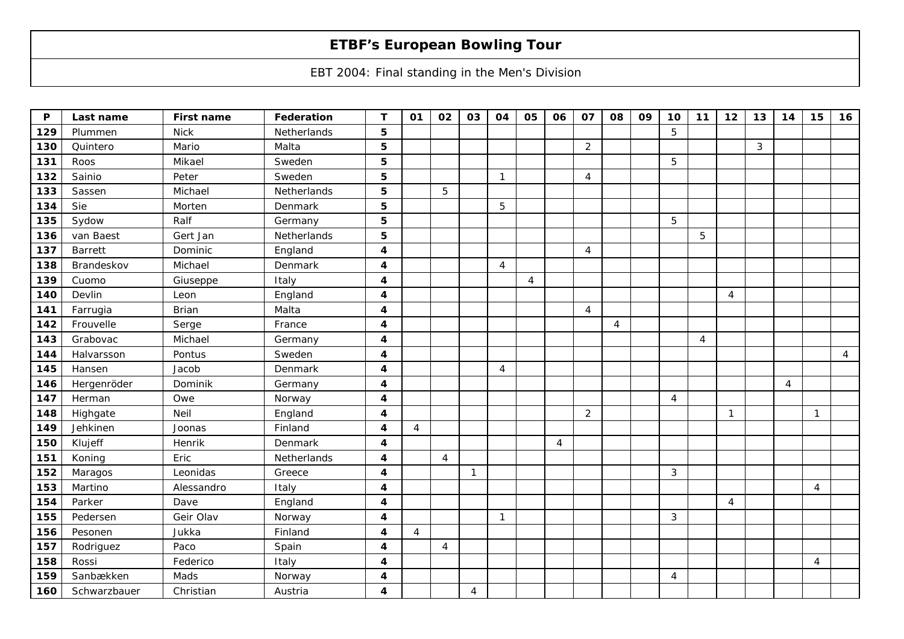# ETBF's European Bowling Tour

EBT 2004: Final standing in the Men's Division

| P | Last name | First name | Federation | T | 01 | 02 | 03 | 04 | 05 | 06 | 07 | 08 | 09 | 10 | 11 | 12 | 13 | 14 | 15 | 16 |
|---|---|---|---|---|---|---|---|---|---|---|---|---|---|---|---|---|---|---|---|---|
| 129 | Plummen | Nick | Netherlands | 5 | | | | | | | | | | 5 | | | | | | |
| 130 | Quintero | Mario | Malta | 5 | | | | | | | 2 | | | | | | 3 | | | |
| 131 | Roos | Mikael | Sweden | 5 | | | | | | | | | | 5 | | | | | | |
| 132 | Sainio | Peter | Sweden | 5 | | | | 1 | | | 4 | | | | | | | | | |
| 133 | Sassen | Michael | Netherlands | 5 | | 5 | | | | | | | | | | | | | | |
| 134 | Sie | Morten | Denmark | 5 | | | | 5 | | | | | | | | | | | | |
| 135 | Sydow | Ralf | Germany | 5 | | | | | | | | | | 5 | | | | | | |
| 136 | van Baest | Gert Jan | Netherlands | 5 | | | | | | | | | | | 5 | | | | | |
| 137 | Barrett | Dominic | England | 4 | | | | | | | 4 | | | | | | | | | |
| 138 | Brandeskov | Michael | Denmark | 4 | | | | 4 | | | | | | | | | | | | |
| 139 | Cuomo | Giuseppe | Italy | 4 | | | | | 4 | | | | | | | | | | | |
| 140 | Devlin | Leon | England | 4 | | | | | | | | | | | | 4 | | | | |
| 141 | Farrugia | Brian | Malta | 4 | | | | | | | 4 | | | | | | | | | |
| 142 | Frouvelle | Serge | France | 4 | | | | | | | | 4 | | | | | | | | |
| 143 | Grabovac | Michael | Germany | 4 | | | | | | | | | | | 4 | | | | | |
| 144 | Halvarsson | Pontus | Sweden | 4 | | | | | | | | | | | | | | | | 4 |
| 145 | Hansen | Jacob | Denmark | 4 | | | | 4 | | | | | | | | | | | | |
| 146 | Hergenröder | Dominik | Germany | 4 | | | | | | | | | | | | | | 4 | | |
| 147 | Herman | Owe | Norway | 4 | | | | | | | | | | 4 | | | | | | |
| 148 | Highgate | Neil | England | 4 | | | | | | | 2 | | | | | 1 | | | 1 | |
| 149 | Jehkinen | Joonas | Finland | 4 | 4 | | | | | | | | | | | | | | | |
| 150 | Klujeff | Henrik | Denmark | 4 | | | | | | 4 | | | | | | | | | | |
| 151 | Koning | Eric | Netherlands | 4 | | 4 | | | | | | | | | | | | | | |
| 152 | Maragos | Leonidas | Greece | 4 | | | 1 | | | | | | | 3 | | | | | | |
| 153 | Martino | Alessandro | Italy | 4 | | | | | | | | | | | | | | | 4 | |
| 154 | Parker | Dave | England | 4 | | | | | | | | | | | | 4 | | | | |
| 155 | Pedersen | Geir Olav | Norway | 4 | | | | 1 | | | | | | 3 | | | | | | |
| 156 | Pesonen | Jukka | Finland | 4 | 4 | | | | | | | | | | | | | | | |
| 157 | Rodriguez | Paco | Spain | 4 | | 4 | | | | | | | | | | | | | | |
| 158 | Rossi | Federico | Italy | 4 | | | | | | | | | | | | | | | 4 | |
| 159 | Sanbækken | Mads | Norway | 4 | | | | | | | | | | 4 | | | | | | |
| 160 | Schwarzbauer | Christian | Austria | 4 | | | 4 | | | | | | | | | | | | | |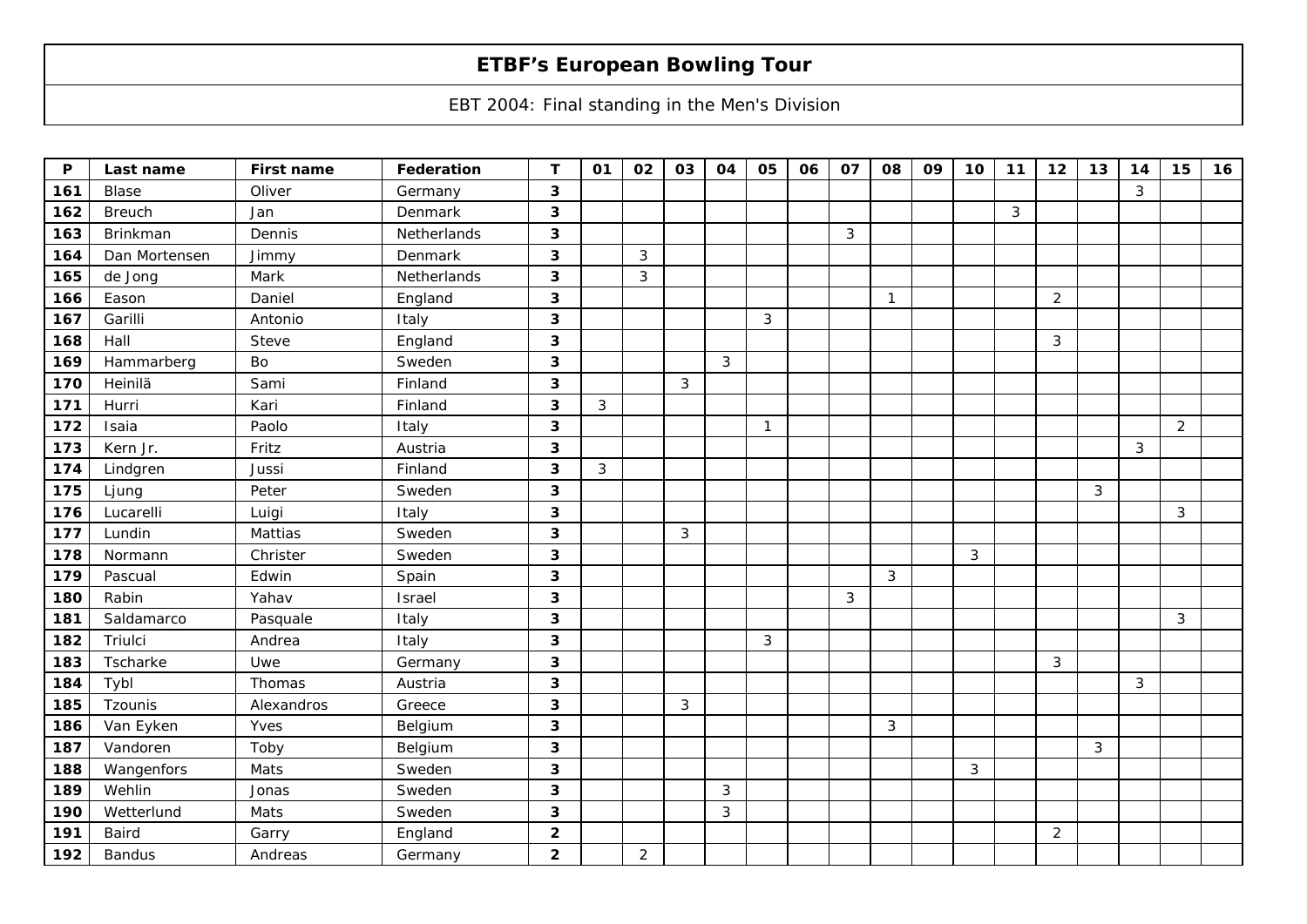# ETBF's European Bowling Tour

EBT 2004: Final standing in the Men's Division

| P | Last name | First name | Federation | T | 01 | 02 | 03 | 04 | 05 | 06 | 07 | 08 | 09 | 10 | 11 | 12 | 13 | 14 | 15 | 16 |
|---|---|---|---|---|---|---|---|---|---|---|---|---|---|---|---|---|---|---|---|---|
| 161 | Blase | Oliver | Germany | 3 | | | | | | | | | | | | | | 3 | | |
| 162 | Breuch | Jan | Denmark | 3 | | | | | | | | | | | 3 | | | | | |
| 163 | Brinkman | Dennis | Netherlands | 3 | | | | | | | 3 | | | | | | | | | |
| 164 | Dan Mortensen | Jimmy | Denmark | 3 | | 3 | | | | | | | | | | | | | | |
| 165 | de Jong | Mark | Netherlands | 3 | | 3 | | | | | | | | | | | | | | |
| 166 | Eason | Daniel | England | 3 | | | | | | | | 1 | | | | 2 | | | | |
| 167 | Garilli | Antonio | Italy | 3 | | | | | 3 | | | | | | | | | | | |
| 168 | Hall | Steve | England | 3 | | | | | | | | | | | | 3 | | | | |
| 169 | Hammarberg | Bo | Sweden | 3 | | | | 3 | | | | | | | | | | | | |
| 170 | Heinilä | Sami | Finland | 3 | | | 3 | | | | | | | | | | | | | |
| 171 | Hurri | Kari | Finland | 3 | 3 | | | | | | | | | | | | | | | |
| 172 | Isaia | Paolo | Italy | 3 | | | | | 1 | | | | | | | | | | 2 | |
| 173 | Kern Jr. | Fritz | Austria | 3 | | | | | | | | | | | | | | 3 | | |
| 174 | Lindgren | Jussi | Finland | 3 | 3 | | | | | | | | | | | | | | | |
| 175 | Ljung | Peter | Sweden | 3 | | | | | | | | | | | | | 3 | | | |
| 176 | Lucarelli | Luigi | Italy | 3 | | | | | | | | | | | | | | | 3 | |
| 177 | Lundin | Mattias | Sweden | 3 | | | 3 | | | | | | | | | | | | | |
| 178 | Normann | Christer | Sweden | 3 | | | | | | | | | | 3 | | | | | | |
| 179 | Pascual | Edwin | Spain | 3 | | | | | | | | 3 | | | | | | | | |
| 180 | Rabin | Yahav | Israel | 3 | | | | | | | 3 | | | | | | | | | |
| 181 | Saldamarco | Pasquale | Italy | 3 | | | | | | | | | | | | | | | 3 | |
| 182 | Triulci | Andrea | Italy | 3 | | | | | 3 | | | | | | | | | | | |
| 183 | Tscharke | Uwe | Germany | 3 | | | | | | | | | | | | 3 | | | | |
| 184 | Tybl | Thomas | Austria | 3 | | | | | | | | | | | | | | 3 | | |
| 185 | Tzounis | Alexandros | Greece | 3 | | | 3 | | | | | | | | | | | | | |
| 186 | Van Eyken | Yves | Belgium | 3 | | | | | | | | 3 | | | | | | | | |
| 187 | Vandoren | Toby | Belgium | 3 | | | | | | | | | | | | | 3 | | | |
| 188 | Wangenfors | Mats | Sweden | 3 | | | | | | | | | | 3 | | | | | | |
| 189 | Wehlin | Jonas | Sweden | 3 | | | | 3 | | | | | | | | | | | | |
| 190 | Wetterlund | Mats | Sweden | 3 | | | | 3 | | | | | | | | | | | | |
| 191 | Baird | Garry | England | 2 | | | | | | | | | | | | 2 | | | | |
| 192 | Bandus | Andreas | Germany | 2 | | 2 | | | | | | | | | | | | | | |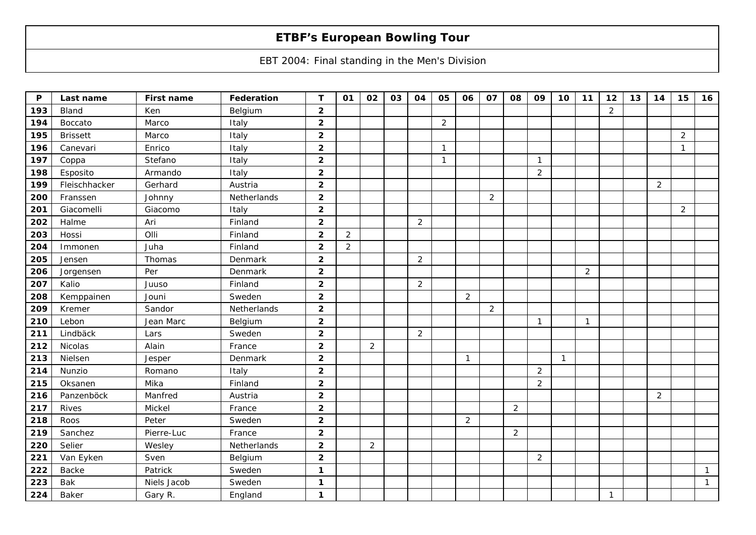# ETBF's European Bowling Tour

EBT 2004: Final standing in the Men's Division

| P | Last name | First name | Federation | T | 01 | 02 | 03 | 04 | 05 | 06 | 07 | 08 | 09 | 10 | 11 | 12 | 13 | 14 | 15 | 16 |
|---|---|---|---|---|---|---|---|---|---|---|---|---|---|---|---|---|---|---|---|---|
| 193 | Bland | Ken | Belgium | 2 | | | | | | | | | | | | 2 | | | | |
| 194 | Boccato | Marco | Italy | 2 | | | | | 2 | | | | | | | | | | | |
| 195 | Brissett | Marco | Italy | 2 | | | | | | | | | | | | | | | 2 | |
| 196 | Canevari | Enrico | Italy | 2 | | | | | 1 | | | | | | | | | | 1 | |
| 197 | Coppa | Stefano | Italy | 2 | | | | | 1 | | | | 1 | | | | | | | |
| 198 | Esposito | Armando | Italy | 2 | | | | | | | | | 2 | | | | | | | |
| 199 | Fleischhacker | Gerhard | Austria | 2 | | | | | | | | | | | | | | 2 | | |
| 200 | Franssen | Johnny | Netherlands | 2 | | | | | | | 2 | | | | | | | | | |
| 201 | Giacomelli | Giacomo | Italy | 2 | | | | | | | | | | | | | | | 2 | |
| 202 | Halme | Ari | Finland | 2 | | | | 2 | | | | | | | | | | | | |
| 203 | Hossi | Olli | Finland | 2 | 2 | | | | | | | | | | | | | | | |
| 204 | Immonen | Juha | Finland | 2 | 2 | | | | | | | | | | | | | | | |
| 205 | Jensen | Thomas | Denmark | 2 | | | | 2 | | | | | | | | | | | | |
| 206 | Jorgensen | Per | Denmark | 2 | | | | | | | | | | | 2 | | | | | |
| 207 | Kalio | Juuso | Finland | 2 | | | | 2 | | | | | | | | | | | | |
| 208 | Kemppainen | Jouni | Sweden | 2 | | | | | | 2 | | | | | | | | | | |
| 209 | Kremer | Sandor | Netherlands | 2 | | | | | | | 2 | | | | | | | | | |
| 210 | Lebon | Jean Marc | Belgium | 2 | | | | | | | | | 1 | | 1 | | | | | |
| 211 | Lindbäck | Lars | Sweden | 2 | | | | 2 | | | | | | | | | | | | |
| 212 | Nicolas | Alain | France | 2 | | 2 | | | | | | | | | | | | | | |
| 213 | Nielsen | Jesper | Denmark | 2 | | | | | | 1 | | | | 1 | | | | | | |
| 214 | Nunzio | Romano | Italy | 2 | | | | | | | | | 2 | | | | | | | |
| 215 | Oksanen | Mika | Finland | 2 | | | | | | | | | 2 | | | | | | | |
| 216 | Panzenböck | Manfred | Austria | 2 | | | | | | | | | | | | | | 2 | | |
| 217 | Rives | Mickel | France | 2 | | | | | | | | 2 | | | | | | | | |
| 218 | Roos | Peter | Sweden | 2 | | | | | | 2 | | | | | | | | | | |
| 219 | Sanchez | Pierre-Luc | France | 2 | | | | | | | | 2 | | | | | | | | |
| 220 | Selier | Wesley | Netherlands | 2 | | 2 | | | | | | | | | | | | | | |
| 221 | Van Eyken | Sven | Belgium | 2 | | | | | | | | | 2 | | | | | | | |
| 222 | Backe | Patrick | Sweden | 1 | | | | | | | | | | | | | | | | 1 |
| 223 | Bak | Niels Jacob | Sweden | 1 | | | | | | | | | | | | | | | | 1 |
| 224 | Baker | Gary R. | England | 1 | | | | | | | | | | | | 1 | | | | |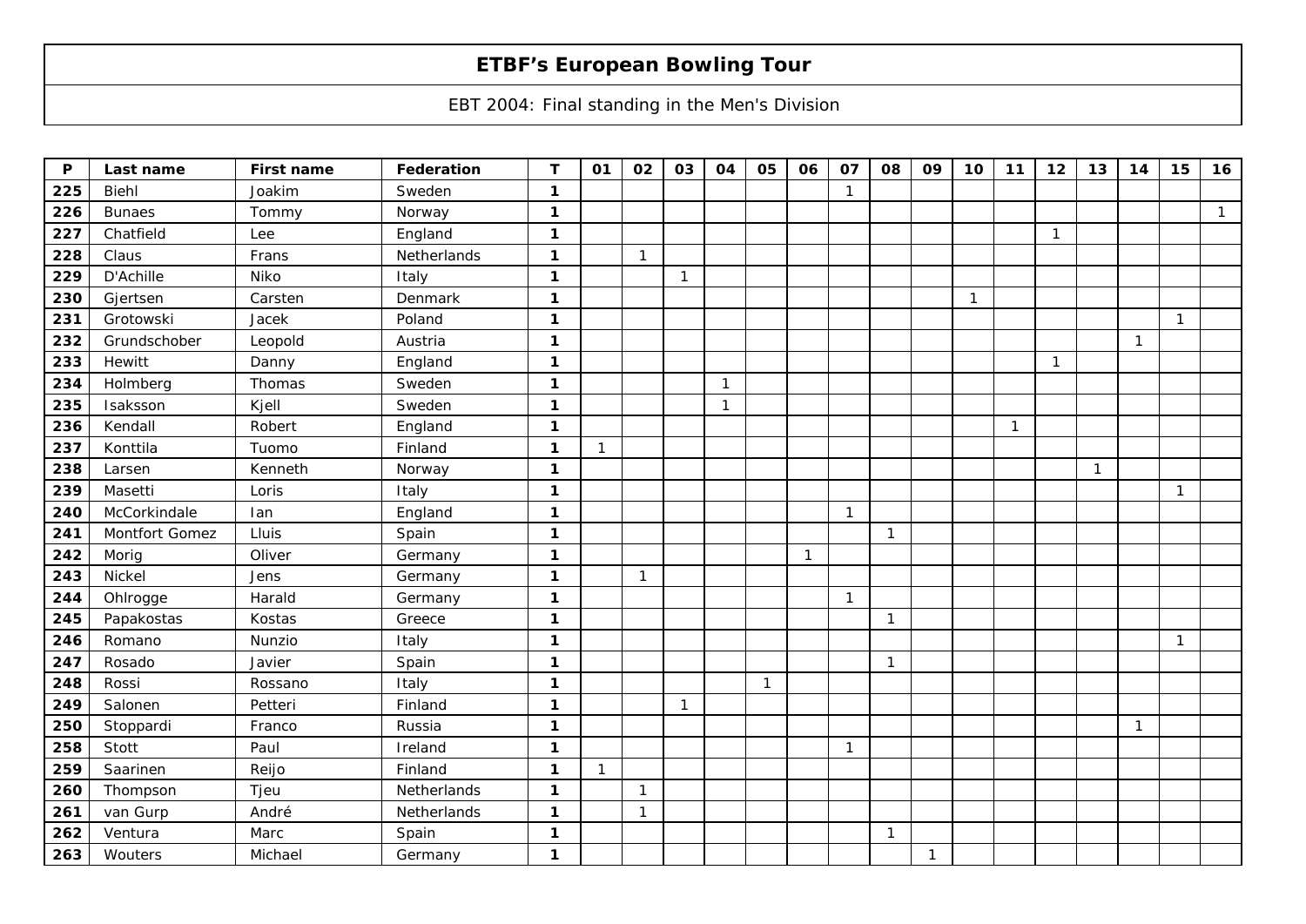# ETBF's European Bowling Tour

EBT 2004: Final standing in the Men's Division

| P | Last name | First name | Federation | T | 01 | 02 | 03 | 04 | 05 | 06 | 07 | 08 | 09 | 10 | 11 | 12 | 13 | 14 | 15 | 16 |
|---|---|---|---|---|---|---|---|---|---|---|---|---|---|---|---|---|---|---|---|---|
| 225 | Biehl | Joakim | Sweden | 1 | | | | | | | 1 | | | | | | | | | |
| 226 | Bunaes | Tommy | Norway | 1 | | | | | | | | | | | | | | | | 1 |
| 227 | Chatfield | Lee | England | 1 | | | | | | | | | | | | 1 | | | | |
| 228 | Claus | Frans | Netherlands | 1 | | 1 | | | | | | | | | | | | | | |
| 229 | D'Achille | Niko | Italy | 1 | | | 1 | | | | | | | | | | | | | |
| 230 | Gjertsen | Carsten | Denmark | 1 | | | | | | | | | | 1 | | | | | | |
| 231 | Grotowski | Jacek | Poland | 1 | | | | | | | | | | | | | | | 1 | |
| 232 | Grundschober | Leopold | Austria | 1 | | | | | | | | | | | | | | 1 | | |
| 233 | Hewitt | Danny | England | 1 | | | | | | | | | | | | 1 | | | | |
| 234 | Holmberg | Thomas | Sweden | 1 | | | | 1 | | | | | | | | | | | | |
| 235 | Isaksson | Kjell | Sweden | 1 | | | | 1 | | | | | | | | | | | | |
| 236 | Kendall | Robert | England | 1 | | | | | | | | | | | 1 | | | | | |
| 237 | Konttila | Tuomo | Finland | 1 | 1 | | | | | | | | | | | | | | | |
| 238 | Larsen | Kenneth | Norway | 1 | | | | | | | | | | | | | 1 | | | |
| 239 | Masetti | Loris | Italy | 1 | | | | | | | | | | | | | | | 1 | |
| 240 | McCorkindale | Ian | England | 1 | | | | | | | 1 | | | | | | | | | |
| 241 | Montfort Gomez | Lluis | Spain | 1 | | | | | | | | 1 | | | | | | | | |
| 242 | Morig | Oliver | Germany | 1 | | | | | | 1 | | | | | | | | | | |
| 243 | Nickel | Jens | Germany | 1 | | 1 | | | | | | | | | | | | | | |
| 244 | Ohlrogge | Harald | Germany | 1 | | | | | | | 1 | | | | | | | | | |
| 245 | Papakostas | Kostas | Greece | 1 | | | | | | | | 1 | | | | | | | | |
| 246 | Romano | Nunzio | Italy | 1 | | | | | | | | | | | | | | | 1 | |
| 247 | Rosado | Javier | Spain | 1 | | | | | | | | 1 | | | | | | | | |
| 248 | Rossi | Rossano | Italy | 1 | | | | | 1 | | | | | | | | | | | |
| 249 | Salonen | Petteri | Finland | 1 | | | 1 | | | | | | | | | | | | | |
| 250 | Stoppardi | Franco | Russia | 1 | | | | | | | | | | | | | | 1 | | |
| 258 | Stott | Paul | Ireland | 1 | | | | | | | 1 | | | | | | | | | |
| 259 | Saarinen | Reijo | Finland | 1 | 1 | | | | | | | | | | | | | | | |
| 260 | Thompson | Tjeu | Netherlands | 1 | | 1 | | | | | | | | | | | | | | |
| 261 | van Gurp | André | Netherlands | 1 | | 1 | | | | | | | | | | | | | | |
| 262 | Ventura | Marc | Spain | 1 | | | | | | | | 1 | | | | | | | | |
| 263 | Wouters | Michael | Germany | 1 | | | | | | | | | 1 | | | | | | | |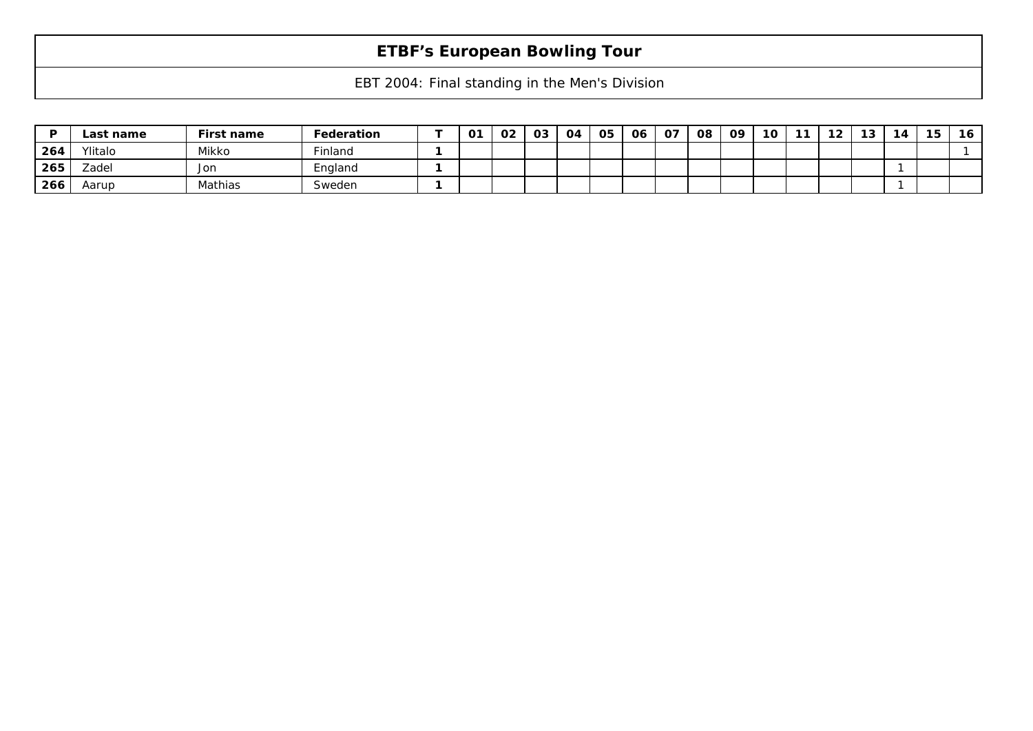# ETBF's European Bowling Tour

EBT 2004: Final standing in the Men's Division

| P | Last name | First name | Federation | T | 01 | 02 | 03 | 04 | 05 | 06 | 07 | 08 | 09 | 10 | 11 | 12 | 13 | 14 | 15 | 16 |
|---|---|---|---|---|---|---|---|---|---|---|---|---|---|---|---|---|---|---|---|---|
| 264 | Ylitalo | Mikko | Finland | 1 | | | | | | | | | | | | | | | | 1 |
| 265 | Zadel | Jon | England | 1 | | | | | | | | | | | | | | 1 | | |
| 266 | Aarup | Mathias | Sweden | 1 | | | | | | | | | | | | | | 1 | | |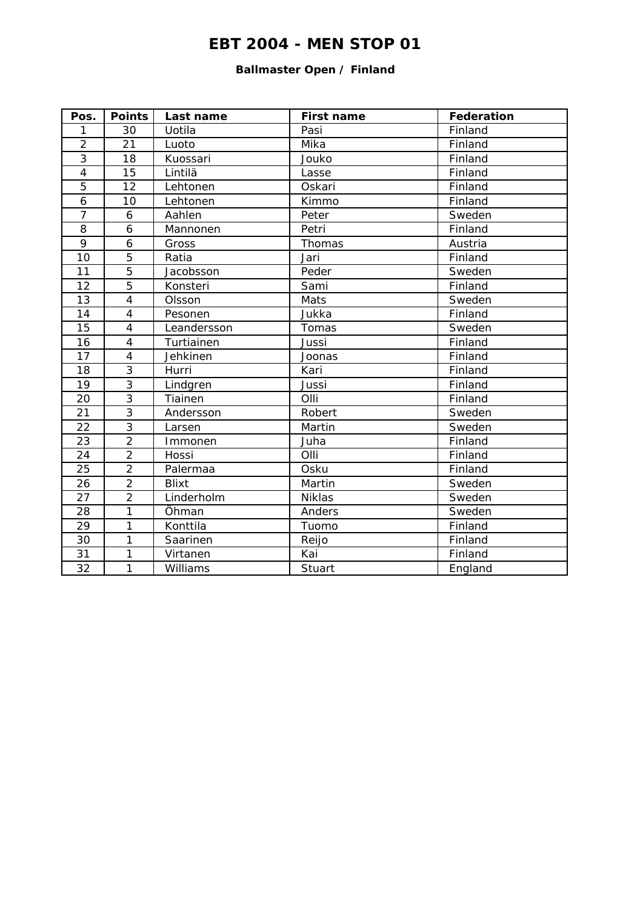# EBT 2004 - MEN STOP 01

### Ballmaster Open / Finland

| Pos. | Points | Last name | First name | Federation |
|---|---|---|---|---|
| 1 | 30 | Uotila | Pasi | Finland |
| 2 | 21 | Luoto | Mika | Finland |
| 3 | 18 | Kuossari | Jouko | Finland |
| 4 | 15 | Lintilä | Lasse | Finland |
| 5 | 12 | Lehtonen | Oskari | Finland |
| 6 | 10 | Lehtonen | Kimmo | Finland |
| 7 | 6 | Aahlen | Peter | Sweden |
| 8 | 6 | Mannonen | Petri | Finland |
| 9 | 6 | Gross | Thomas | Austria |
| 10 | 5 | Ratia | Jari | Finland |
| 11 | 5 | Jacobsson | Peder | Sweden |
| 12 | 5 | Konsteri | Sami | Finland |
| 13 | 4 | Olsson | Mats | Sweden |
| 14 | 4 | Pesonen | Jukka | Finland |
| 15 | 4 | Leandersson | Tomas | Sweden |
| 16 | 4 | Turtiainen | Jussi | Finland |
| 17 | 4 | Jehkinen | Joonas | Finland |
| 18 | 3 | Hurri | Kari | Finland |
| 19 | 3 | Lindgren | Jussi | Finland |
| 20 | 3 | Tiainen | Olli | Finland |
| 21 | 3 | Andersson | Robert | Sweden |
| 22 | 3 | Larsen | Martin | Sweden |
| 23 | 2 | Immonen | Juha | Finland |
| 24 | 2 | Hossi | Olli | Finland |
| 25 | 2 | Palermaa | Osku | Finland |
| 26 | 2 | Blixt | Martin | Sweden |
| 27 | 2 | Linderholm | Niklas | Sweden |
| 28 | 1 | Öhman | Anders | Sweden |
| 29 | 1 | Konttila | Tuomo | Finland |
| 30 | 1 | Saarinen | Reijo | Finland |
| 31 | 1 | Virtanen | Kai | Finland |
| 32 | 1 | Williams | Stuart | England |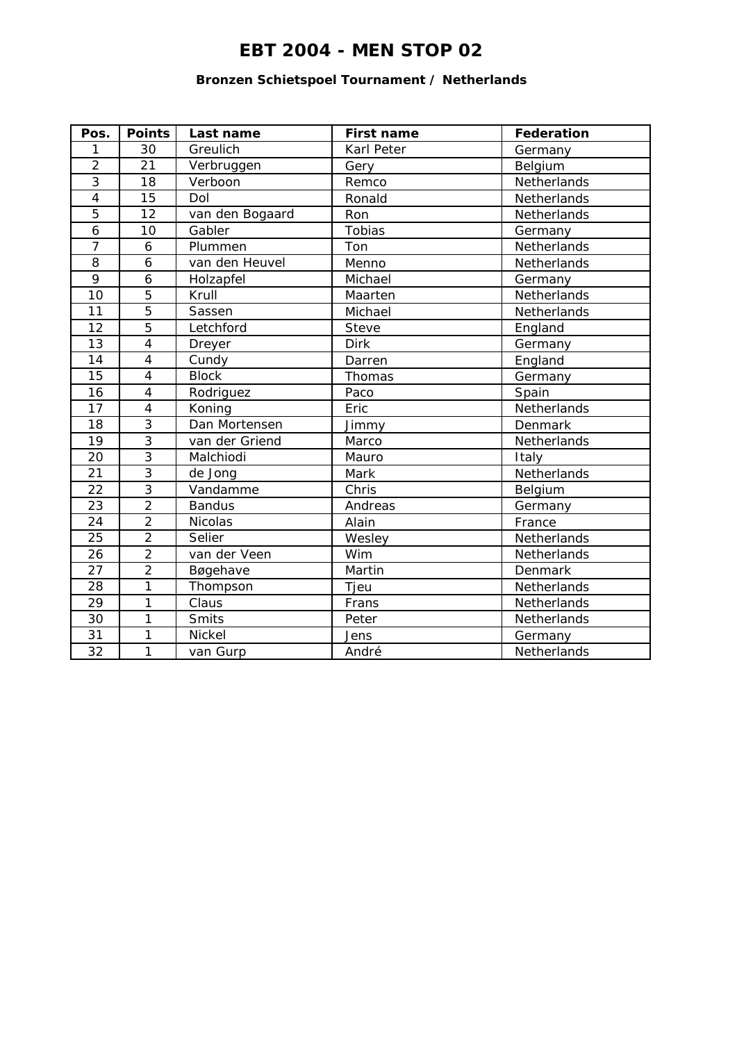# EBT 2004 - MEN STOP 02

### Bronzen Schietspoel Tournament / Netherlands

| Pos. | Points | Last name | First name | Federation |
|---|---|---|---|---|
| 1 | 30 | Greulich | Karl Peter | Germany |
| 2 | 21 | Verbruggen | Gery | Belgium |
| 3 | 18 | Verboon | Remco | Netherlands |
| 4 | 15 | Dol | Ronald | Netherlands |
| 5 | 12 | van den Bogaard | Ron | Netherlands |
| 6 | 10 | Gabler | Tobias | Germany |
| 7 | 6 | Plummen | Ton | Netherlands |
| 8 | 6 | van den Heuvel | Menno | Netherlands |
| 9 | 6 | Holzapfel | Michael | Germany |
| 10 | 5 | Krull | Maarten | Netherlands |
| 11 | 5 | Sassen | Michael | Netherlands |
| 12 | 5 | Letchford | Steve | England |
| 13 | 4 | Dreyer | Dirk | Germany |
| 14 | 4 | Cundy | Darren | England |
| 15 | 4 | Block | Thomas | Germany |
| 16 | 4 | Rodriguez | Paco | Spain |
| 17 | 4 | Koning | Eric | Netherlands |
| 18 | 3 | Dan Mortensen | Jimmy | Denmark |
| 19 | 3 | van der Griend | Marco | Netherlands |
| 20 | 3 | Malchiodi | Mauro | Italy |
| 21 | 3 | de Jong | Mark | Netherlands |
| 22 | 3 | Vandamme | Chris | Belgium |
| 23 | 2 | Bandus | Andreas | Germany |
| 24 | 2 | Nicolas | Alain | France |
| 25 | 2 | Selier | Wesley | Netherlands |
| 26 | 2 | van der Veen | Wim | Netherlands |
| 27 | 2 | Bøgehave | Martin | Denmark |
| 28 | 1 | Thompson | Tjeu | Netherlands |
| 29 | 1 | Claus | Frans | Netherlands |
| 30 | 1 | Smits | Peter | Netherlands |
| 31 | 1 | Nickel | Jens | Germany |
| 32 | 1 | van Gurp | André | Netherlands |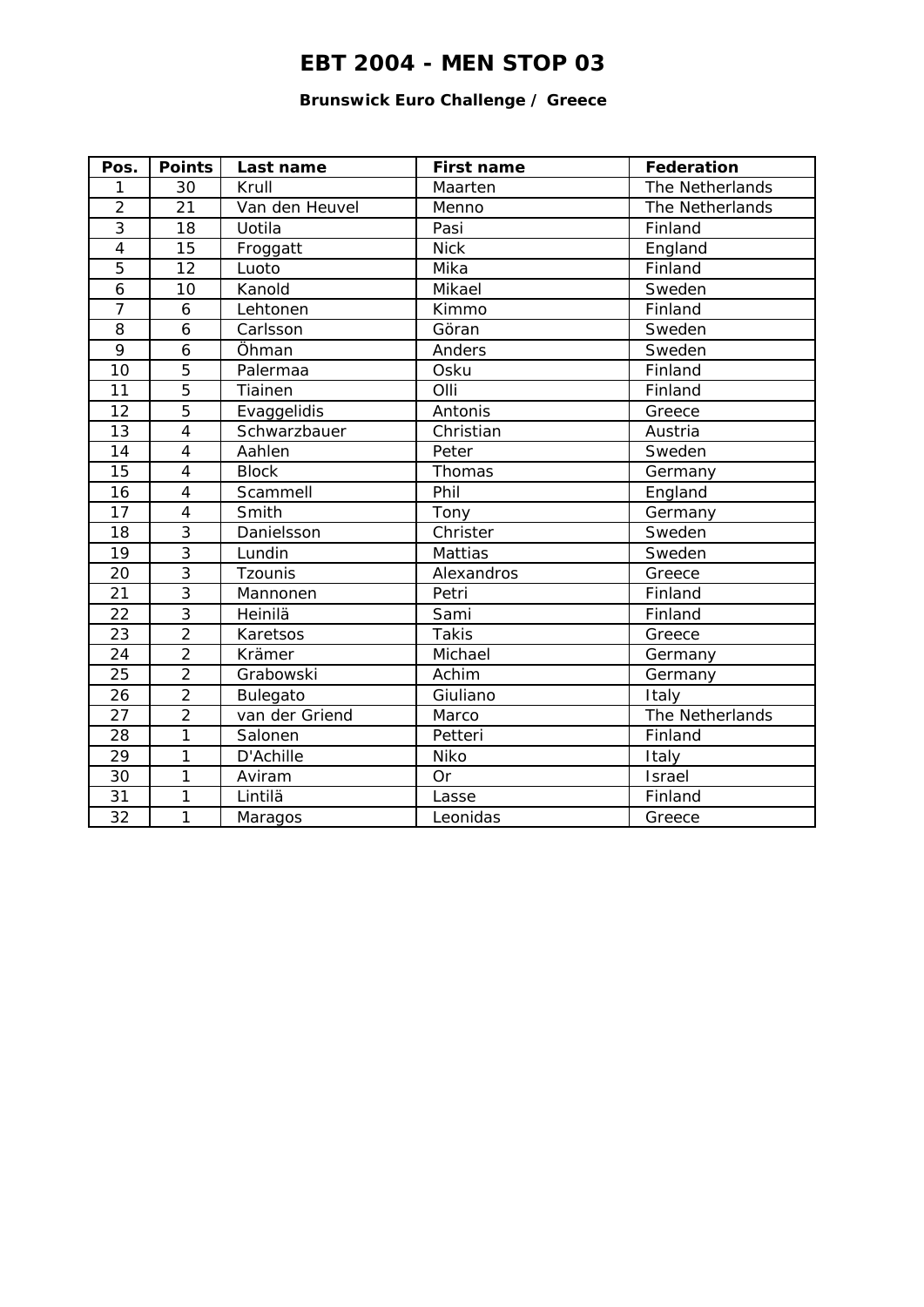# EBT 2004 - MEN STOP 03

**Brunswick Euro Challenge / Greece**

| Pos. | Points | Last name | First name | Federation |
|---|---|---|---|---|
| 1 | 30 | Krull | Maarten | The Netherlands |
| 2 | 21 | Van den Heuvel | Menno | The Netherlands |
| 3 | 18 | Uotila | Pasi | Finland |
| 4 | 15 | Froggatt | Nick | England |
| 5 | 12 | Luoto | Mika | Finland |
| 6 | 10 | Kanold | Mikael | Sweden |
| 7 | 6 | Lehtonen | Kimmo | Finland |
| 8 | 6 | Carlsson | Göran | Sweden |
| 9 | 6 | Öhman | Anders | Sweden |
| 10 | 5 | Palermaa | Osku | Finland |
| 11 | 5 | Tiainen | Olli | Finland |
| 12 | 5 | Evaggelidis | Antonis | Greece |
| 13 | 4 | Schwarzbauer | Christian | Austria |
| 14 | 4 | Aahlen | Peter | Sweden |
| 15 | 4 | Block | Thomas | Germany |
| 16 | 4 | Scammell | Phil | England |
| 17 | 4 | Smith | Tony | Germany |
| 18 | 3 | Danielsson | Christer | Sweden |
| 19 | 3 | Lundin | Mattias | Sweden |
| 20 | 3 | Tzounis | Alexandros | Greece |
| 21 | 3 | Mannonen | Petri | Finland |
| 22 | 3 | Heinilä | Sami | Finland |
| 23 | 2 | Karetsos | Takis | Greece |
| 24 | 2 | Krämer | Michael | Germany |
| 25 | 2 | Grabowski | Achim | Germany |
| 26 | 2 | Bulegato | Giuliano | Italy |
| 27 | 2 | van der Griend | Marco | The Netherlands |
| 28 | 1 | Salonen | Petteri | Finland |
| 29 | 1 | D'Achille | Niko | Italy |
| 30 | 1 | Aviram | Or | Israel |
| 31 | 1 | Lintilä | Lasse | Finland |
| 32 | 1 | Maragos | Leonidas | Greece |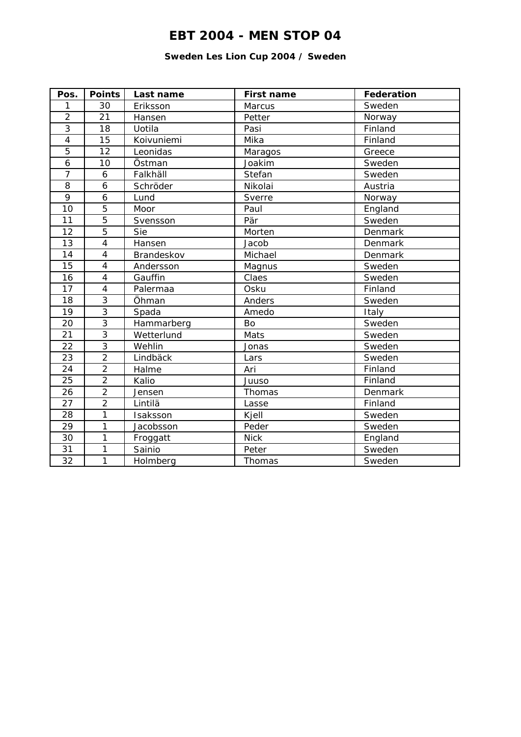# EBT 2004 - MEN STOP 04

### Sweden Les Lion Cup 2004 / Sweden

| Pos. | Points | Last name | First name | Federation |
|---|---|---|---|---|
| 1 | 30 | Eriksson | Marcus | Sweden |
| 2 | 21 | Hansen | Petter | Norway |
| 3 | 18 | Uotila | Pasi | Finland |
| 4 | 15 | Koivuniemi | Mika | Finland |
| 5 | 12 | Leonidas | Maragos | Greece |
| 6 | 10 | Östman | Joakim | Sweden |
| 7 | 6 | Falkhäll | Stefan | Sweden |
| 8 | 6 | Schröder | Nikolai | Austria |
| 9 | 6 | Lund | Sverre | Norway |
| 10 | 5 | Moor | Paul | England |
| 11 | 5 | Svensson | Pär | Sweden |
| 12 | 5 | Sie | Morten | Denmark |
| 13 | 4 | Hansen | Jacob | Denmark |
| 14 | 4 | Brandeskov | Michael | Denmark |
| 15 | 4 | Andersson | Magnus | Sweden |
| 16 | 4 | Gauffin | Claes | Sweden |
| 17 | 4 | Palermaa | Osku | Finland |
| 18 | 3 | Öhman | Anders | Sweden |
| 19 | 3 | Spada | Amedo | Italy |
| 20 | 3 | Hammarberg | Bo | Sweden |
| 21 | 3 | Wetterlund | Mats | Sweden |
| 22 | 3 | Wehlin | Jonas | Sweden |
| 23 | 2 | Lindbäck | Lars | Sweden |
| 24 | 2 | Halme | Ari | Finland |
| 25 | 2 | Kalio | Juuso | Finland |
| 26 | 2 | Jensen | Thomas | Denmark |
| 27 | 2 | Lintilä | Lasse | Finland |
| 28 | 1 | Isaksson | Kjell | Sweden |
| 29 | 1 | Jacobsson | Peder | Sweden |
| 30 | 1 | Froggatt | Nick | England |
| 31 | 1 | Sainio | Peter | Sweden |
| 32 | 1 | Holmberg | Thomas | Sweden |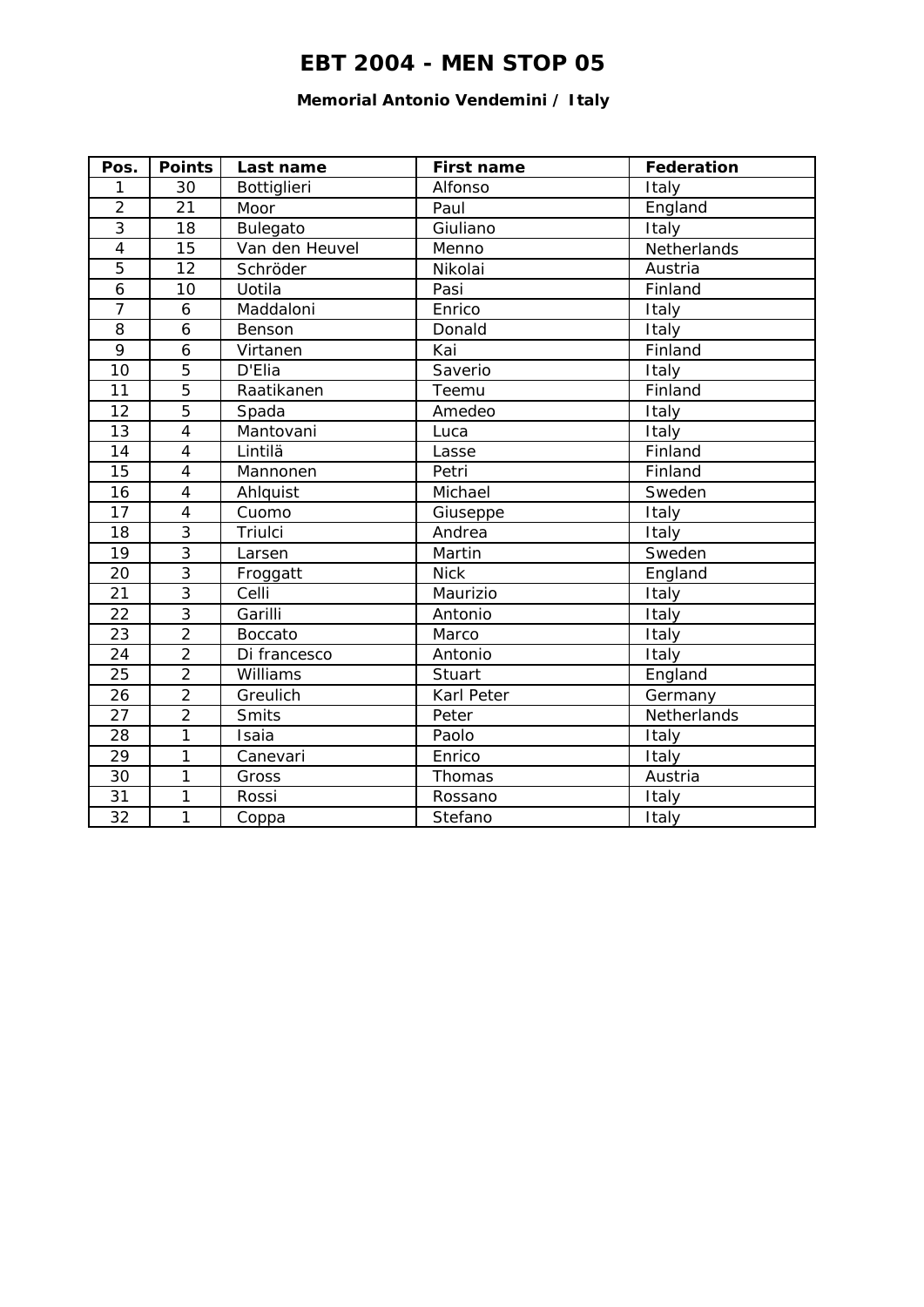# EBT 2004 - MEN STOP 05

**Memorial Antonio Vendemini / Italy**

| Pos. | Points | Last name | First name | Federation |
|---|---|---|---|---|
| 1 | 30 | Bottiglieri | Alfonso | Italy |
| 2 | 21 | Moor | Paul | England |
| 3 | 18 | Bulegato | Giuliano | Italy |
| 4 | 15 | Van den Heuvel | Menno | Netherlands |
| 5 | 12 | Schröder | Nikolai | Austria |
| 6 | 10 | Uotila | Pasi | Finland |
| 7 | 6 | Maddaloni | Enrico | Italy |
| 8 | 6 | Benson | Donald | Italy |
| 9 | 6 | Virtanen | Kai | Finland |
| 10 | 5 | D'Elia | Saverio | Italy |
| 11 | 5 | Raatikanen | Teemu | Finland |
| 12 | 5 | Spada | Amedeo | Italy |
| 13 | 4 | Mantovani | Luca | Italy |
| 14 | 4 | Lintilä | Lasse | Finland |
| 15 | 4 | Mannonen | Petri | Finland |
| 16 | 4 | Ahlquist | Michael | Sweden |
| 17 | 4 | Cuomo | Giuseppe | Italy |
| 18 | 3 | Triulci | Andrea | Italy |
| 19 | 3 | Larsen | Martin | Sweden |
| 20 | 3 | Froggatt | Nick | England |
| 21 | 3 | Celli | Maurizio | Italy |
| 22 | 3 | Garilli | Antonio | Italy |
| 23 | 2 | Boccato | Marco | Italy |
| 24 | 2 | Di francesco | Antonio | Italy |
| 25 | 2 | Williams | Stuart | England |
| 26 | 2 | Greulich | Karl Peter | Germany |
| 27 | 2 | Smits | Peter | Netherlands |
| 28 | 1 | Isaia | Paolo | Italy |
| 29 | 1 | Canevari | Enrico | Italy |
| 30 | 1 | Gross | Thomas | Austria |
| 31 | 1 | Rossi | Rossano | Italy |
| 32 | 1 | Coppa | Stefano | Italy |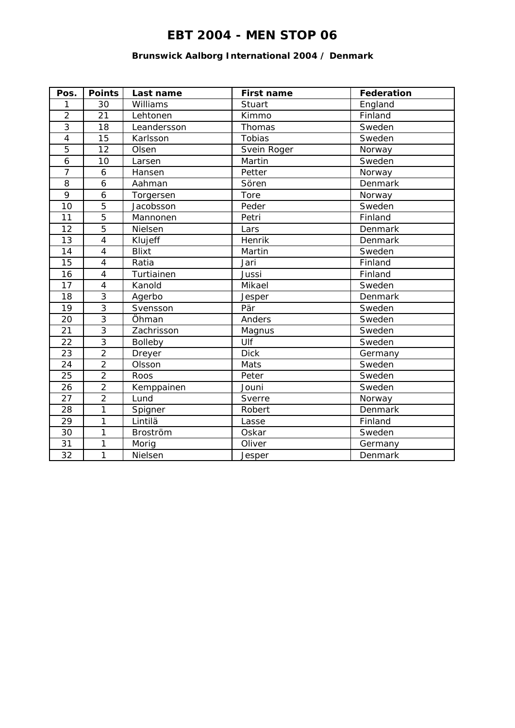# EBT 2004 - MEN STOP 06

### Brunswick Aalborg International 2004 / Denmark

| Pos. | Points | Last name | First name | Federation |
|---|---|---|---|---|
| 1 | 30 | Williams | Stuart | England |
| 2 | 21 | Lehtonen | Kimmo | Finland |
| 3 | 18 | Leandersson | Thomas | Sweden |
| 4 | 15 | Karlsson | Tobias | Sweden |
| 5 | 12 | Olsen | Svein Roger | Norway |
| 6 | 10 | Larsen | Martin | Sweden |
| 7 | 6 | Hansen | Petter | Norway |
| 8 | 6 | Aahman | Sören | Denmark |
| 9 | 6 | Torgersen | Tore | Norway |
| 10 | 5 | Jacobsson | Peder | Sweden |
| 11 | 5 | Mannonen | Petri | Finland |
| 12 | 5 | Nielsen | Lars | Denmark |
| 13 | 4 | Klujeff | Henrik | Denmark |
| 14 | 4 | Blixt | Martin | Sweden |
| 15 | 4 | Ratia | Jari | Finland |
| 16 | 4 | Turtiainen | Jussi | Finland |
| 17 | 4 | Kanold | Mikael | Sweden |
| 18 | 3 | Agerbo | Jesper | Denmark |
| 19 | 3 | Svensson | Pär | Sweden |
| 20 | 3 | Öhman | Anders | Sweden |
| 21 | 3 | Zachrisson | Magnus | Sweden |
| 22 | 3 | Bolleby | Ulf | Sweden |
| 23 | 2 | Dreyer | Dick | Germany |
| 24 | 2 | Olsson | Mats | Sweden |
| 25 | 2 | Roos | Peter | Sweden |
| 26 | 2 | Kemppainen | Jouni | Sweden |
| 27 | 2 | Lund | Sverre | Norway |
| 28 | 1 | Spigner | Robert | Denmark |
| 29 | 1 | Lintilä | Lasse | Finland |
| 30 | 1 | Broström | Oskar | Sweden |
| 31 | 1 | Morig | Oliver | Germany |
| 32 | 1 | Nielsen | Jesper | Denmark |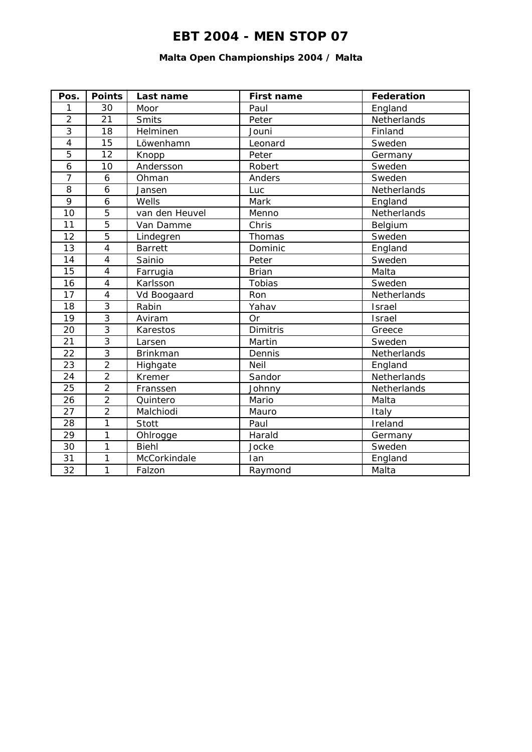# EBT 2004 - MEN STOP 07

### Malta Open Championships 2004 / Malta

| Pos. | Points | Last name | First name | Federation |
|---|---|---|---|---|
| 1 | 30 | Moor | Paul | England |
| 2 | 21 | Smits | Peter | Netherlands |
| 3 | 18 | Helminen | Jouni | Finland |
| 4 | 15 | Löwenhamn | Leonard | Sweden |
| 5 | 12 | Knopp | Peter | Germany |
| 6 | 10 | Andersson | Robert | Sweden |
| 7 | 6 | Ohman | Anders | Sweden |
| 8 | 6 | Jansen | Luc | Netherlands |
| 9 | 6 | Wells | Mark | England |
| 10 | 5 | van den Heuvel | Menno | Netherlands |
| 11 | 5 | Van Damme | Chris | Belgium |
| 12 | 5 | Lindegren | Thomas | Sweden |
| 13 | 4 | Barrett | Dominic | England |
| 14 | 4 | Sainio | Peter | Sweden |
| 15 | 4 | Farrugia | Brian | Malta |
| 16 | 4 | Karlsson | Tobias | Sweden |
| 17 | 4 | Vd Boogaard | Ron | Netherlands |
| 18 | 3 | Rabin | Yahav | Israel |
| 19 | 3 | Aviram | Or | Israel |
| 20 | 3 | Karestos | Dimitris | Greece |
| 21 | 3 | Larsen | Martin | Sweden |
| 22 | 3 | Brinkman | Dennis | Netherlands |
| 23 | 2 | Highgate | Neil | England |
| 24 | 2 | Kremer | Sandor | Netherlands |
| 25 | 2 | Franssen | Johnny | Netherlands |
| 26 | 2 | Quintero | Mario | Malta |
| 27 | 2 | Malchiodi | Mauro | Italy |
| 28 | 1 | Stott | Paul | Ireland |
| 29 | 1 | Ohlrogge | Harald | Germany |
| 30 | 1 | Biehl | Jocke | Sweden |
| 31 | 1 | McCorkindale | Ian | England |
| 32 | 1 | Falzon | Raymond | Malta |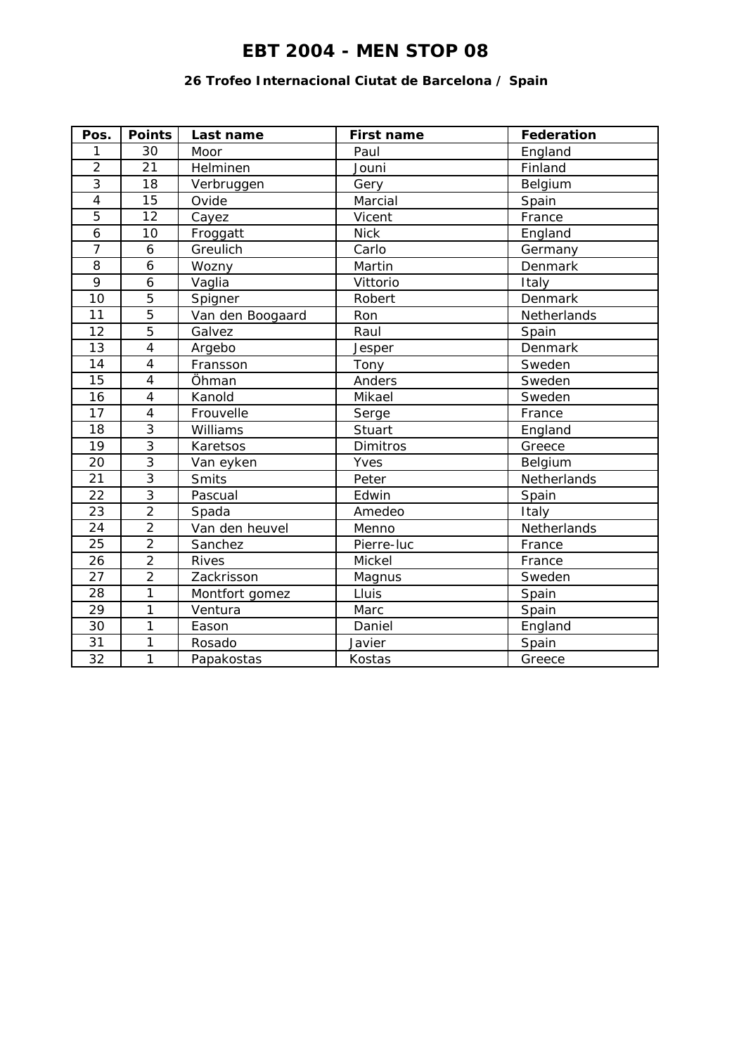# EBT 2004 - MEN STOP 08

### 26 Trofeo Internacional Ciutat de Barcelona / Spain

| Pos. | Points | Last name | First name | Federation |
|---|---|---|---|---|
| 1 | 30 | Moor | Paul | England |
| 2 | 21 | Helminen | Jouni | Finland |
| 3 | 18 | Verbruggen | Gery | Belgium |
| 4 | 15 | Ovide | Marcial | Spain |
| 5 | 12 | Cayez | Vicent | France |
| 6 | 10 | Froggatt | Nick | England |
| 7 | 6 | Greulich | Carlo | Germany |
| 8 | 6 | Wozny | Martin | Denmark |
| 9 | 6 | Vaglia | Vittorio | Italy |
| 10 | 5 | Spigner | Robert | Denmark |
| 11 | 5 | Van den Boogaard | Ron | Netherlands |
| 12 | 5 | Galvez | Raul | Spain |
| 13 | 4 | Argebo | Jesper | Denmark |
| 14 | 4 | Fransson | Tony | Sweden |
| 15 | 4 | Öhman | Anders | Sweden |
| 16 | 4 | Kanold | Mikael | Sweden |
| 17 | 4 | Frouvelle | Serge | France |
| 18 | 3 | Williams | Stuart | England |
| 19 | 3 | Karetsos | Dimitros | Greece |
| 20 | 3 | Van eyken | Yves | Belgium |
| 21 | 3 | Smits | Peter | Netherlands |
| 22 | 3 | Pascual | Edwin | Spain |
| 23 | 2 | Spada | Amedeo | Italy |
| 24 | 2 | Van den heuvel | Menno | Netherlands |
| 25 | 2 | Sanchez | Pierre-luc | France |
| 26 | 2 | Rives | Mickel | France |
| 27 | 2 | Zackrisson | Magnus | Sweden |
| 28 | 1 | Montfort gomez | Lluis | Spain |
| 29 | 1 | Ventura | Marc | Spain |
| 30 | 1 | Eason | Daniel | England |
| 31 | 1 | Rosado | Javier | Spain |
| 32 | 1 | Papakostas | Kostas | Greece |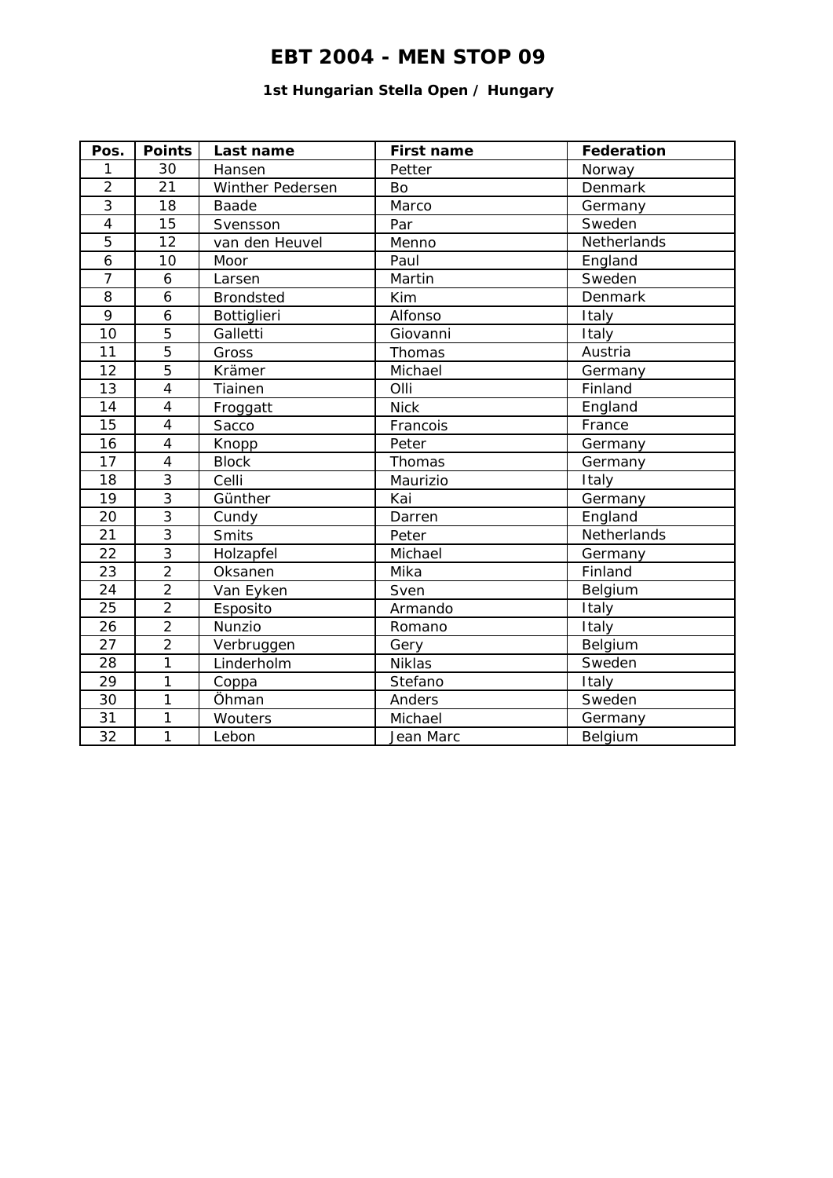# EBT 2004 - MEN STOP 09

### 1st Hungarian Stella Open / Hungary

| Pos. | Points | Last name | First name | Federation |
|---|---|---|---|---|
| 1 | 30 | Hansen | Petter | Norway |
| 2 | 21 | Winther Pedersen | Bo | Denmark |
| 3 | 18 | Baade | Marco | Germany |
| 4 | 15 | Svensson | Par | Sweden |
| 5 | 12 | van den Heuvel | Menno | Netherlands |
| 6 | 10 | Moor | Paul | England |
| 7 | 6 | Larsen | Martin | Sweden |
| 8 | 6 | Brondsted | Kim | Denmark |
| 9 | 6 | Bottiglieri | Alfonso | Italy |
| 10 | 5 | Galletti | Giovanni | Italy |
| 11 | 5 | Gross | Thomas | Austria |
| 12 | 5 | Krämer | Michael | Germany |
| 13 | 4 | Tiainen | Olli | Finland |
| 14 | 4 | Froggatt | Nick | England |
| 15 | 4 | Sacco | Francois | France |
| 16 | 4 | Knopp | Peter | Germany |
| 17 | 4 | Block | Thomas | Germany |
| 18 | 3 | Celli | Maurizio | Italy |
| 19 | 3 | Günther | Kai | Germany |
| 20 | 3 | Cundy | Darren | England |
| 21 | 3 | Smits | Peter | Netherlands |
| 22 | 3 | Holzapfel | Michael | Germany |
| 23 | 2 | Oksanen | Mika | Finland |
| 24 | 2 | Van Eyken | Sven | Belgium |
| 25 | 2 | Esposito | Armando | Italy |
| 26 | 2 | Nunzio | Romano | Italy |
| 27 | 2 | Verbruggen | Gery | Belgium |
| 28 | 1 | Linderholm | Niklas | Sweden |
| 29 | 1 | Coppa | Stefano | Italy |
| 30 | 1 | Öhman | Anders | Sweden |
| 31 | 1 | Wouters | Michael | Germany |
| 32 | 1 | Lebon | Jean Marc | Belgium |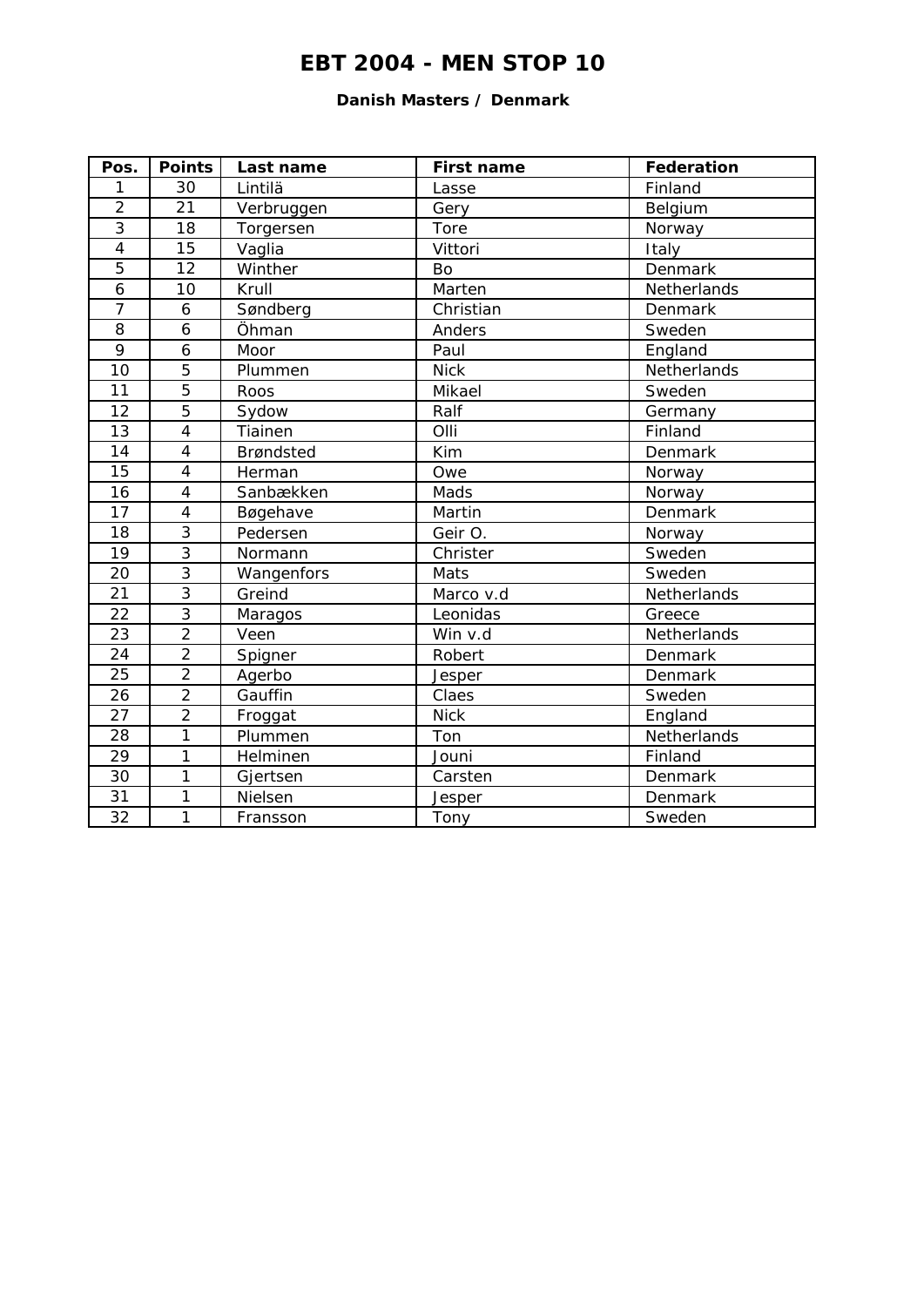# EBT 2004 - MEN STOP 10

### Danish Masters / Denmark

| Pos. | Points | Last name | First name | Federation |
|---|---|---|---|---|
| 1 | 30 | Lintilä | Lasse | Finland |
| 2 | 21 | Verbruggen | Gery | Belgium |
| 3 | 18 | Torgersen | Tore | Norway |
| 4 | 15 | Vaglia | Vittori | Italy |
| 5 | 12 | Winther | Bo | Denmark |
| 6 | 10 | Krull | Marten | Netherlands |
| 7 | 6 | Søndberg | Christian | Denmark |
| 8 | 6 | Öhman | Anders | Sweden |
| 9 | 6 | Moor | Paul | England |
| 10 | 5 | Plummen | Nick | Netherlands |
| 11 | 5 | Roos | Mikael | Sweden |
| 12 | 5 | Sydow | Ralf | Germany |
| 13 | 4 | Tiainen | Olli | Finland |
| 14 | 4 | Brøndsted | Kim | Denmark |
| 15 | 4 | Herman | Owe | Norway |
| 16 | 4 | Sanbækken | Mads | Norway |
| 17 | 4 | Bøgehave | Martin | Denmark |
| 18 | 3 | Pedersen | Geir O. | Norway |
| 19 | 3 | Normann | Christer | Sweden |
| 20 | 3 | Wangenfors | Mats | Sweden |
| 21 | 3 | Greind | Marco v.d | Netherlands |
| 22 | 3 | Maragos | Leonidas | Greece |
| 23 | 2 | Veen | Win v.d | Netherlands |
| 24 | 2 | Spigner | Robert | Denmark |
| 25 | 2 | Agerbo | Jesper | Denmark |
| 26 | 2 | Gauffin | Claes | Sweden |
| 27 | 2 | Froggat | Nick | England |
| 28 | 1 | Plummen | Ton | Netherlands |
| 29 | 1 | Helminen | Jouni | Finland |
| 30 | 1 | Gjertsen | Carsten | Denmark |
| 31 | 1 | Nielsen | Jesper | Denmark |
| 32 | 1 | Fransson | Tony | Sweden |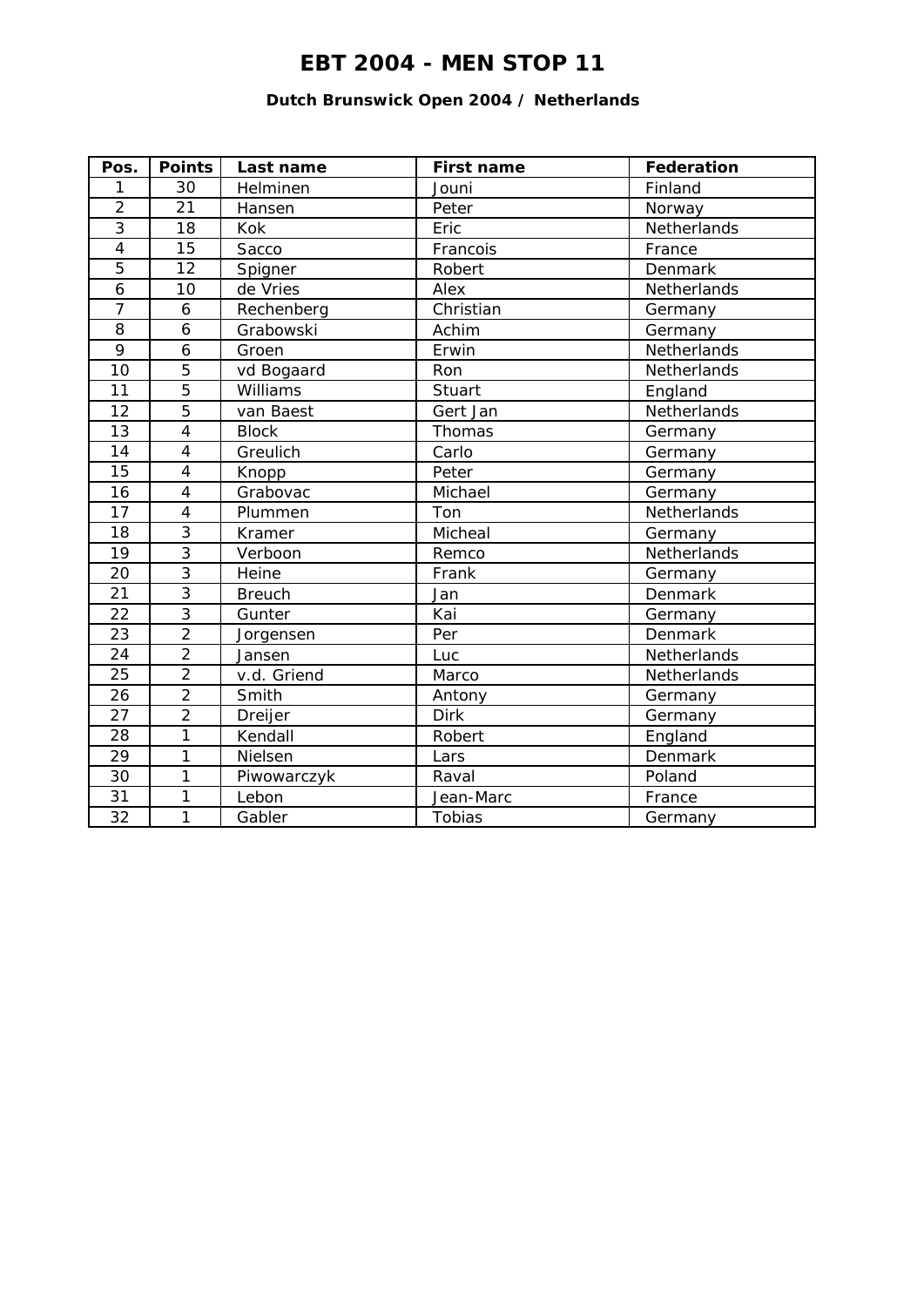# EBT 2004 - MEN STOP 11

### Dutch Brunswick Open 2004 / Netherlands

| Pos. | Points | Last name | First name | Federation |
|---|---|---|---|---|
| 1 | 30 | Helminen | Jouni | Finland |
| 2 | 21 | Hansen | Peter | Norway |
| 3 | 18 | Kok | Eric | Netherlands |
| 4 | 15 | Sacco | Francois | France |
| 5 | 12 | Spigner | Robert | Denmark |
| 6 | 10 | de Vries | Alex | Netherlands |
| 7 | 6 | Rechenberg | Christian | Germany |
| 8 | 6 | Grabowski | Achim | Germany |
| 9 | 6 | Groen | Erwin | Netherlands |
| 10 | 5 | vd Bogaard | Ron | Netherlands |
| 11 | 5 | Williams | Stuart | England |
| 12 | 5 | van Baest | Gert Jan | Netherlands |
| 13 | 4 | Block | Thomas | Germany |
| 14 | 4 | Greulich | Carlo | Germany |
| 15 | 4 | Knopp | Peter | Germany |
| 16 | 4 | Grabovac | Michael | Germany |
| 17 | 4 | Plummen | Ton | Netherlands |
| 18 | 3 | Kramer | Micheal | Germany |
| 19 | 3 | Verboon | Remco | Netherlands |
| 20 | 3 | Heine | Frank | Germany |
| 21 | 3 | Breuch | Jan | Denmark |
| 22 | 3 | Gunter | Kai | Germany |
| 23 | 2 | Jorgensen | Per | Denmark |
| 24 | 2 | Jansen | Luc | Netherlands |
| 25 | 2 | v.d. Griend | Marco | Netherlands |
| 26 | 2 | Smith | Antony | Germany |
| 27 | 2 | Dreijer | Dirk | Germany |
| 28 | 1 | Kendall | Robert | England |
| 29 | 1 | Nielsen | Lars | Denmark |
| 30 | 1 | Piwowarczyk | Raval | Poland |
| 31 | 1 | Lebon | Jean-Marc | France |
| 32 | 1 | Gabler | Tobias | Germany |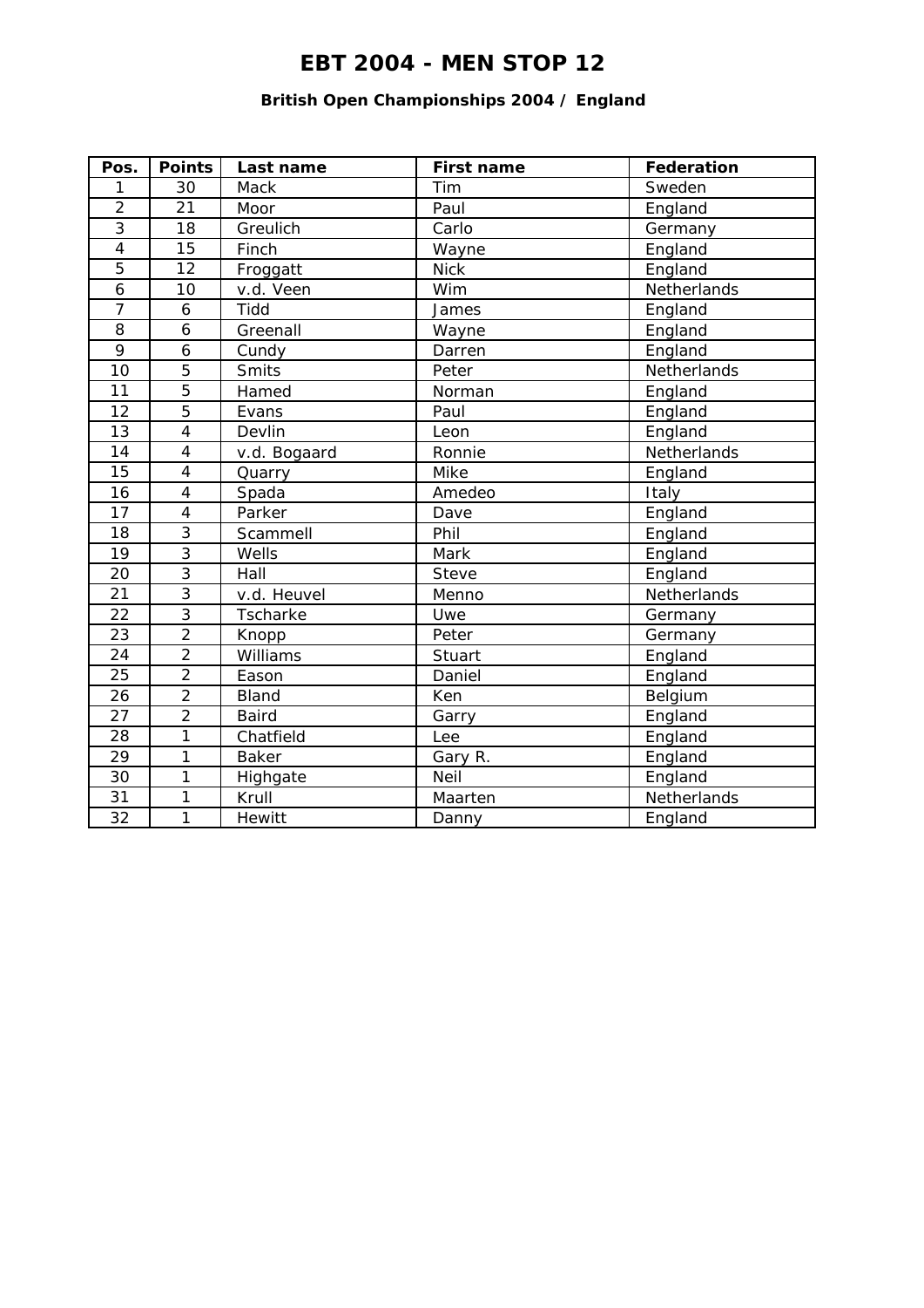# EBT 2004 - MEN STOP 12

### British Open Championships 2004 / England

| Pos. | Points | Last name | First name | Federation |
|---|---|---|---|---|
| 1 | 30 | Mack | Tim | Sweden |
| 2 | 21 | Moor | Paul | England |
| 3 | 18 | Greulich | Carlo | Germany |
| 4 | 15 | Finch | Wayne | England |
| 5 | 12 | Froggatt | Nick | England |
| 6 | 10 | v.d. Veen | Wim | Netherlands |
| 7 | 6 | Tidd | James | England |
| 8 | 6 | Greenall | Wayne | England |
| 9 | 6 | Cundy | Darren | England |
| 10 | 5 | Smits | Peter | Netherlands |
| 11 | 5 | Hamed | Norman | England |
| 12 | 5 | Evans | Paul | England |
| 13 | 4 | Devlin | Leon | England |
| 14 | 4 | v.d. Bogaard | Ronnie | Netherlands |
| 15 | 4 | Quarry | Mike | England |
| 16 | 4 | Spada | Amedeo | Italy |
| 17 | 4 | Parker | Dave | England |
| 18 | 3 | Scammell | Phil | England |
| 19 | 3 | Wells | Mark | England |
| 20 | 3 | Hall | Steve | England |
| 21 | 3 | v.d. Heuvel | Menno | Netherlands |
| 22 | 3 | Tscharke | Uwe | Germany |
| 23 | 2 | Knopp | Peter | Germany |
| 24 | 2 | Williams | Stuart | England |
| 25 | 2 | Eason | Daniel | England |
| 26 | 2 | Bland | Ken | Belgium |
| 27 | 2 | Baird | Garry | England |
| 28 | 1 | Chatfield | Lee | England |
| 29 | 1 | Baker | Gary R. | England |
| 30 | 1 | Highgate | Neil | England |
| 31 | 1 | Krull | Maarten | Netherlands |
| 32 | 1 | Hewitt | Danny | England |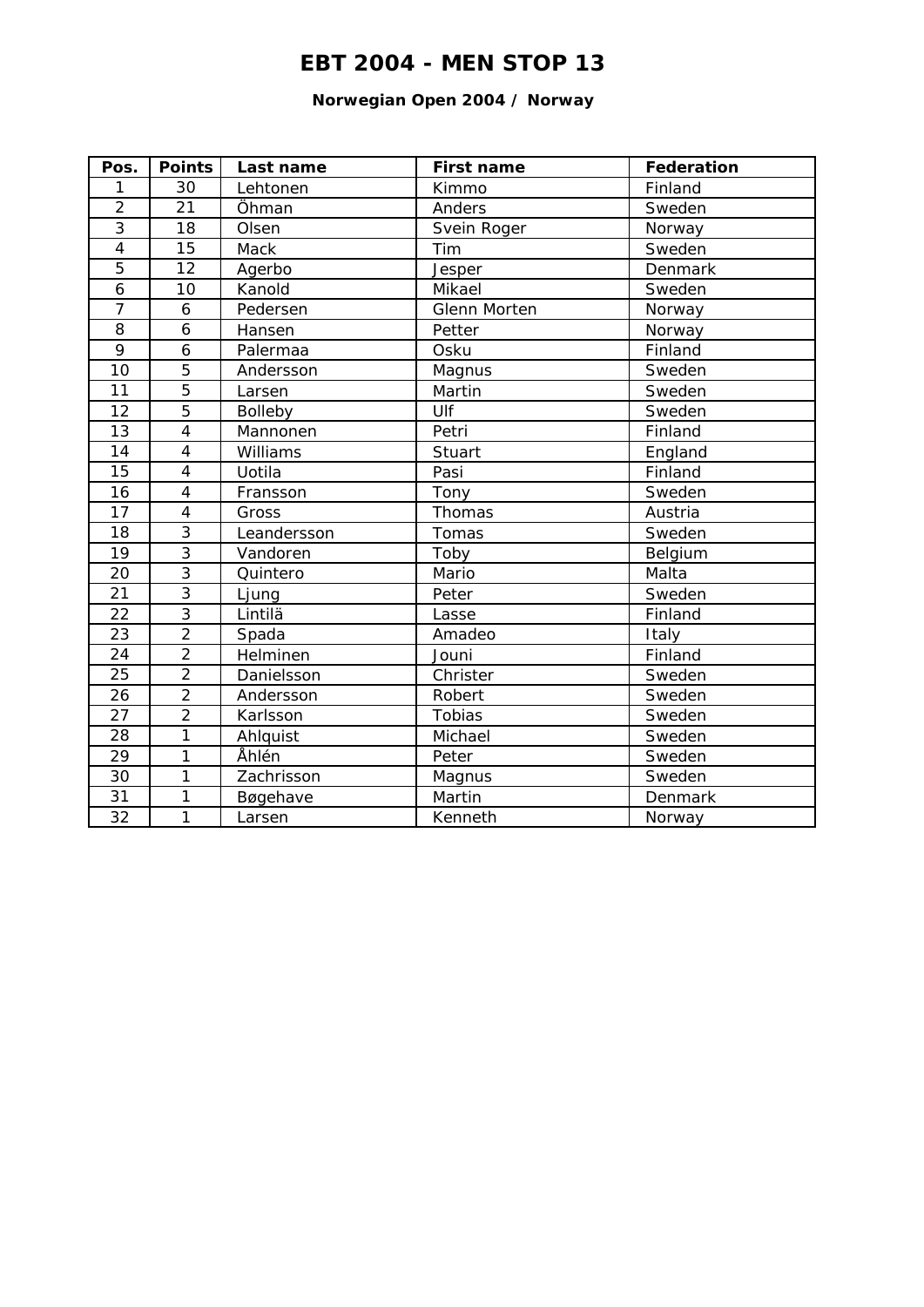# EBT 2004 - MEN STOP 13

### Norwegian Open 2004 / Norway

| Pos. | Points | Last name | First name | Federation |
|---|---|---|---|---|
| 1 | 30 | Lehtonen | Kimmo | Finland |
| 2 | 21 | Öhman | Anders | Sweden |
| 3 | 18 | Olsen | Svein Roger | Norway |
| 4 | 15 | Mack | Tim | Sweden |
| 5 | 12 | Agerbo | Jesper | Denmark |
| 6 | 10 | Kanold | Mikael | Sweden |
| 7 | 6 | Pedersen | Glenn Morten | Norway |
| 8 | 6 | Hansen | Petter | Norway |
| 9 | 6 | Palermaa | Osku | Finland |
| 10 | 5 | Andersson | Magnus | Sweden |
| 11 | 5 | Larsen | Martin | Sweden |
| 12 | 5 | Bolleby | Ulf | Sweden |
| 13 | 4 | Mannonen | Petri | Finland |
| 14 | 4 | Williams | Stuart | England |
| 15 | 4 | Uotila | Pasi | Finland |
| 16 | 4 | Fransson | Tony | Sweden |
| 17 | 4 | Gross | Thomas | Austria |
| 18 | 3 | Leandersson | Tomas | Sweden |
| 19 | 3 | Vandoren | Toby | Belgium |
| 20 | 3 | Quintero | Mario | Malta |
| 21 | 3 | Ljung | Peter | Sweden |
| 22 | 3 | Lintilä | Lasse | Finland |
| 23 | 2 | Spada | Amadeo | Italy |
| 24 | 2 | Helminen | Jouni | Finland |
| 25 | 2 | Danielsson | Christer | Sweden |
| 26 | 2 | Andersson | Robert | Sweden |
| 27 | 2 | Karlsson | Tobias | Sweden |
| 28 | 1 | Ahlquist | Michael | Sweden |
| 29 | 1 | Åhlén | Peter | Sweden |
| 30 | 1 | Zachrisson | Magnus | Sweden |
| 31 | 1 | Bøgehave | Martin | Denmark |
| 32 | 1 | Larsen | Kenneth | Norway |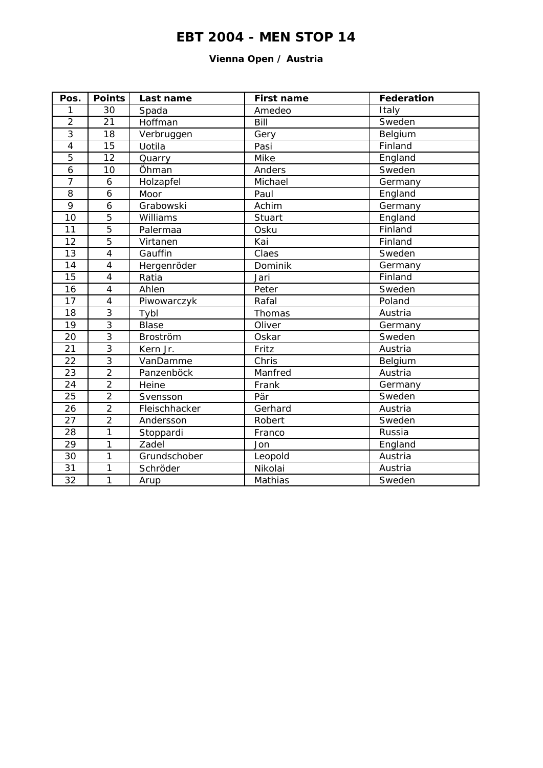# EBT 2004 - MEN STOP 14

### Vienna Open / Austria

| Pos. | Points | Last name | First name | Federation |
|---|---|---|---|---|
| 1 | 30 | Spada | Amedeo | Italy |
| 2 | 21 | Hoffman | Bill | Sweden |
| 3 | 18 | Verbruggen | Gery | Belgium |
| 4 | 15 | Uotila | Pasi | Finland |
| 5 | 12 | Quarry | Mike | England |
| 6 | 10 | Öhman | Anders | Sweden |
| 7 | 6 | Holzapfel | Michael | Germany |
| 8 | 6 | Moor | Paul | England |
| 9 | 6 | Grabowski | Achim | Germany |
| 10 | 5 | Williams | Stuart | England |
| 11 | 5 | Palermaa | Osku | Finland |
| 12 | 5 | Virtanen | Kai | Finland |
| 13 | 4 | Gauffin | Claes | Sweden |
| 14 | 4 | Hergenröder | Dominik | Germany |
| 15 | 4 | Ratia | Jari | Finland |
| 16 | 4 | Ahlen | Peter | Sweden |
| 17 | 4 | Piwowarczyk | Rafal | Poland |
| 18 | 3 | Tybl | Thomas | Austria |
| 19 | 3 | Blase | Oliver | Germany |
| 20 | 3 | Broström | Oskar | Sweden |
| 21 | 3 | Kern Jr. | Fritz | Austria |
| 22 | 3 | VanDamme | Chris | Belgium |
| 23 | 2 | Panzenböck | Manfred | Austria |
| 24 | 2 | Heine | Frank | Germany |
| 25 | 2 | Svensson | Pär | Sweden |
| 26 | 2 | Fleischhacker | Gerhard | Austria |
| 27 | 2 | Andersson | Robert | Sweden |
| 28 | 1 | Stoppardi | Franco | Russia |
| 29 | 1 | Zadel | Jon | England |
| 30 | 1 | Grundschober | Leopold | Austria |
| 31 | 1 | Schröder | Nikolai | Austria |
| 32 | 1 | Arup | Mathias | Sweden |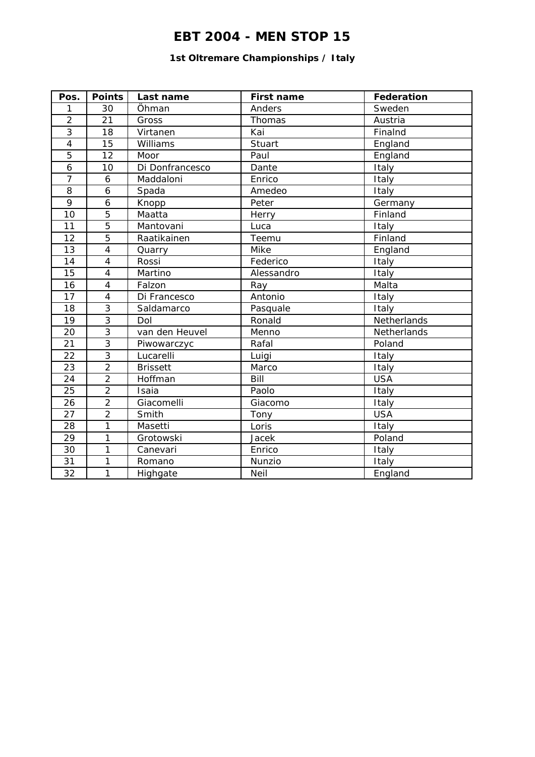# EBT 2004 - MEN STOP 15

### 1st Oltremare Championships / Italy

| Pos. | Points | Last name | First name | Federation |
|---|---|---|---|---|
| 1 | 30 | Öhman | Anders | Sweden |
| 2 | 21 | Gross | Thomas | Austria |
| 3 | 18 | Virtanen | Kai | Finalnd |
| 4 | 15 | Williams | Stuart | England |
| 5 | 12 | Moor | Paul | England |
| 6 | 10 | Di Donfrancesco | Dante | Italy |
| 7 | 6 | Maddaloni | Enrico | Italy |
| 8 | 6 | Spada | Amedeo | Italy |
| 9 | 6 | Knopp | Peter | Germany |
| 10 | 5 | Maatta | Herry | Finland |
| 11 | 5 | Mantovani | Luca | Italy |
| 12 | 5 | Raatikainen | Teemu | Finland |
| 13 | 4 | Quarry | Mike | England |
| 14 | 4 | Rossi | Federico | Italy |
| 15 | 4 | Martino | Alessandro | Italy |
| 16 | 4 | Falzon | Ray | Malta |
| 17 | 4 | Di Francesco | Antonio | Italy |
| 18 | 3 | Saldamarco | Pasquale | Italy |
| 19 | 3 | Dol | Ronald | Netherlands |
| 20 | 3 | van den Heuvel | Menno | Netherlands |
| 21 | 3 | Piwowarczyc | Rafal | Poland |
| 22 | 3 | Lucarelli | Luigi | Italy |
| 23 | 2 | Brissett | Marco | Italy |
| 24 | 2 | Hoffman | Bill | USA |
| 25 | 2 | Isaia | Paolo | Italy |
| 26 | 2 | Giacomelli | Giacomo | Italy |
| 27 | 2 | Smith | Tony | USA |
| 28 | 1 | Masetti | Loris | Italy |
| 29 | 1 | Grotowski | Jacek | Poland |
| 30 | 1 | Canevari | Enrico | Italy |
| 31 | 1 | Romano | Nunzio | Italy |
| 32 | 1 | Highgate | Neil | England |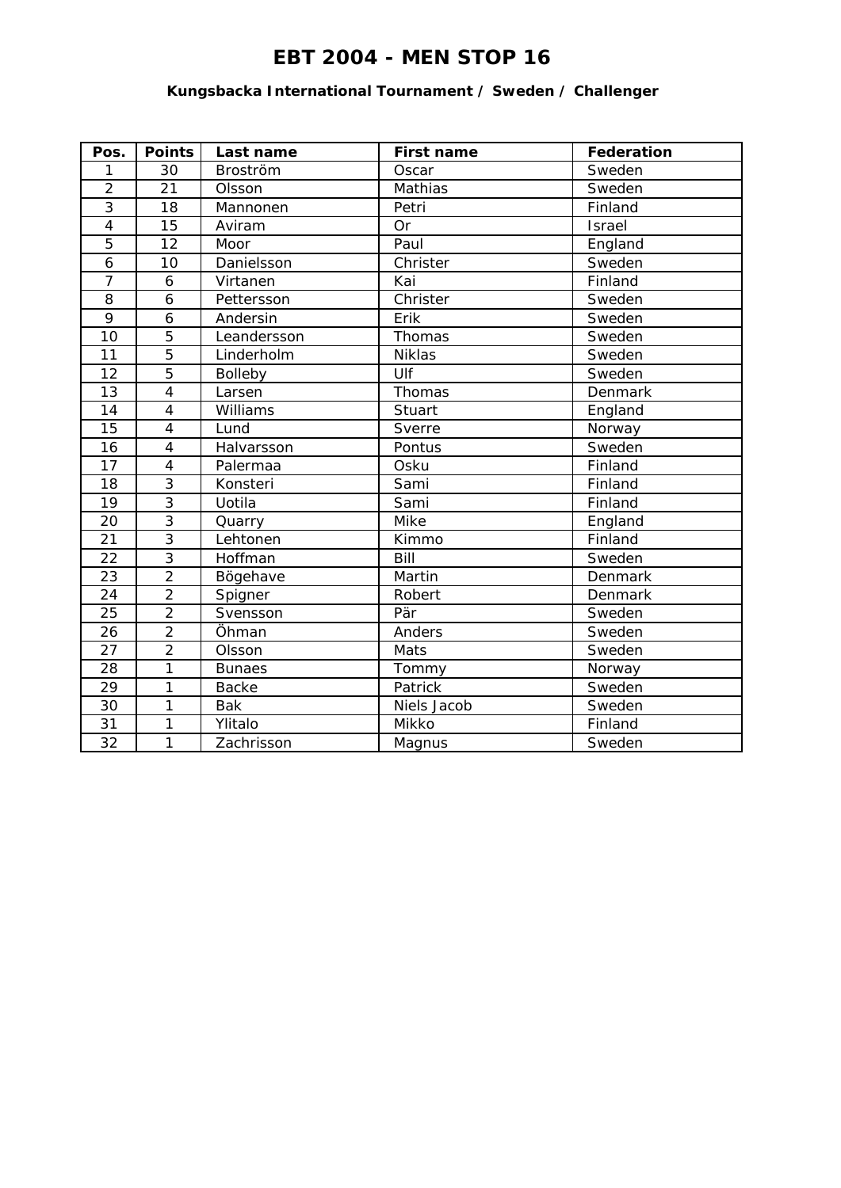# EBT 2004 - MEN STOP 16

**Kungsbacka International Tournament / Sweden / Challenger**

| Pos. | Points | Last name | First name | Federation |
|---|---|---|---|---|
| 1 | 30 | Broström | Oscar | Sweden |
| 2 | 21 | Olsson | Mathias | Sweden |
| 3 | 18 | Mannonen | Petri | Finland |
| 4 | 15 | Aviram | Or | Israel |
| 5 | 12 | Moor | Paul | England |
| 6 | 10 | Danielsson | Christer | Sweden |
| 7 | 6 | Virtanen | Kai | Finland |
| 8 | 6 | Pettersson | Christer | Sweden |
| 9 | 6 | Andersin | Erik | Sweden |
| 10 | 5 | Leandersson | Thomas | Sweden |
| 11 | 5 | Linderholm | Niklas | Sweden |
| 12 | 5 | Bolleby | Ulf | Sweden |
| 13 | 4 | Larsen | Thomas | Denmark |
| 14 | 4 | Williams | Stuart | England |
| 15 | 4 | Lund | Sverre | Norway |
| 16 | 4 | Halvarsson | Pontus | Sweden |
| 17 | 4 | Palermaa | Osku | Finland |
| 18 | 3 | Konsteri | Sami | Finland |
| 19 | 3 | Uotila | Sami | Finland |
| 20 | 3 | Quarry | Mike | England |
| 21 | 3 | Lehtonen | Kimmo | Finland |
| 22 | 3 | Hoffman | Bill | Sweden |
| 23 | 2 | Bögehave | Martin | Denmark |
| 24 | 2 | Spigner | Robert | Denmark |
| 25 | 2 | Svensson | Pär | Sweden |
| 26 | 2 | Öhman | Anders | Sweden |
| 27 | 2 | Olsson | Mats | Sweden |
| 28 | 1 | Bunaes | Tommy | Norway |
| 29 | 1 | Backe | Patrick | Sweden |
| 30 | 1 | Bak | Niels Jacob | Sweden |
| 31 | 1 | Ylitalo | Mikko | Finland |
| 32 | 1 | Zachrisson | Magnus | Sweden |